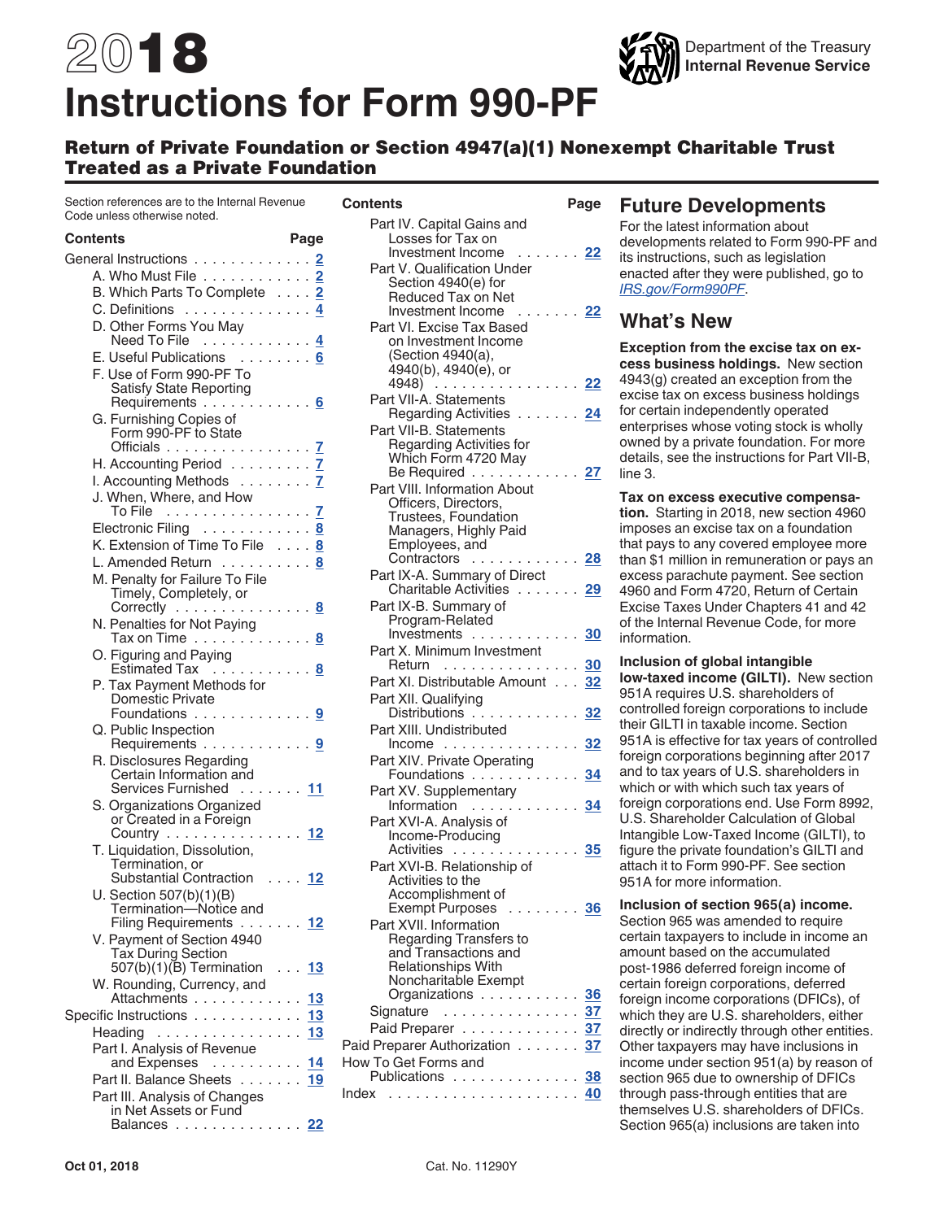# 2018 Instructions for Form 990-PF

Department of the Treasury
**Internal Revenue Service**

## Return of Private Foundation or Section 4947(a)(1) Nonexempt Charitable Trust Treated as a Private Foundation

Section references are to the Internal Revenue Code unless otherwise noted.

| Contents | Page |
|---|---|
| General Instructions | 2 |
| A. Who Must File | 2 |
| B. Which Parts To Complete | 2 |
| C. Definitions | 4 |
| D. Other Forms You May Need To File | 4 |
| E. Useful Publications | 6 |
| F. Use of Form 990-PF To Satisfy State Reporting Requirements | 6 |
| G. Furnishing Copies of Form 990-PF to State Officials | 7 |
| H. Accounting Period | 7 |
| I. Accounting Methods | 7 |
| J. When, Where, and How To File | 7 |
| Electronic Filing | 8 |
| K. Extension of Time To File | 8 |
| L. Amended Return | 8 |
| M. Penalty for Failure To File Timely, Completely, or Correctly | 8 |
| N. Penalties for Not Paying Tax on Time | 8 |
| O. Figuring and Paying Estimated Tax | 8 |
| P. Tax Payment Methods for Domestic Private Foundations | 9 |
| Q. Public Inspection Requirements | 9 |
| R. Disclosures Regarding Certain Information and Services Furnished | 11 |
| S. Organizations Organized or Created in a Foreign Country | 12 |
| T. Liquidation, Dissolution, Termination, or Substantial Contraction | 12 |
| U. Section 507(b)(1)(B) Termination—Notice and Filing Requirements | 12 |
| V. Payment of Section 4940 Tax During Section 507(b)(1)(B) Termination | 13 |
| W. Rounding, Currency, and Attachments | 13 |
| Specific Instructions | 13 |
| Heading | 13 |
| Part I. Analysis of Revenue and Expenses | 14 |
| Part II. Balance Sheets | 19 |
| Part III. Analysis of Changes in Net Assets or Fund Balances | 22 |
| Part IV. Capital Gains and Losses for Tax on Investment Income | 22 |
| Part V. Qualification Under Section 4940(e) for Reduced Tax on Net Investment Income | 22 |
| Part VI. Excise Tax Based on Investment Income (Section 4940(a), 4940(b), 4940(e), or 4948) | 22 |
| Part VII-A. Statements Regarding Activities | 24 |
| Part VII-B. Statements Regarding Activities for Which Form 4720 May Be Required | 27 |
| Part VIII. Information About Officers, Directors, Trustees, Foundation Managers, Highly Paid Employees, and Contractors | 28 |
| Part IX-A. Summary of Direct Charitable Activities | 29 |
| Part IX-B. Summary of Program-Related Investments | 30 |
| Part X. Minimum Investment Return | 30 |
| Part XI. Distributable Amount | 32 |
| Part XII. Qualifying Distributions | 32 |
| Part XIII. Undistributed Income | 32 |
| Part XIV. Private Operating Foundations | 34 |
| Part XV. Supplementary Information | 34 |
| Part XVI-A. Analysis of Income-Producing Activities | 35 |
| Part XVI-B. Relationship of Activities to the Accomplishment of Exempt Purposes | 36 |
| Part XVII. Information Regarding Transfers to and Transactions and Relationships With Noncharitable Exempt Organizations | 36 |
| Signature | 37 |
| Paid Preparer | 37 |
| Paid Preparer Authorization | 37 |
| How To Get Forms and Publications | 38 |
| Index | 40 |

## Future Developments

For the latest information about developments related to Form 990-PF and its instructions, such as legislation enacted after they were published, go to *IRS.gov/Form990PF*.

## What's New

**Exception from the excise tax on excess business holdings.** New section 4943(g) created an exception from the excise tax on excess business holdings for certain independently operated enterprises whose voting stock is wholly owned by a private foundation. For more details, see the instructions for Part VII-B, line 3.

**Tax on excess executive compensation.** Starting in 2018, new section 4960 imposes an excise tax on a foundation that pays to any covered employee more than $1 million in remuneration or pays an excess parachute payment. See section 4960 and Form 4720, Return of Certain Excise Taxes Under Chapters 41 and 42 of the Internal Revenue Code, for more information.

**Inclusion of global intangible low-taxed income (GILTI).** New section 951A requires U.S. shareholders of controlled foreign corporations to include their GILTI in taxable income. Section 951A is effective for tax years of controlled foreign corporations beginning after 2017 and to tax years of U.S. shareholders in which or with which such tax years of foreign corporations end. Use Form 8992, U.S. Shareholder Calculation of Global Intangible Low-Taxed Income (GILTI), to figure the private foundation's GILTI and attach it to Form 990-PF. See section 951A for more information.

**Inclusion of section 965(a) income.** Section 965 was amended to require certain taxpayers to include in income an amount based on the accumulated post-1986 deferred foreign income of certain foreign corporations, deferred foreign income corporations (DFICs), of which they are U.S. shareholders, either directly or indirectly through other entities. Other taxpayers may have inclusions in income under section 951(a) by reason of section 965 due to ownership of DFICs through pass-through entities that are themselves U.S. shareholders of DFICs. Section 965(a) inclusions are taken into

Oct 01, 2018 Cat. No. 11290Y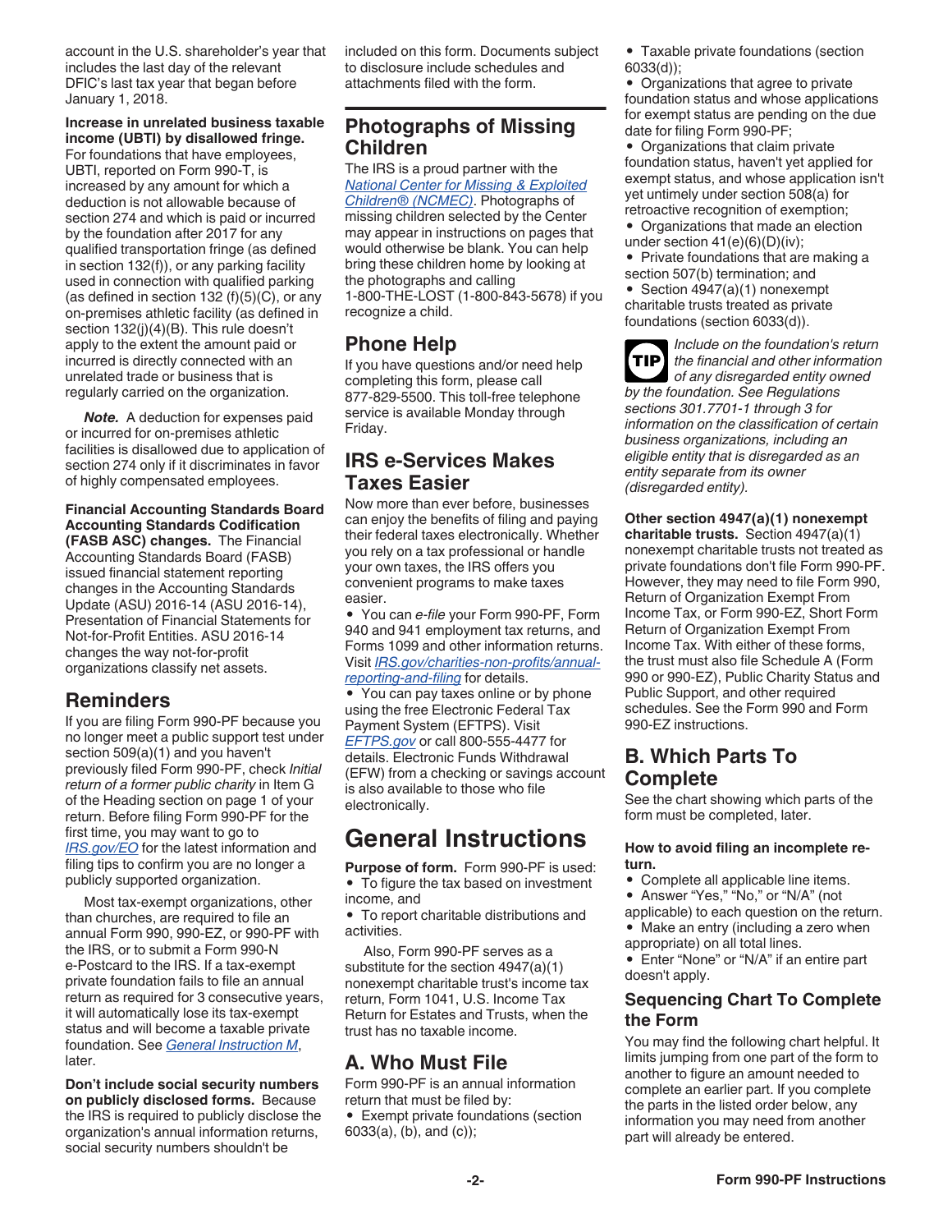account in the U.S. shareholder's year that includes the last day of the relevant DFIC's last tax year that began before January 1, 2018.

**Increase in unrelated business taxable income (UBTI) by disallowed fringe.** For foundations that have employees, UBTI, reported on Form 990-T, is increased by any amount for which a deduction is not allowable because of section 274 and which is paid or incurred by the foundation after 2017 for any qualified transportation fringe (as defined in section 132(f)), or any parking facility used in connection with qualified parking (as defined in section 132 (f)(5)(C), or any on-premises athletic facility (as defined in section 132(j)(4)(B). This rule doesn't apply to the extent the amount paid or incurred is directly connected with an unrelated trade or business that is regularly carried on the organization.

***Note.*** A deduction for expenses paid or incurred for on-premises athletic facilities is disallowed due to application of section 274 only if it discriminates in favor of highly compensated employees.

**Financial Accounting Standards Board Accounting Standards Codification (FASB ASC) changes.** The Financial Accounting Standards Board (FASB) issued financial statement reporting changes in the Accounting Standards Update (ASU) 2016-14 (ASU 2016-14), Presentation of Financial Statements for Not-for-Profit Entities. ASU 2016-14 changes the way not-for-profit organizations classify net assets.

## Reminders

If you are filing Form 990-PF because you no longer meet a public support test under section 509(a)(1) and you haven't previously filed Form 990-PF, check *Initial return of a former public charity* in Item G of the Heading section on page 1 of your return. Before filing Form 990-PF for the first time, you may want to go to *IRS.gov/EO* for the latest information and filing tips to confirm you are no longer a publicly supported organization.

Most tax-exempt organizations, other than churches, are required to file an annual Form 990, 990-EZ, or 990-PF with the IRS, or to submit a Form 990-N e-Postcard to the IRS. If a tax-exempt private foundation fails to file an annual return as required for 3 consecutive years, it will automatically lose its tax-exempt status and will become a taxable private foundation. See *General Instruction M*, later.

**Don't include social security numbers on publicly disclosed forms.** Because the IRS is required to publicly disclose the organization's annual information returns, social security numbers shouldn't be included on this form. Documents subject to disclosure include schedules and attachments filed with the form.

## Photographs of Missing Children

The IRS is a proud partner with the *National Center for Missing & Exploited Children® (NCMEC)*. Photographs of missing children selected by the Center may appear in instructions on pages that would otherwise be blank. You can help bring these children home by looking at the photographs and calling 1-800-THE-LOST (1-800-843-5678) if you recognize a child.

## Phone Help

If you have questions and/or need help completing this form, please call 877-829-5500. This toll-free telephone service is available Monday through Friday.

## IRS e-Services Makes Taxes Easier

Now more than ever before, businesses can enjoy the benefits of filing and paying their federal taxes electronically. Whether you rely on a tax professional or handle your own taxes, the IRS offers you convenient programs to make taxes easier.

- You can *e-file* your Form 990-PF, Form 940 and 941 employment tax returns, and Forms 1099 and other information returns. Visit *IRS.gov/charities-non-profits/annual-reporting-and-filing* for details.
- You can pay taxes online or by phone using the free Electronic Federal Tax Payment System (EFTPS). Visit *EFTPS.gov* or call 800-555-4477 for details. Electronic Funds Withdrawal (EFW) from a checking or savings account is also available to those who file electronically.

# General Instructions

**Purpose of form.** Form 990-PF is used:

- To figure the tax based on investment income, and
- To report charitable distributions and activities.

Also, Form 990-PF serves as a substitute for the section 4947(a)(1) nonexempt charitable trust's income tax return, Form 1041, U.S. Income Tax Return for Estates and Trusts, when the trust has no taxable income.

## A. Who Must File

Form 990-PF is an annual information return that must be filed by:

- Exempt private foundations (section 6033(a), (b), and (c));
- Taxable private foundations (section 6033(d));
- Organizations that agree to private foundation status and whose applications for exempt status are pending on the due date for filing Form 990-PF;
- Organizations that claim private foundation status, haven't yet applied for exempt status, and whose application isn't yet untimely under section 508(a) for retroactive recognition of exemption;
- Organizations that made an election under section 41(e)(6)(D)(iv);
- Private foundations that are making a section 507(b) termination; and
- Section 4947(a)(1) nonexempt charitable trusts treated as private foundations (section 6033(d)).

TIP *Include on the foundation's return the financial and other information of any disregarded entity owned by the foundation. See Regulations sections 301.7701-1 through 3 for information on the classification of certain business organizations, including an eligible entity that is disregarded as an entity separate from its owner (disregarded entity).*

**Other section 4947(a)(1) nonexempt charitable trusts.** Section 4947(a)(1) nonexempt charitable trusts not treated as private foundations don't file Form 990-PF. However, they may need to file Form 990, Return of Organization Exempt From Income Tax, or Form 990-EZ, Short Form Return of Organization Exempt From Income Tax. With either of these forms, the trust must also file Schedule A (Form 990 or 990-EZ), Public Charity Status and Public Support, and other required schedules. See the Form 990 and Form 990-EZ instructions.

## B. Which Parts To Complete

See the chart showing which parts of the form must be completed, later.

**How to avoid filing an incomplete return.**

- Complete all applicable line items.
- Answer "Yes," "No," or "N/A" (not applicable) to each question on the return.
- Make an entry (including a zero when appropriate) on all total lines.
- Enter "None" or "N/A" if an entire part doesn't apply.

### Sequencing Chart To Complete the Form

You may find the following chart helpful. It limits jumping from one part of the form to another to figure an amount needed to complete an earlier part. If you complete the parts in the listed order below, any information you may need from another part will already be entered.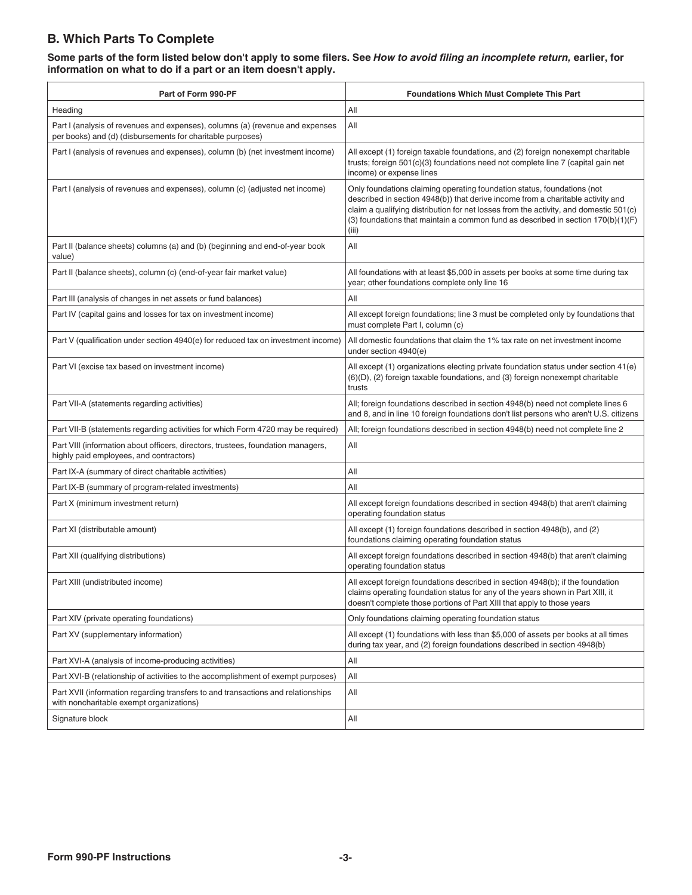## B. Which Parts To Complete

**Some parts of the form listed below don't apply to some filers. See *How to avoid filing an incomplete return,* earlier, for information on what to do if a part or an item doesn't apply.**

| Part of Form 990-PF | Foundations Which Must Complete This Part |
| --- | --- |
| Heading | All |
| Part I (analysis of revenues and expenses), columns (a) (revenue and expenses per books) and (d) (disbursements for charitable purposes) | All |
| Part I (analysis of revenues and expenses), column (b) (net investment income) | All except (1) foreign taxable foundations, and (2) foreign nonexempt charitable trusts; foreign 501(c)(3) foundations need not complete line 7 (capital gain net income) or expense lines |
| Part I (analysis of revenues and expenses), column (c) (adjusted net income) | Only foundations claiming operating foundation status, foundations (not described in section 4948(b)) that derive income from a charitable activity and claim a qualifying distribution for net losses from the activity, and domestic 501(c)(3) foundations that maintain a common fund as described in section 170(b)(1)(F)(iii) |
| Part II (balance sheets) columns (a) and (b) (beginning and end-of-year book value) | All |
| Part II (balance sheets), column (c) (end-of-year fair market value) | All foundations with at least $5,000 in assets per books at some time during tax year; other foundations complete only line 16 |
| Part III (analysis of changes in net assets or fund balances) | All |
| Part IV (capital gains and losses for tax on investment income) | All except foreign foundations; line 3 must be completed only by foundations that must complete Part I, column (c) |
| Part V (qualification under section 4940(e) for reduced tax on investment income) | All domestic foundations that claim the 1% tax rate on net investment income under section 4940(e) |
| Part VI (excise tax based on investment income) | All except (1) organizations electing private foundation status under section 41(e)(6)(D), (2) foreign taxable foundations, and (3) foreign nonexempt charitable trusts |
| Part VII-A (statements regarding activities) | All; foreign foundations described in section 4948(b) need not complete lines 6 and 8, and in line 10 foreign foundations don't list persons who aren't U.S. citizens |
| Part VII-B (statements regarding activities for which Form 4720 may be required) | All; foreign foundations described in section 4948(b) need not complete line 2 |
| Part VIII (information about officers, directors, trustees, foundation managers, highly paid employees, and contractors) | All |
| Part IX-A (summary of direct charitable activities) | All |
| Part IX-B (summary of program-related investments) | All |
| Part X (minimum investment return) | All except foreign foundations described in section 4948(b) that aren't claiming operating foundation status |
| Part XI (distributable amount) | All except (1) foreign foundations described in section 4948(b), and (2) foundations claiming operating foundation status |
| Part XII (qualifying distributions) | All except foreign foundations described in section 4948(b) that aren't claiming operating foundation status |
| Part XIII (undistributed income) | All except foreign foundations described in section 4948(b); if the foundation claims operating foundation status for any of the years shown in Part XIII, it doesn't complete those portions of Part XIII that apply to those years |
| Part XIV (private operating foundations) | Only foundations claiming operating foundation status |
| Part XV (supplementary information) | All except (1) foundations with less than $5,000 of assets per books at all times during tax year, and (2) foreign foundations described in section 4948(b) |
| Part XVI-A (analysis of income-producing activities) | All |
| Part XVI-B (relationship of activities to the accomplishment of exempt purposes) | All |
| Part XVII (information regarding transfers to and transactions and relationships with noncharitable exempt organizations) | All |
| Signature block | All |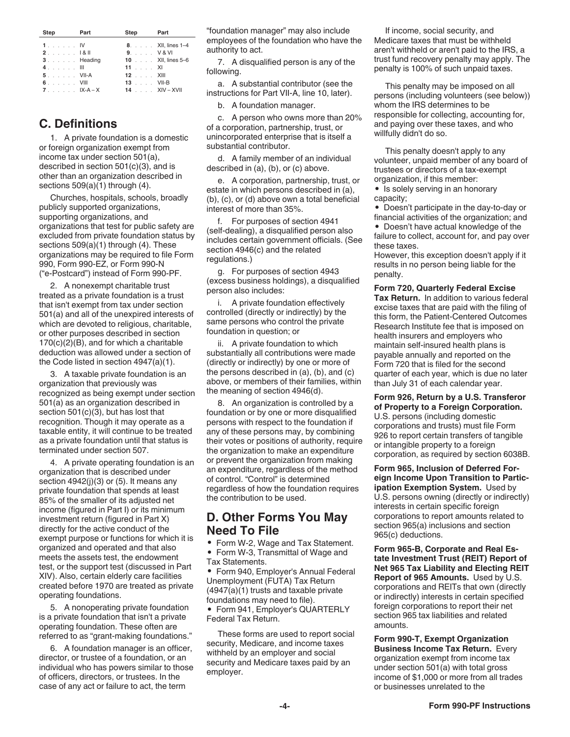| Step | Part | Step | Part |
|---|---|---|---|
| 1 | IV | 8 | XII, lines 1–4 |
| 2 | I & II | 9 | V & VI |
| 3 | Heading | 10 | XII, lines 5–6 |
| 4 | III | 11 | XI |
| 5 | VII-A | 12 | XIII |
| 6 | VIII | 13 | VII-B |
| 7 | IX-A – X | 14 | XIV – XVII |

## C. Definitions

1. A private foundation is a domestic or foreign organization exempt from income tax under section 501(a), described in section 501(c)(3), and is other than an organization described in sections 509(a)(1) through (4).

Churches, hospitals, schools, broadly publicly supported organizations, supporting organizations, and organizations that test for public safety are excluded from private foundation status by sections 509(a)(1) through (4). These organizations may be required to file Form 990, Form 990-EZ, or Form 990-N ("e-Postcard") instead of Form 990-PF.

2. A nonexempt charitable trust treated as a private foundation is a trust that isn't exempt from tax under section 501(a) and all of the unexpired interests of which are devoted to religious, charitable, or other purposes described in section 170(c)(2)(B), and for which a charitable deduction was allowed under a section of the Code listed in section 4947(a)(1).

3. A taxable private foundation is an organization that previously was recognized as being exempt under section 501(a) as an organization described in section 501(c)(3), but has lost that recognition. Though it may operate as a taxable entity, it will continue to be treated as a private foundation until that status is terminated under section 507.

4. A private operating foundation is an organization that is described under section 4942(j)(3) or (5). It means any private foundation that spends at least 85% of the smaller of its adjusted net income (figured in Part I) or its minimum investment return (figured in Part X) directly for the active conduct of the exempt purpose or functions for which it is organized and operated and that also meets the assets test, the endowment test, or the support test (discussed in Part XIV). Also, certain elderly care facilities created before 1970 are treated as private operating foundations.

5. A nonoperating private foundation is a private foundation that isn't a private operating foundation. These often are referred to as "grant-making foundations."

6. A foundation manager is an officer, director, or trustee of a foundation, or an individual who has powers similar to those of officers, directors, or trustees. In the case of any act or failure to act, the term "foundation manager" may also include employees of the foundation who have the authority to act.

7. A disqualified person is any of the following.

a. A substantial contributor (see the instructions for Part VII-A, line 10, later).

b. A foundation manager.

c. A person who owns more than 20% of a corporation, partnership, trust, or unincorporated enterprise that is itself a substantial contributor.

d. A family member of an individual described in (a), (b), or (c) above.

e. A corporation, partnership, trust, or estate in which persons described in (a), (b), (c), or (d) above own a total beneficial interest of more than 35%.

f. For purposes of section 4941 (self-dealing), a disqualified person also includes certain government officials. (See section 4946(c) and the related regulations.)

g. For purposes of section 4943 (excess business holdings), a disqualified person also includes:

i. A private foundation effectively controlled (directly or indirectly) by the same persons who control the private foundation in question; or

ii. A private foundation to which substantially all contributions were made (directly or indirectly) by one or more of the persons described in (a), (b), and (c) above, or members of their families, within the meaning of section 4946(d).

8. An organization is controlled by a foundation or by one or more disqualified persons with respect to the foundation if any of these persons may, by combining their votes or positions of authority, require the organization to make an expenditure or prevent the organization from making an expenditure, regardless of the method of control. "Control" is determined regardless of how the foundation requires the contribution to be used.

## D. Other Forms You May Need To File

- Form W-2, Wage and Tax Statement.
- Form W-3, Transmittal of Wage and Tax Statements.
- Form 940, Employer's Annual Federal Unemployment (FUTA) Tax Return (4947(a)(1) trusts and taxable private foundations may need to file).
- Form 941, Employer's QUARTERLY Federal Tax Return.

These forms are used to report social security, Medicare, and income taxes withheld by an employer and social security and Medicare taxes paid by an employer.

If income, social security, and Medicare taxes that must be withheld aren't withheld or aren't paid to the IRS, a trust fund recovery penalty may apply. The penalty is 100% of such unpaid taxes.

This penalty may be imposed on all persons (including volunteers (see below)) whom the IRS determines to be responsible for collecting, accounting for, and paying over these taxes, and who willfully didn't do so.

This penalty doesn't apply to any volunteer, unpaid member of any board of trustees or directors of a tax-exempt organization, if this member:

- Is solely serving in an honorary capacity;
- Doesn't participate in the day-to-day or financial activities of the organization; and
- Doesn't have actual knowledge of the failure to collect, account for, and pay over these taxes.

However, this exception doesn't apply if it results in no person being liable for the penalty.

**Form 720, Quarterly Federal Excise Tax Return.** In addition to various federal excise taxes that are paid with the filing of this form, the Patient-Centered Outcomes Research Institute fee that is imposed on health insurers and employers who maintain self-insured health plans is payable annually and reported on the Form 720 that is filed for the second quarter of each year, which is due no later than July 31 of each calendar year.

**Form 926, Return by a U.S. Transferor of Property to a Foreign Corporation.** U.S. persons (including domestic corporations and trusts) must file Form 926 to report certain transfers of tangible or intangible property to a foreign corporation, as required by section 6038B.

**Form 965, Inclusion of Deferred Foreign Income Upon Transition to Participation Exemption System.** Used by U.S. persons owning (directly or indirectly) interests in certain specific foreign corporations to report amounts related to section 965(a) inclusions and section 965(c) deductions.

**Form 965-B, Corporate and Real Estate Investment Trust (REIT) Report of Net 965 Tax Liability and Electing REIT Report of 965 Amounts.** Used by U.S. corporations and REITs that own (directly or indirectly) interests in certain specified foreign corporations to report their net section 965 tax liabilities and related amounts.

**Form 990-T, Exempt Organization Business Income Tax Return.** Every organization exempt from income tax under section 501(a) with total gross income of $1,000 or more from all trades or businesses unrelated to the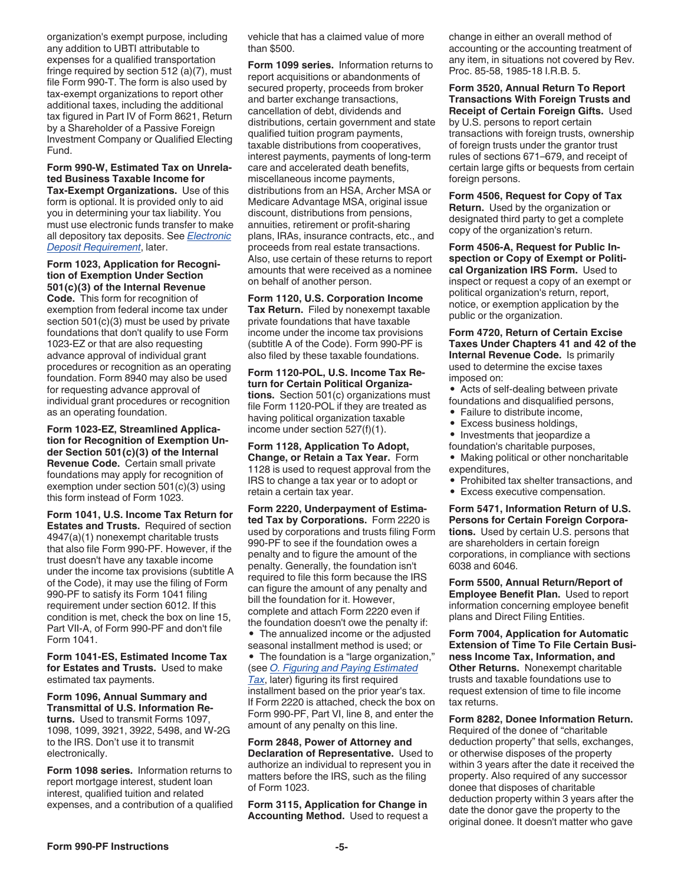organization's exempt purpose, including any addition to UBTI attributable to expenses for a qualified transportation fringe required by section 512 (a)(7), must file Form 990-T. The form is also used by tax-exempt organizations to report other additional taxes, including the additional tax figured in Part IV of Form 8621, Return by a Shareholder of a Passive Foreign Investment Company or Qualified Electing Fund.

**Form 990-W, Estimated Tax on Unrelated Business Taxable Income for Tax-Exempt Organizations.** Use of this form is optional. It is provided only to aid you in determining your tax liability. You must use electronic funds transfer to make all depository tax deposits. See *Electronic Deposit Requirement*, later.

**Form 1023, Application for Recognition of Exemption Under Section 501(c)(3) of the Internal Revenue Code.** This form for recognition of exemption from federal income tax under section 501(c)(3) must be used by private foundations that don't qualify to use Form 1023-EZ or that are also requesting advance approval of individual grant procedures or recognition as an operating foundation. Form 8940 may also be used for requesting advance approval of individual grant procedures or recognition as an operating foundation.

**Form 1023-EZ, Streamlined Application for Recognition of Exemption Under Section 501(c)(3) of the Internal Revenue Code.** Certain small private foundations may apply for recognition of exemption under section 501(c)(3) using this form instead of Form 1023.

**Form 1041, U.S. Income Tax Return for Estates and Trusts.** Required of section 4947(a)(1) nonexempt charitable trusts that also file Form 990-PF. However, if the trust doesn't have any taxable income under the income tax provisions (subtitle A of the Code), it may use the filing of Form 990-PF to satisfy its Form 1041 filing requirement under section 6012. If this condition is met, check the box on line 15, Part VII-A, of Form 990-PF and don't file Form 1041.

**Form 1041-ES, Estimated Income Tax for Estates and Trusts.** Used to make estimated tax payments.

**Form 1096, Annual Summary and Transmittal of U.S. Information Returns.** Used to transmit Forms 1097, 1098, 1099, 3921, 3922, 5498, and W-2G to the IRS. Don't use it to transmit electronically.

**Form 1098 series.** Information returns to report mortgage interest, student loan interest, qualified tuition and related expenses, and a contribution of a qualified vehicle that has a claimed value of more than $500.

**Form 1099 series.** Information returns to report acquisitions or abandonments of secured property, proceeds from broker and barter exchange transactions, cancellation of debt, dividends and distributions, certain government and state qualified tuition program payments, taxable distributions from cooperatives, interest payments, payments of long-term care and accelerated death benefits, miscellaneous income payments, distributions from an HSA, Archer MSA or Medicare Advantage MSA, original issue discount, distributions from pensions, annuities, retirement or profit-sharing plans, IRAs, insurance contracts, etc., and proceeds from real estate transactions. Also, use certain of these returns to report amounts that were received as a nominee on behalf of another person.

**Form 1120, U.S. Corporation Income Tax Return.** Filed by nonexempt taxable private foundations that have taxable income under the income tax provisions (subtitle A of the Code). Form 990-PF is also filed by these taxable foundations.

**Form 1120-POL, U.S. Income Tax Return for Certain Political Organizations.** Section 501(c) organizations must file Form 1120-POL if they are treated as having political organization taxable income under section 527(f)(1).

**Form 1128, Application To Adopt, Change, or Retain a Tax Year.** Form 1128 is used to request approval from the IRS to change a tax year or to adopt or retain a certain tax year.

**Form 2220, Underpayment of Estimated Tax by Corporations.** Form 2220 is used by corporations and trusts filing Form 990-PF to see if the foundation owes a penalty and to figure the amount of the penalty. Generally, the foundation isn't required to file this form because the IRS can figure the amount of any penalty and bill the foundation for it. However, complete and attach Form 2220 even if the foundation doesn't owe the penalty if:

- The annualized income or the adjusted seasonal installment method is used; or
- The foundation is a "large organization," (see *O. Figuring and Paying Estimated Tax*, later) figuring its first required installment based on the prior year's tax.

If Form 2220 is attached, check the box on Form 990-PF, Part VI, line 8, and enter the amount of any penalty on this line.

**Form 2848, Power of Attorney and Declaration of Representative.** Used to authorize an individual to represent you in matters before the IRS, such as the filing of Form 1023.

**Form 3115, Application for Change in Accounting Method.** Used to request a change in either an overall method of accounting or the accounting treatment of any item, in situations not covered by Rev. Proc. 85-58, 1985-18 I.R.B. 5.

**Form 3520, Annual Return To Report Transactions With Foreign Trusts and Receipt of Certain Foreign Gifts.** Used by U.S. persons to report certain transactions with foreign trusts, ownership of foreign trusts under the grantor trust rules of sections 671–679, and receipt of certain large gifts or bequests from certain foreign persons.

**Form 4506, Request for Copy of Tax Return.** Used by the organization or designated third party to get a complete copy of the organization's return.

**Form 4506-A, Request for Public Inspection or Copy of Exempt or Political Organization IRS Form.** Used to inspect or request a copy of an exempt or political organization's return, report, notice, or exemption application by the public or the organization.

**Form 4720, Return of Certain Excise Taxes Under Chapters 41 and 42 of the Internal Revenue Code.** Is primarily used to determine the excise taxes imposed on:

- Acts of self-dealing between private foundations and disqualified persons,
- Failure to distribute income,
- Excess business holdings,
- Investments that jeopardize a foundation's charitable purposes,
- Making political or other noncharitable expenditures,
- Prohibited tax shelter transactions, and
- Excess executive compensation.

**Form 5471, Information Return of U.S. Persons for Certain Foreign Corporations.** Used by certain U.S. persons that are shareholders in certain foreign corporations, in compliance with sections 6038 and 6046.

**Form 5500, Annual Return/Report of Employee Benefit Plan.** Used to report information concerning employee benefit plans and Direct Filing Entities.

**Form 7004, Application for Automatic Extension of Time To File Certain Business Income Tax, Information, and Other Returns.** Nonexempt charitable trusts and taxable foundations use to request extension of time to file income tax returns.

**Form 8282, Donee Information Return.** Required of the donee of "charitable deduction property" that sells, exchanges, or otherwise disposes of the property within 3 years after the date it received the property. Also required of any successor donee that disposes of charitable deduction property within 3 years after the date the donor gave the property to the original donee. It doesn't matter who gave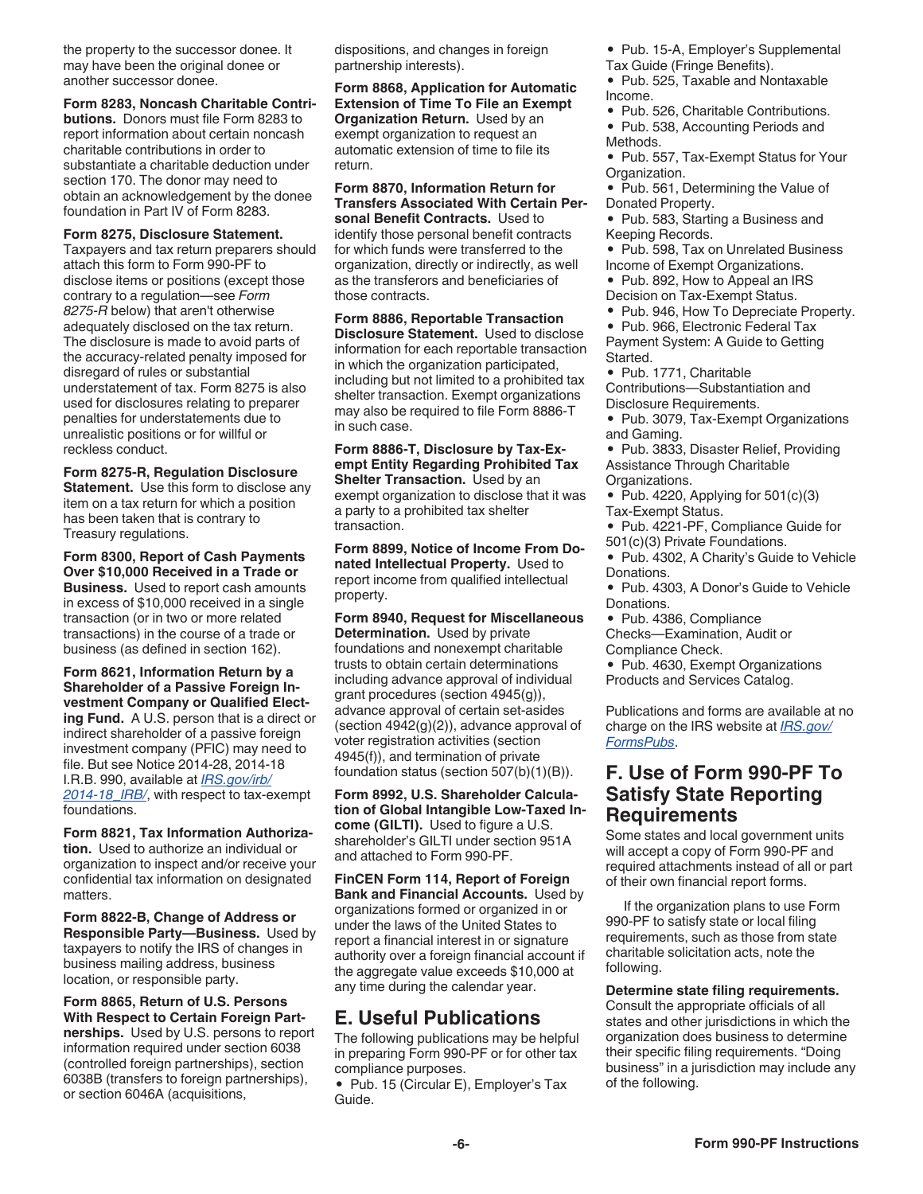the property to the successor donee. It may have been the original donee or another successor donee.

**Form 8283, Noncash Charitable Contributions.** Donors must file Form 8283 to report information about certain noncash charitable contributions in order to substantiate a charitable deduction under section 170. The donor may need to obtain an acknowledgement by the donee foundation in Part IV of Form 8283.

**Form 8275, Disclosure Statement.** Taxpayers and tax return preparers should attach this form to Form 990-PF to disclose items or positions (except those contrary to a regulation—see *Form 8275-R* below) that aren't otherwise adequately disclosed on the tax return. The disclosure is made to avoid parts of the accuracy-related penalty imposed for disregard of rules or substantial understatement of tax. Form 8275 is also used for disclosures relating to preparer penalties for understatements due to unrealistic positions or for willful or reckless conduct.

**Form 8275-R, Regulation Disclosure Statement.** Use this form to disclose any item on a tax return for which a position has been taken that is contrary to Treasury regulations.

**Form 8300, Report of Cash Payments Over $10,000 Received in a Trade or Business.** Used to report cash amounts in excess of $10,000 received in a single transaction (or in two or more related transactions) in the course of a trade or business (as defined in section 162).

**Form 8621, Information Return by a Shareholder of a Passive Foreign Investment Company or Qualified Electing Fund.** A U.S. person that is a direct or indirect shareholder of a passive foreign investment company (PFIC) may need to file. But see Notice 2014-28, 2014-18 I.R.B. 990, available at *IRS.gov/irb/2014-18_IRB/*, with respect to tax-exempt foundations.

**Form 8821, Tax Information Authorization.** Used to authorize an individual or organization to inspect and/or receive your confidential tax information on designated matters.

**Form 8822-B, Change of Address or Responsible Party—Business.** Used by taxpayers to notify the IRS of changes in business mailing address, business location, or responsible party.

**Form 8865, Return of U.S. Persons With Respect to Certain Foreign Partnerships.** Used by U.S. persons to report information required under section 6038 (controlled foreign partnerships), section 6038B (transfers to foreign partnerships), or section 6046A (acquisitions, dispositions, and changes in foreign partnership interests).

**Form 8868, Application for Automatic Extension of Time To File an Exempt Organization Return.** Used by an exempt organization to request an automatic extension of time to file its return.

**Form 8870, Information Return for Transfers Associated With Certain Personal Benefit Contracts.** Used to identify those personal benefit contracts for which funds were transferred to the organization, directly or indirectly, as well as the transferors and beneficiaries of those contracts.

**Form 8886, Reportable Transaction Disclosure Statement.** Used to disclose information for each reportable transaction in which the organization participated, including but not limited to a prohibited tax shelter transaction. Exempt organizations may also be required to file Form 8886-T in such case.

**Form 8886-T, Disclosure by Tax-Exempt Entity Regarding Prohibited Tax Shelter Transaction.** Used by an exempt organization to disclose that it was a party to a prohibited tax shelter transaction.

**Form 8899, Notice of Income From Donated Intellectual Property.** Used to report income from qualified intellectual property.

**Form 8940, Request for Miscellaneous Determination.** Used by private foundations and nonexempt charitable trusts to obtain certain determinations including advance approval of individual grant procedures (section 4945(g)), advance approval of certain set-asides (section 4942(g)(2)), advance approval of voter registration activities (section 4945(f)), and termination of private foundation status (section 507(b)(1)(B)).

**Form 8992, U.S. Shareholder Calculation of Global Intangible Low-Taxed Income (GILTI).** Used to figure a U.S. shareholder's GILTI under section 951A and attached to Form 990-PF.

**FinCEN Form 114, Report of Foreign Bank and Financial Accounts.** Used by organizations formed or organized in or under the laws of the United States to report a financial interest in or signature authority over a foreign financial account if the aggregate value exceeds $10,000 at any time during the calendar year.

## E. Useful Publications

The following publications may be helpful in preparing Form 990-PF or for other tax compliance purposes.

- Pub. 15 (Circular E), Employer's Tax Guide.
- Pub. 15-A, Employer's Supplemental Tax Guide (Fringe Benefits).
- Pub. 525, Taxable and Nontaxable Income.
- Pub. 526, Charitable Contributions.
- Pub. 538, Accounting Periods and Methods.
- Pub. 557, Tax-Exempt Status for Your Organization.
- Pub. 561, Determining the Value of Donated Property.
- Pub. 583, Starting a Business and Keeping Records.
- Pub. 598, Tax on Unrelated Business Income of Exempt Organizations.
- Pub. 892, How to Appeal an IRS Decision on Tax-Exempt Status.
- Pub. 946, How To Depreciate Property.
- Pub. 966, Electronic Federal Tax Payment System: A Guide to Getting Started.
- Pub. 1771, Charitable Contributions—Substantiation and Disclosure Requirements.
- Pub. 3079, Tax-Exempt Organizations and Gaming.
- Pub. 3833, Disaster Relief, Providing Assistance Through Charitable Organizations.
- Pub. 4220, Applying for 501(c)(3) Tax-Exempt Status.
- Pub. 4221-PF, Compliance Guide for 501(c)(3) Private Foundations.
- Pub. 4302, A Charity's Guide to Vehicle Donations.
- Pub. 4303, A Donor's Guide to Vehicle Donations.
- Pub. 4386, Compliance Checks—Examination, Audit or Compliance Check.
- Pub. 4630, Exempt Organizations Products and Services Catalog.

Publications and forms are available at no charge on the IRS website at *IRS.gov/FormsPubs*.

## F. Use of Form 990-PF To Satisfy State Reporting Requirements

Some states and local government units will accept a copy of Form 990-PF and required attachments instead of all or part of their own financial report forms.

If the organization plans to use Form 990-PF to satisfy state or local filing requirements, such as those from state charitable solicitation acts, note the following.

**Determine state filing requirements.** Consult the appropriate officials of all states and other jurisdictions in which the organization does business to determine their specific filing requirements. "Doing business" in a jurisdiction may include any of the following.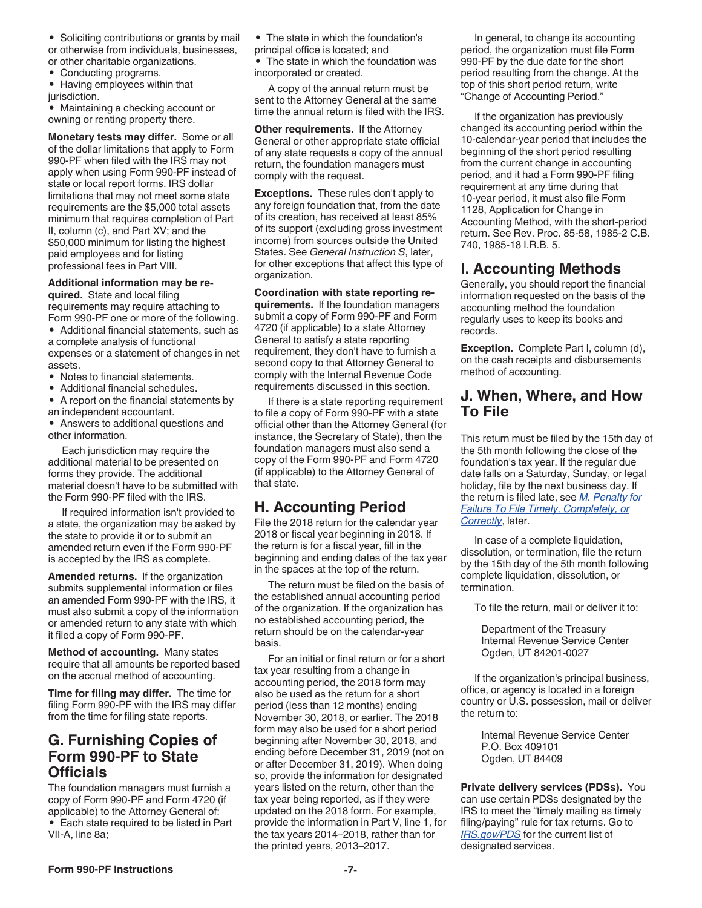- Soliciting contributions or grants by mail or otherwise from individuals, businesses, or other charitable organizations.
- Conducting programs.
- Having employees within that jurisdiction.
- Maintaining a checking account or owning or renting property there.

**Monetary tests may differ.** Some or all of the dollar limitations that apply to Form 990-PF when filed with the IRS may not apply when using Form 990-PF instead of state or local report forms. IRS dollar limitations that may not meet some state requirements are the $5,000 total assets minimum that requires completion of Part II, column (c), and Part XV; and the $50,000 minimum for listing the highest paid employees and for listing professional fees in Part VIII.

**Additional information may be required.** State and local filing requirements may require attaching to Form 990-PF one or more of the following.

- Additional financial statements, such as a complete analysis of functional expenses or a statement of changes in net assets.
- Notes to financial statements.
- Additional financial schedules.
- A report on the financial statements by an independent accountant.
- Answers to additional questions and other information.

Each jurisdiction may require the additional material to be presented on forms they provide. The additional material doesn't have to be submitted with the Form 990-PF filed with the IRS.

If required information isn't provided to a state, the organization may be asked by the state to provide it or to submit an amended return even if the Form 990-PF is accepted by the IRS as complete.

**Amended returns.** If the organization submits supplemental information or files an amended Form 990-PF with the IRS, it must also submit a copy of the information or amended return to any state with which it filed a copy of Form 990-PF.

**Method of accounting.** Many states require that all amounts be reported based on the accrual method of accounting.

**Time for filing may differ.** The time for filing Form 990-PF with the IRS may differ from the time for filing state reports.

## G. Furnishing Copies of Form 990-PF to State Officials

The foundation managers must furnish a copy of Form 990-PF and Form 4720 (if applicable) to the Attorney General of:

- Each state required to be listed in Part VII-A, line 8a;
- The state in which the foundation's principal office is located; and
- The state in which the foundation was incorporated or created.

A copy of the annual return must be sent to the Attorney General at the same time the annual return is filed with the IRS.

**Other requirements.** If the Attorney General or other appropriate state official of any state requests a copy of the annual return, the foundation managers must comply with the request.

**Exceptions.** These rules don't apply to any foreign foundation that, from the date of its creation, has received at least 85% of its support (excluding gross investment income) from sources outside the United States. See *General Instruction S*, later, for other exceptions that affect this type of organization.

**Coordination with state reporting requirements.** If the foundation managers submit a copy of Form 990-PF and Form 4720 (if applicable) to a state Attorney General to satisfy a state reporting requirement, they don't have to furnish a second copy to that Attorney General to comply with the Internal Revenue Code requirements discussed in this section.

If there is a state reporting requirement to file a copy of Form 990-PF with a state official other than the Attorney General (for instance, the Secretary of State), then the foundation managers must also send a copy of the Form 990-PF and Form 4720 (if applicable) to the Attorney General of that state.

## H. Accounting Period

File the 2018 return for the calendar year 2018 or fiscal year beginning in 2018. If the return is for a fiscal year, fill in the beginning and ending dates of the tax year in the spaces at the top of the return.

The return must be filed on the basis of the established annual accounting period of the organization. If the organization has no established accounting period, the return should be on the calendar-year basis.

For an initial or final return or for a short tax year resulting from a change in accounting period, the 2018 form may also be used as the return for a short period (less than 12 months) ending November 30, 2018, or earlier. The 2018 form may also be used for a short period beginning after November 30, 2018, and ending before December 31, 2019 (not on or after December 31, 2019). When doing so, provide the information for designated years listed on the return, other than the tax year being reported, as if they were updated on the 2018 form. For example, provide the information in Part V, line 1, for the tax years 2014–2018, rather than for the printed years, 2013–2017.

In general, to change its accounting period, the organization must file Form 990-PF by the due date for the short period resulting from the change. At the top of this short period return, write "Change of Accounting Period."

If the organization has previously changed its accounting period within the 10-calendar-year period that includes the beginning of the short period resulting from the current change in accounting period, and it had a Form 990-PF filing requirement at any time during that 10-year period, it must also file Form 1128, Application for Change in Accounting Method, with the short-period return. See Rev. Proc. 85-58, 1985-2 C.B. 740, 1985-18 I.R.B. 5.

## I. Accounting Methods

Generally, you should report the financial information requested on the basis of the accounting method the foundation regularly uses to keep its books and records.

**Exception.** Complete Part I, column (d), on the cash receipts and disbursements method of accounting.

## J. When, Where, and How To File

This return must be filed by the 15th day of the 5th month following the close of the foundation's tax year. If the regular due date falls on a Saturday, Sunday, or legal holiday, file by the next business day. If the return is filed late, see *M. Penalty for Failure To File Timely, Completely, or Correctly*, later.

In case of a complete liquidation, dissolution, or termination, file the return by the 15th day of the 5th month following complete liquidation, dissolution, or termination.

To file the return, mail or deliver it to:

Department of the Treasury
Internal Revenue Service Center
Ogden, UT 84201-0027

If the organization's principal business, office, or agency is located in a foreign country or U.S. possession, mail or deliver the return to:

Internal Revenue Service Center
P.O. Box 409101
Ogden, UT 84409

**Private delivery services (PDSs).** You can use certain PDSs designated by the IRS to meet the "timely mailing as timely filing/paying" rule for tax returns. Go to *IRS.gov/PDS* for the current list of designated services.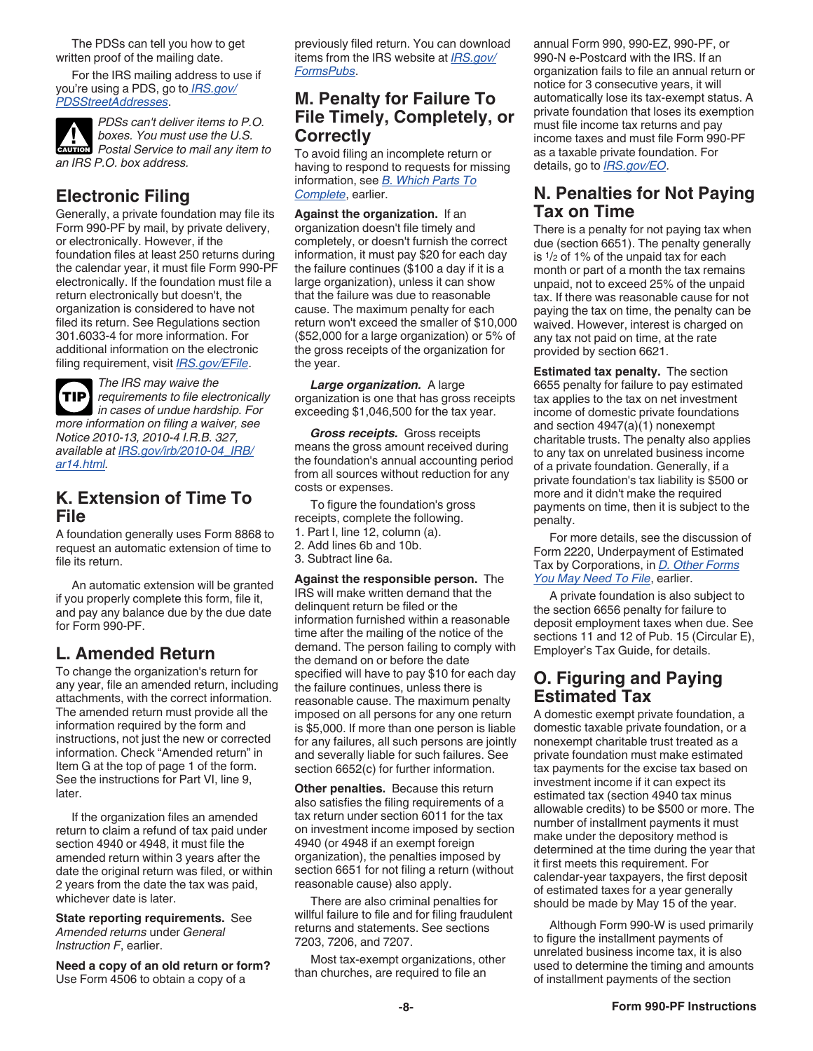The PDSs can tell you how to get written proof of the mailing date.

For the IRS mailing address to use if you're using a PDS, go to IRS.gov/PDSStreetAddresses.

*PDSs can't deliver items to P.O. boxes. You must use the U.S. Postal Service to mail any item to an IRS P.O. box address.*

## Electronic Filing

Generally, a private foundation may file its Form 990-PF by mail, by private delivery, or electronically. However, if the foundation files at least 250 returns during the calendar year, it must file Form 990-PF electronically. If the foundation must file a return electronically but doesn't, the organization is considered to have not filed its return. See Regulations section 301.6033-4 for more information. For additional information on the electronic filing requirement, visit IRS.gov/EFile.

*The IRS may waive the requirements to file electronically in cases of undue hardship. For more information on filing a waiver, see Notice 2010-13, 2010-4 I.R.B. 327, available at IRS.gov/irb/2010-04_IRB/ar14.html.*

## K. Extension of Time To File

A foundation generally uses Form 8868 to request an automatic extension of time to file its return.

An automatic extension will be granted if you properly complete this form, file it, and pay any balance due by the due date for Form 990-PF.

## L. Amended Return

To change the organization's return for any year, file an amended return, including attachments, with the correct information. The amended return must provide all the information required by the form and instructions, not just the new or corrected information. Check "Amended return" in Item G at the top of page 1 of the form. See the instructions for Part VI, line 9, later.

If the organization files an amended return to claim a refund of tax paid under section 4940 or 4948, it must file the amended return within 3 years after the date the original return was filed, or within 2 years from the date the tax was paid, whichever date is later.

**State reporting requirements.** See *Amended returns* under *General Instruction F*, earlier.

**Need a copy of an old return or form?** Use Form 4506 to obtain a copy of a previously filed return. You can download items from the IRS website at IRS.gov/FormsPubs.

## M. Penalty for Failure To File Timely, Completely, or Correctly

To avoid filing an incomplete return or having to respond to requests for missing information, see B. Which Parts To Complete, earlier.

**Against the organization.** If an organization doesn't file timely and completely, or doesn't furnish the correct information, it must pay $20 for each day the failure continues ($100 a day if it is a large organization), unless it can show that the failure was due to reasonable cause. The maximum penalty for each return won't exceed the smaller of $10,000 ($52,000 for a large organization) or 5% of the gross receipts of the organization for the year.

***Large organization.*** A large organization is one that has gross receipts exceeding $1,046,500 for the tax year.

***Gross receipts.*** Gross receipts means the gross amount received during the foundation's annual accounting period from all sources without reduction for any costs or expenses.

To figure the foundation's gross receipts, complete the following.

1. Part I, line 12, column (a).
2. Add lines 6b and 10b.
3. Subtract line 6a.

**Against the responsible person.** The IRS will make written demand that the delinquent return be filed or the information furnished within a reasonable time after the mailing of the notice of the demand. The person failing to comply with the demand on or before the date specified will have to pay $10 for each day the failure continues, unless there is reasonable cause. The maximum penalty imposed on all persons for any one return is $5,000. If more than one person is liable for any failures, all such persons are jointly and severally liable for such failures. See section 6652(c) for further information.

**Other penalties.** Because this return also satisfies the filing requirements of a tax return under section 6011 for the tax on investment income imposed by section 4940 (or 4948 if an exempt foreign organization), the penalties imposed by section 6651 for not filing a return (without reasonable cause) also apply.

There are also criminal penalties for willful failure to file and for filing fraudulent returns and statements. See sections 7203, 7206, and 7207.

Most tax-exempt organizations, other than churches, are required to file an annual Form 990, 990-EZ, 990-PF, or 990-N e-Postcard with the IRS. If an organization fails to file an annual return or notice for 3 consecutive years, it will automatically lose its tax-exempt status. A private foundation that loses its exemption must file income tax returns and pay income taxes and must file Form 990-PF as a taxable private foundation. For details, go to IRS.gov/EO.

## N. Penalties for Not Paying Tax on Time

There is a penalty for not paying tax when due (section 6651). The penalty generally is 1/2 of 1% of the unpaid tax for each month or part of a month the tax remains unpaid, not to exceed 25% of the unpaid tax. If there was reasonable cause for not paying the tax on time, the penalty can be waived. However, interest is charged on any tax not paid on time, at the rate provided by section 6621.

**Estimated tax penalty.** The section 6655 penalty for failure to pay estimated tax applies to the tax on net investment income of domestic private foundations and section 4947(a)(1) nonexempt charitable trusts. The penalty also applies to any tax on unrelated business income of a private foundation. Generally, if a private foundation's tax liability is $500 or more and it didn't make the required payments on time, then it is subject to the penalty.

For more details, see the discussion of Form 2220, Underpayment of Estimated Tax by Corporations, in D. Other Forms You May Need To File, earlier.

A private foundation is also subject to the section 6656 penalty for failure to deposit employment taxes when due. See sections 11 and 12 of Pub. 15 (Circular E), Employer's Tax Guide, for details.

## O. Figuring and Paying Estimated Tax

A domestic exempt private foundation, a domestic taxable private foundation, or a nonexempt charitable trust treated as a private foundation must make estimated tax payments for the excise tax based on investment income if it can expect its estimated tax (section 4940 tax minus allowable credits) to be $500 or more. The number of installment payments it must make under the depository method is determined at the time during the year that it first meets this requirement. For calendar-year taxpayers, the first deposit of estimated taxes for a year generally should be made by May 15 of the year.

Although Form 990-W is used primarily to figure the installment payments of unrelated business income tax, it is also used to determine the timing and amounts of installment payments of the section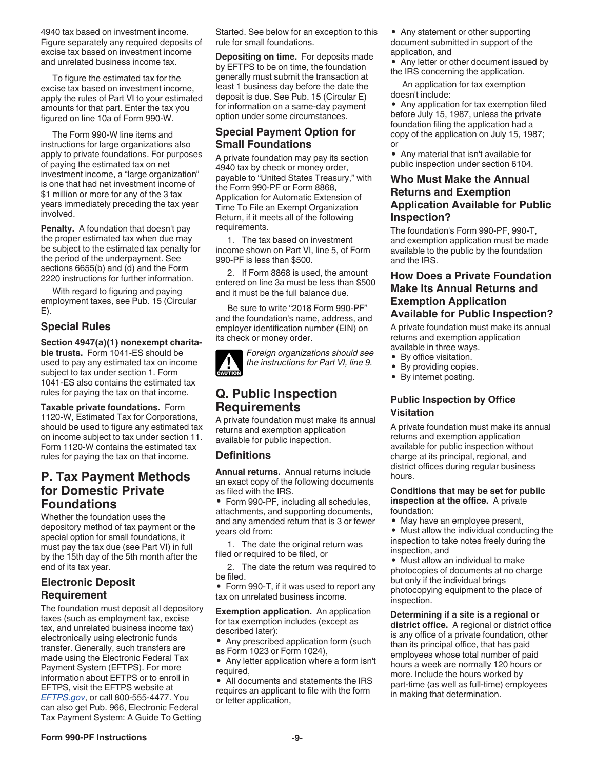4940 tax based on investment income. Figure separately any required deposits of excise tax based on investment income and unrelated business income tax.

To figure the estimated tax for the excise tax based on investment income, apply the rules of Part VI to your estimated amounts for that part. Enter the tax you figured on line 10a of Form 990-W.

The Form 990-W line items and instructions for large organizations also apply to private foundations. For purposes of paying the estimated tax on net investment income, a “large organization” is one that had net investment income of $1 million or more for any of the 3 tax years immediately preceding the tax year involved.

**Penalty.** A foundation that doesn't pay the proper estimated tax when due may be subject to the estimated tax penalty for the period of the underpayment. See sections 6655(b) and (d) and the Form 2220 instructions for further information.

With regard to figuring and paying employment taxes, see Pub. 15 (Circular E).

### Special Rules

**Section 4947(a)(1) nonexempt charitable trusts.** Form 1041-ES should be used to pay any estimated tax on income subject to tax under section 1. Form 1041-ES also contains the estimated tax rules for paying the tax on that income.

**Taxable private foundations.** Form 1120-W, Estimated Tax for Corporations, should be used to figure any estimated tax on income subject to tax under section 11. Form 1120-W contains the estimated tax rules for paying the tax on that income.

## P. Tax Payment Methods for Domestic Private Foundations

Whether the foundation uses the depository method of tax payment or the special option for small foundations, it must pay the tax due (see Part VI) in full by the 15th day of the 5th month after the end of its tax year.

### Electronic Deposit Requirement

The foundation must deposit all depository taxes (such as employment tax, excise tax, and unrelated business income tax) electronically using electronic funds transfer. Generally, such transfers are made using the Electronic Federal Tax Payment System (EFTPS). For more information about EFTPS or to enroll in EFTPS, visit the EFTPS website at *EFTPS.gov*, or call 800-555-4477. You can also get Pub. 966, Electronic Federal Tax Payment System: A Guide To Getting Started. See below for an exception to this rule for small foundations.

**Depositing on time.** For deposits made by EFTPS to be on time, the foundation generally must submit the transaction at least 1 business day before the date the deposit is due. See Pub. 15 (Circular E) for information on a same-day payment option under some circumstances.

### Special Payment Option for Small Foundations

A private foundation may pay its section 4940 tax by check or money order, payable to “United States Treasury,” with the Form 990-PF or Form 8868, Application for Automatic Extension of Time To File an Exempt Organization Return, if it meets all of the following requirements.

1. The tax based on investment income shown on Part VI, line 5, of Form 990-PF is less than $500.

2. If Form 8868 is used, the amount entered on line 3a must be less than $500 and it must be the full balance due.

Be sure to write “2018 Form 990-PF” and the foundation's name, address, and employer identification number (EIN) on its check or money order.

**CAUTION:** *Foreign organizations should see the instructions for Part VI, line 9.*

## Q. Public Inspection Requirements

A private foundation must make its annual returns and exemption application available for public inspection.

### Definitions

**Annual returns.** Annual returns include an exact copy of the following documents as filed with the IRS.

- Form 990-PF, including all schedules, attachments, and supporting documents, and any amended return that is 3 or fewer years old from:

1. The date the original return was filed or required to be filed, or

2. The date the return was required to be filed.

- Form 990-T, if it was used to report any tax on unrelated business income.

**Exemption application.** An application for tax exemption includes (except as described later):

- Any prescribed application form (such as Form 1023 or Form 1024),
- Any letter application where a form isn't required,
- All documents and statements the IRS requires an applicant to file with the form or letter application,
- Any statement or other supporting document submitted in support of the application, and
- Any letter or other document issued by the IRS concerning the application.

An application for tax exemption doesn't include:

- Any application for tax exemption filed before July 15, 1987, unless the private foundation filing the application had a copy of the application on July 15, 1987; or
- Any material that isn't available for public inspection under section 6104.

### Who Must Make the Annual Returns and Exemption Application Available for Public Inspection?

The foundation's Form 990-PF, 990-T, and exemption application must be made available to the public by the foundation and the IRS.

### How Does a Private Foundation Make Its Annual Returns and Exemption Application Available for Public Inspection?

A private foundation must make its annual returns and exemption application available in three ways.

- By office visitation.
- By providing copies.
- By internet posting.

#### Public Inspection by Office Visitation

A private foundation must make its annual returns and exemption application available for public inspection without charge at its principal, regional, and district offices during regular business hours.

**Conditions that may be set for public inspection at the office.** A private foundation:

- May have an employee present,
- Must allow the individual conducting the inspection to take notes freely during the inspection, and
- Must allow an individual to make photocopies of documents at no charge but only if the individual brings photocopying equipment to the place of inspection.

**Determining if a site is a regional or district office.** A regional or district office is any office of a private foundation, other than its principal office, that has paid employees whose total number of paid hours a week are normally 120 hours or more. Include the hours worked by part-time (as well as full-time) employees in making that determination.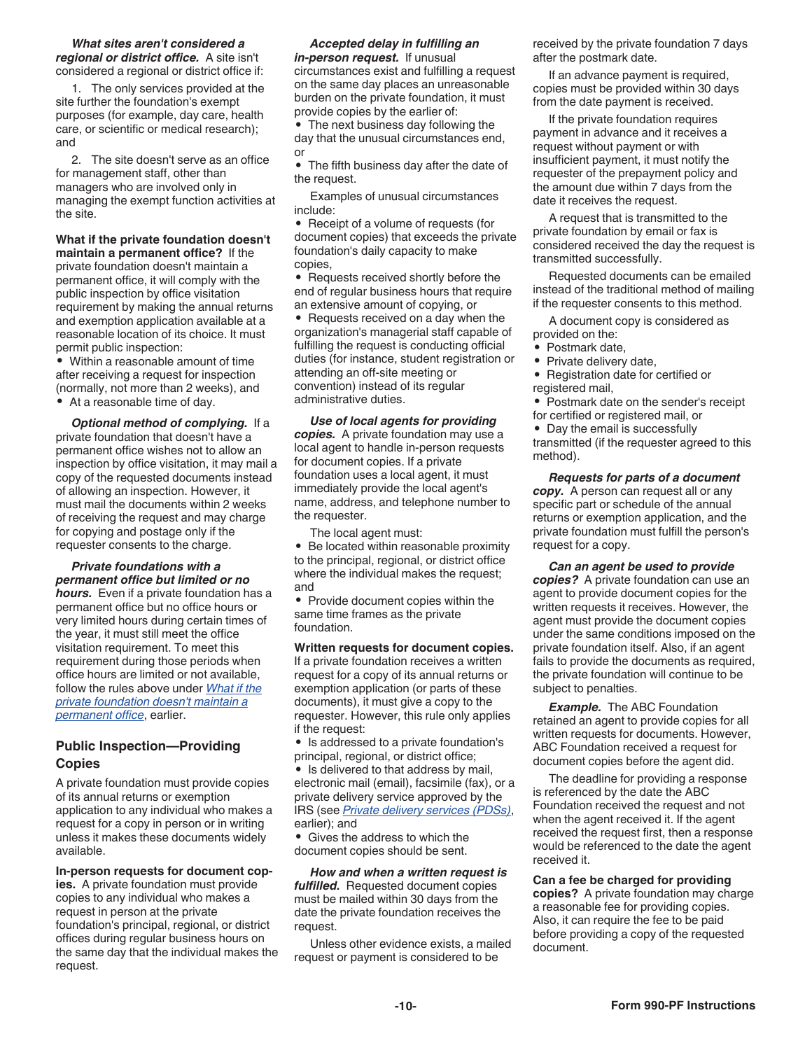***What sites aren't considered a regional or district office.*** A site isn't considered a regional or district office if:

1. The only services provided at the site further the foundation's exempt purposes (for example, day care, health care, or scientific or medical research); and

2. The site doesn't serve as an office for management staff, other than managers who are involved only in managing the exempt function activities at the site.

**What if the private foundation doesn't maintain a permanent office?** If the private foundation doesn't maintain a permanent office, it will comply with the public inspection by office visitation requirement by making the annual returns and exemption application available at a reasonable location of its choice. It must permit public inspection:

- Within a reasonable amount of time after receiving a request for inspection (normally, not more than 2 weeks), and
- At a reasonable time of day.

***Optional method of complying.*** If a private foundation that doesn't have a permanent office wishes not to allow an inspection by office visitation, it may mail a copy of the requested documents instead of allowing an inspection. However, it must mail the documents within 2 weeks of receiving the request and may charge for copying and postage only if the requester consents to the charge.

***Private foundations with a permanent office but limited or no hours.*** Even if a private foundation has a permanent office but no office hours or very limited hours during certain times of the year, it must still meet the office visitation requirement. To meet this requirement during those periods when office hours are limited or not available, follow the rules above under *What if the private foundation doesn't maintain a permanent office*, earlier.

## Public Inspection—Providing Copies

A private foundation must provide copies of its annual returns or exemption application to any individual who makes a request for a copy in person or in writing unless it makes these documents widely available.

**In-person requests for document copies.** A private foundation must provide copies to any individual who makes a request in person at the private foundation's principal, regional, or district offices during regular business hours on the same day that the individual makes the request.

***Accepted delay in fulfilling an in-person request.*** If unusual circumstances exist and fulfilling a request on the same day places an unreasonable burden on the private foundation, it must provide copies by the earlier of:

- The next business day following the day that the unusual circumstances end, or
- The fifth business day after the date of the request.

Examples of unusual circumstances include:

- Receipt of a volume of requests (for document copies) that exceeds the private foundation's daily capacity to make copies,
- Requests received shortly before the end of regular business hours that require an extensive amount of copying, or
- Requests received on a day when the organization's managerial staff capable of fulfilling the request is conducting official duties (for instance, student registration or attending an off-site meeting or convention) instead of its regular administrative duties.

***Use of local agents for providing copies.*** A private foundation may use a local agent to handle in-person requests for document copies. If a private foundation uses a local agent, it must immediately provide the local agent's name, address, and telephone number to the requester.

The local agent must:

- Be located within reasonable proximity to the principal, regional, or district office where the individual makes the request; and
- Provide document copies within the same time frames as the private foundation.

**Written requests for document copies.** If a private foundation receives a written request for a copy of its annual returns or exemption application (or parts of these documents), it must give a copy to the requester. However, this rule only applies if the request:

- Is addressed to a private foundation's principal, regional, or district office;
- Is delivered to that address by mail, electronic mail (email), facsimile (fax), or a private delivery service approved by the IRS (see *Private delivery services (PDSs)*, earlier); and
- Gives the address to which the document copies should be sent.

***How and when a written request is fulfilled.*** Requested document copies must be mailed within 30 days from the date the private foundation receives the request.

Unless other evidence exists, a mailed request or payment is considered to be received by the private foundation 7 days after the postmark date.

If an advance payment is required, copies must be provided within 30 days from the date payment is received.

If the private foundation requires payment in advance and it receives a request without payment or with insufficient payment, it must notify the requester of the prepayment policy and the amount due within 7 days from the date it receives the request.

A request that is transmitted to the private foundation by email or fax is considered received the day the request is transmitted successfully.

Requested documents can be emailed instead of the traditional method of mailing if the requester consents to this method.

A document copy is considered as provided on the:

- Postmark date,
- Private delivery date,
- Registration date for certified or registered mail,
- Postmark date on the sender's receipt for certified or registered mail, or
- Day the email is successfully transmitted (if the requester agreed to this method).

***Requests for parts of a document copy.*** A person can request all or any specific part or schedule of the annual returns or exemption application, and the private foundation must fulfill the person's request for a copy.

***Can an agent be used to provide copies?*** A private foundation can use an agent to provide document copies for the written requests it receives. However, the agent must provide the document copies under the same conditions imposed on the private foundation itself. Also, if an agent fails to provide the documents as required, the private foundation will continue to be subject to penalties.

***Example.*** The ABC Foundation retained an agent to provide copies for all written requests for documents. However, ABC Foundation received a request for document copies before the agent did.

The deadline for providing a response is referenced by the date the ABC Foundation received the request and not when the agent received it. If the agent received the request first, then a response would be referenced to the date the agent received it.

**Can a fee be charged for providing copies?** A private foundation may charge a reasonable fee for providing copies. Also, it can require the fee to be paid before providing a copy of the requested document.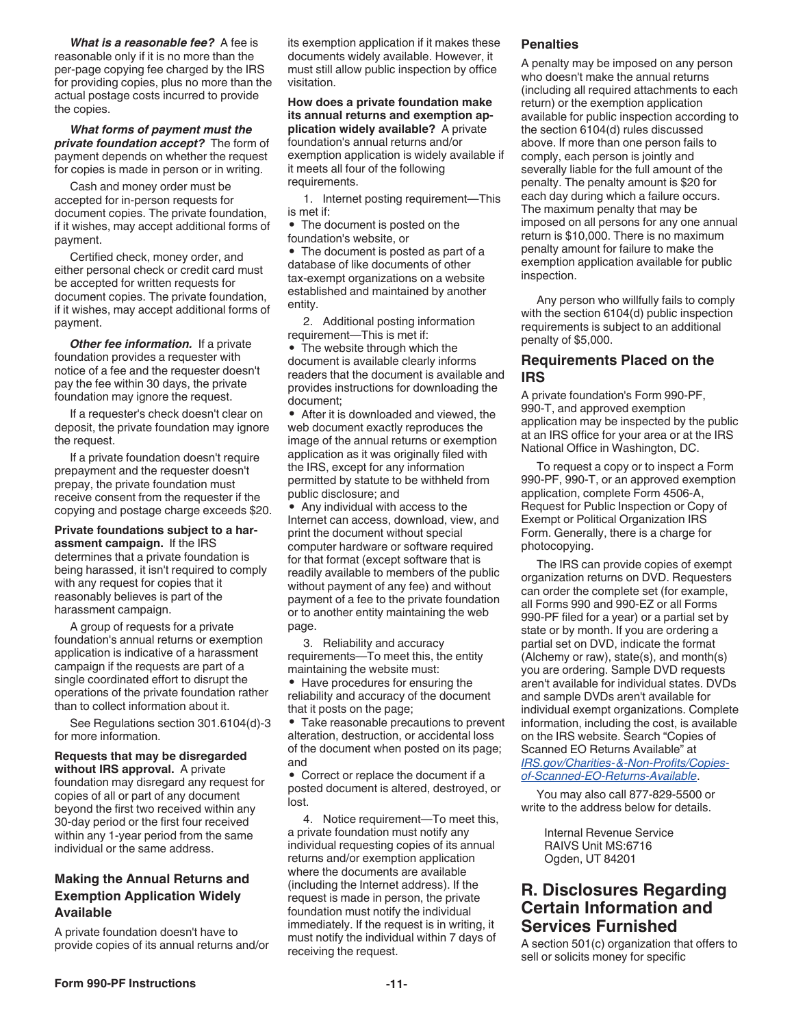***What is a reasonable fee?*** A fee is reasonable only if it is no more than the per-page copying fee charged by the IRS for providing copies, plus no more than the actual postage costs incurred to provide the copies.

***What forms of payment must the private foundation accept?*** The form of payment depends on whether the request for copies is made in person or in writing.

Cash and money order must be accepted for in-person requests for document copies. The private foundation, if it wishes, may accept additional forms of payment.

Certified check, money order, and either personal check or credit card must be accepted for written requests for document copies. The private foundation, if it wishes, may accept additional forms of payment.

***Other fee information.*** If a private foundation provides a requester with notice of a fee and the requester doesn't pay the fee within 30 days, the private foundation may ignore the request.

If a requester's check doesn't clear on deposit, the private foundation may ignore the request.

If a private foundation doesn't require prepayment and the requester doesn't prepay, the private foundation must receive consent from the requester if the copying and postage charge exceeds $20.

**Private foundations subject to a harassment campaign.** If the IRS determines that a private foundation is being harassed, it isn't required to comply with any request for copies that it reasonably believes is part of the harassment campaign.

A group of requests for a private foundation's annual returns or exemption application is indicative of a harassment campaign if the requests are part of a single coordinated effort to disrupt the operations of the private foundation rather than to collect information about it.

See Regulations section 301.6104(d)-3 for more information.

**Requests that may be disregarded without IRS approval.** A private foundation may disregard any request for copies of all or part of any document beyond the first two received within any 30-day period or the first four received within any 1-year period from the same individual or the same address.

### Making the Annual Returns and Exemption Application Widely Available

A private foundation doesn't have to provide copies of its annual returns and/or its exemption application if it makes these documents widely available. However, it must still allow public inspection by office visitation.

**How does a private foundation make its annual returns and exemption application widely available?** A private foundation's annual returns and/or exemption application is widely available if it meets all four of the following requirements.

1. Internet posting requirement—This is met if:
   - The document is posted on the foundation's website, or
   - The document is posted as part of a database of like documents of other tax-exempt organizations on a website established and maintained by another entity.
2. Additional posting information requirement—This is met if:
   - The website through which the document is available clearly informs readers that the document is available and provides instructions for downloading the document;
   - After it is downloaded and viewed, the web document exactly reproduces the image of the annual returns or exemption application as it was originally filed with the IRS, except for any information permitted by statute to be withheld from public disclosure; and
   - Any individual with access to the Internet can access, download, view, and print the document without special computer hardware or software required for that format (except software that is readily available to members of the public without payment of any fee) and without payment of a fee to the private foundation or to another entity maintaining the web page.
3. Reliability and accuracy requirements—To meet this, the entity maintaining the website must:
   - Have procedures for ensuring the reliability and accuracy of the document that it posts on the page;
   - Take reasonable precautions to prevent alteration, destruction, or accidental loss of the document when posted on its page; and
   - Correct or replace the document if a posted document is altered, destroyed, or lost.
4. Notice requirement—To meet this, a private foundation must notify any individual requesting copies of its annual returns and/or exemption application where the documents are available (including the Internet address). If the request is made in person, the private foundation must notify the individual immediately. If the request is in writing, it must notify the individual within 7 days of receiving the request.

### Penalties

A penalty may be imposed on any person who doesn't make the annual returns (including all required attachments to each return) or the exemption application available for public inspection according to the section 6104(d) rules discussed above. If more than one person fails to comply, each person is jointly and severally liable for the full amount of the penalty. The penalty amount is $20 for each day during which a failure occurs. The maximum penalty that may be imposed on all persons for any one annual return is $10,000. There is no maximum penalty amount for failure to make the exemption application available for public inspection.

Any person who willfully fails to comply with the section 6104(d) public inspection requirements is subject to an additional penalty of $5,000.

## Requirements Placed on the IRS

A private foundation's Form 990-PF, 990-T, and approved exemption application may be inspected by the public at an IRS office for your area or at the IRS National Office in Washington, DC.

To request a copy or to inspect a Form 990-PF, 990-T, or an approved exemption application, complete Form 4506-A, Request for Public Inspection or Copy of Exempt or Political Organization IRS Form. Generally, there is a charge for photocopying.

The IRS can provide copies of exempt organization returns on DVD. Requesters can order the complete set (for example, all Forms 990 and 990-EZ or all Forms 990-PF filed for a year) or a partial set by state or by month. If you are ordering a partial set on DVD, indicate the format (Alchemy or raw), state(s), and month(s) you are ordering. Sample DVD requests aren't available for individual states. DVDs and sample DVDs aren't available for individual exempt organizations. Complete information, including the cost, is available on the IRS website. Search “Copies of Scanned EO Returns Available” at *IRS.gov/Charities-&-Non-Profits/Copies-of-Scanned-EO-Returns-Available*.

You may also call 877-829-5500 or write to the address below for details.

Internal Revenue Service
RAIVS Unit MS:6716
Ogden, UT 84201

# R. Disclosures Regarding Certain Information and Services Furnished

A section 501(c) organization that offers to sell or solicits money for specific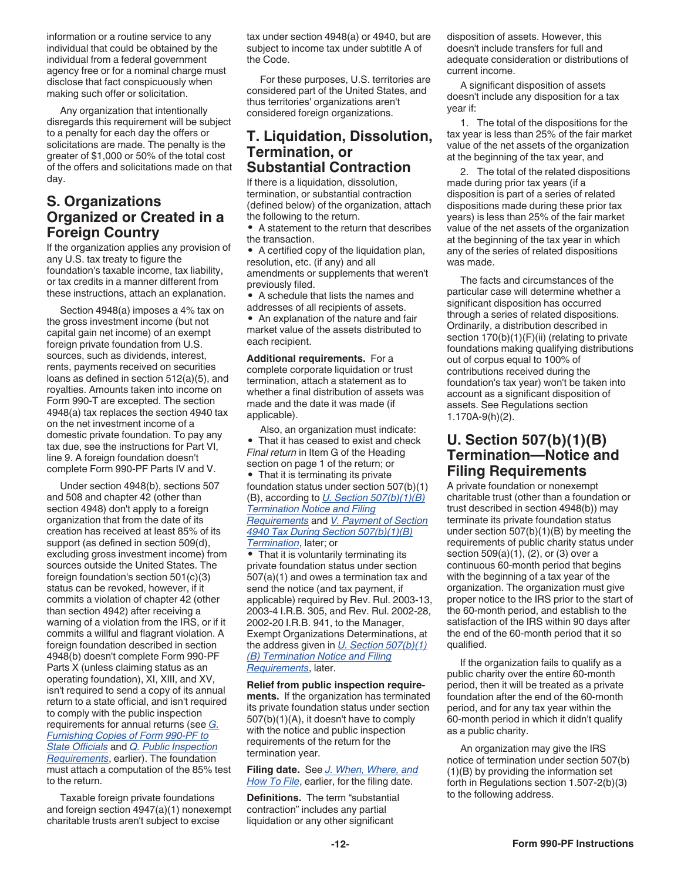information or a routine service to any individual that could be obtained by the individual from a federal government agency free or for a nominal charge must disclose that fact conspicuously when making such offer or solicitation.

Any organization that intentionally disregards this requirement will be subject to a penalty for each day the offers or solicitations are made. The penalty is the greater of $1,000 or 50% of the total cost of the offers and solicitations made on that day.

## S. Organizations Organized or Created in a Foreign Country

If the organization applies any provision of any U.S. tax treaty to figure the foundation's taxable income, tax liability, or tax credits in a manner different from these instructions, attach an explanation.

Section 4948(a) imposes a 4% tax on the gross investment income (but not capital gain net income) of an exempt foreign private foundation from U.S. sources, such as dividends, interest, rents, payments received on securities loans as defined in section 512(a)(5), and royalties. Amounts taken into income on Form 990-T are excepted. The section 4948(a) tax replaces the section 4940 tax on the net investment income of a domestic private foundation. To pay any tax due, see the instructions for Part VI, line 9. A foreign foundation doesn't complete Form 990-PF Parts IV and V.

Under section 4948(b), sections 507 and 508 and chapter 42 (other than section 4948) don't apply to a foreign organization that from the date of its creation has received at least 85% of its support (as defined in section 509(d), excluding gross investment income) from sources outside the United States. The foreign foundation's section 501(c)(3) status can be revoked, however, if it commits a violation of chapter 42 (other than section 4942) after receiving a warning of a violation from the IRS, or if it commits a willful and flagrant violation. A foreign foundation described in section 4948(b) doesn't complete Form 990-PF Parts X (unless claiming status as an operating foundation), XI, XIII, and XV, isn't required to send a copy of its annual return to a state official, and isn't required to comply with the public inspection requirements for annual returns (see *G. Furnishing Copies of Form 990-PF to State Officials* and *Q. Public Inspection Requirements*, earlier). The foundation must attach a computation of the 85% test to the return.

Taxable foreign private foundations and foreign section 4947(a)(1) nonexempt charitable trusts aren't subject to excise tax under section 4948(a) or 4940, but are subject to income tax under subtitle A of the Code.

For these purposes, U.S. territories are considered part of the United States, and thus territories' organizations aren't considered foreign organizations.

## T. Liquidation, Dissolution, Termination, or Substantial Contraction

If there is a liquidation, dissolution, termination, or substantial contraction (defined below) of the organization, attach the following to the return.

- A statement to the return that describes the transaction.
- A certified copy of the liquidation plan, resolution, etc. (if any) and all amendments or supplements that weren't previously filed.
- A schedule that lists the names and addresses of all recipients of assets.
- An explanation of the nature and fair market value of the assets distributed to each recipient.

**Additional requirements.** For a complete corporate liquidation or trust termination, attach a statement as to whether a final distribution of assets was made and the date it was made (if applicable).

Also, an organization must indicate:

- That it has ceased to exist and check *Final return* in Item G of the Heading section on page 1 of the return; or
- That it is terminating its private foundation status under section 507(b)(1)(B), according to *U. Section 507(b)(1)(B) Termination Notice and Filing Requirements* and *V. Payment of Section 4940 Tax During Section 507(b)(1)(B) Termination*, later; or
- That it is voluntarily terminating its private foundation status under section 507(a)(1) and owes a termination tax and send the notice (and tax payment, if applicable) required by Rev. Rul. 2003-13, 2003-4 I.R.B. 305, and Rev. Rul. 2002-28, 2002-20 I.R.B. 941, to the Manager, Exempt Organizations Determinations, at the address given in *U. Section 507(b)(1)(B) Termination Notice and Filing Requirements*, later.

**Relief from public inspection requirements.** If the organization has terminated its private foundation status under section 507(b)(1)(A), it doesn't have to comply with the notice and public inspection requirements of the return for the termination year.

**Filing date.** See *J. When, Where, and How To File*, earlier, for the filing date.

**Definitions.** The term “substantial contraction” includes any partial liquidation or any other significant disposition of assets. However, this doesn't include transfers for full and adequate consideration or distributions of current income.

A significant disposition of assets doesn't include any disposition for a tax year if:

1. The total of the dispositions for the tax year is less than 25% of the fair market value of the net assets of the organization at the beginning of the tax year, and

2. The total of the related dispositions made during prior tax years (if a disposition is part of a series of related dispositions made during these prior tax years) is less than 25% of the fair market value of the net assets of the organization at the beginning of the tax year in which any of the series of related dispositions was made.

The facts and circumstances of the particular case will determine whether a significant disposition has occurred through a series of related dispositions. Ordinarily, a distribution described in section 170(b)(1)(F)(ii) (relating to private foundations making qualifying distributions out of corpus equal to 100% of contributions received during the foundation's tax year) won't be taken into account as a significant disposition of assets. See Regulations section 1.170A-9(h)(2).

## U. Section 507(b)(1)(B) Termination—Notice and Filing Requirements

A private foundation or nonexempt charitable trust (other than a foundation or trust described in section 4948(b)) may terminate its private foundation status under section 507(b)(1)(B) by meeting the requirements of public charity status under section 509(a)(1), (2), or (3) over a continuous 60-month period that begins with the beginning of a tax year of the organization. The organization must give proper notice to the IRS prior to the start of the 60-month period, and establish to the satisfaction of the IRS within 90 days after the end of the 60-month period that it so qualified.

If the organization fails to qualify as a public charity over the entire 60-month period, then it will be treated as a private foundation after the end of the 60-month period, and for any tax year within the 60-month period in which it didn't qualify as a public charity.

An organization may give the IRS notice of termination under section 507(b)(1)(B) by providing the information set forth in Regulations section 1.507-2(b)(3) to the following address.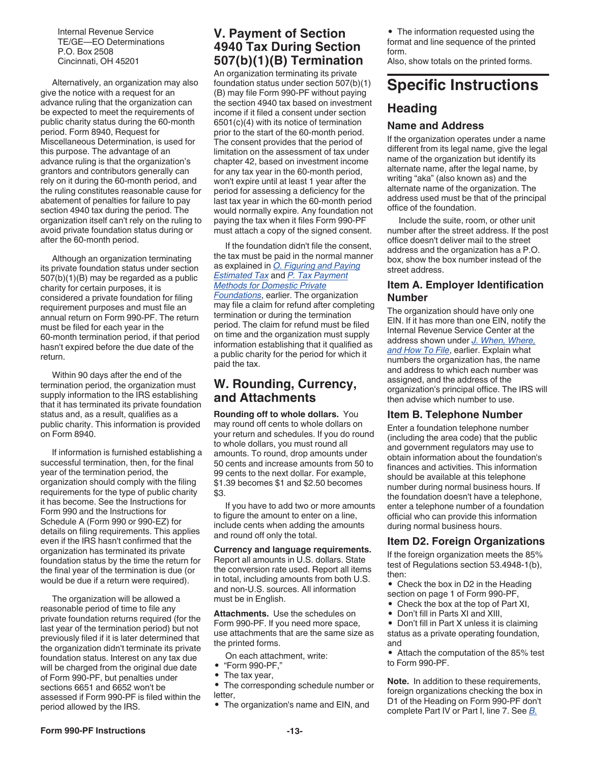Internal Revenue Service
TE/GE—EO Determinations
P.O. Box 2508
Cincinnati, OH 45201

Alternatively, an organization may also give the notice with a request for an advance ruling that the organization can be expected to meet the requirements of public charity status during the 60-month period. Form 8940, Request for Miscellaneous Determination, is used for this purpose. The advantage of an advance ruling is that the organization's grantors and contributors generally can rely on it during the 60-month period, and the ruling constitutes reasonable cause for abatement of penalties for failure to pay section 4940 tax during the period. The organization itself can't rely on the ruling to avoid private foundation status during or after the 60-month period.

Although an organization terminating its private foundation status under section 507(b)(1)(B) may be regarded as a public charity for certain purposes, it is considered a private foundation for filing requirement purposes and must file an annual return on Form 990-PF. The return must be filed for each year in the 60-month termination period, if that period hasn't expired before the due date of the return.

Within 90 days after the end of the termination period, the organization must supply information to the IRS establishing that it has terminated its private foundation status and, as a result, qualifies as a public charity. This information is provided on Form 8940.

If information is furnished establishing a successful termination, then, for the final year of the termination period, the organization should comply with the filing requirements for the type of public charity it has become. See the Instructions for Form 990 and the Instructions for Schedule A (Form 990 or 990-EZ) for details on filing requirements. This applies even if the IRS hasn't confirmed that the organization has terminated its private foundation status by the time the return for the final year of the termination is due (or would be due if a return were required).

The organization will be allowed a reasonable period of time to file any private foundation returns required (for the last year of the termination period) but not previously filed if it is later determined that the organization didn't terminate its private foundation status. Interest on any tax due will be charged from the original due date of Form 990-PF, but penalties under sections 6651 and 6652 won't be assessed if Form 990-PF is filed within the period allowed by the IRS.

## V. Payment of Section 4940 Tax During Section 507(b)(1)(B) Termination

An organization terminating its private foundation status under section 507(b)(1)(B) may file Form 990-PF without paying the section 4940 tax based on investment income if it filed a consent under section 6501(c)(4) with its notice of termination prior to the start of the 60-month period. The consent provides that the period of limitation on the assessment of tax under chapter 42, based on investment income for any tax year in the 60-month period, won't expire until at least 1 year after the period for assessing a deficiency for the last tax year in which the 60-month period would normally expire. Any foundation not paying the tax when it files Form 990-PF must attach a copy of the signed consent.

If the foundation didn't file the consent, the tax must be paid in the normal manner as explained in *O. Figuring and Paying Estimated Tax* and *P. Tax Payment Methods for Domestic Private Foundations*, earlier. The organization may file a claim for refund after completing termination or during the termination period. The claim for refund must be filed on time and the organization must supply information establishing that it qualified as a public charity for the period for which it paid the tax.

## W. Rounding, Currency, and Attachments

**Rounding off to whole dollars.** You may round off cents to whole dollars on your return and schedules. If you do round to whole dollars, you must round all amounts. To round, drop amounts under 50 cents and increase amounts from 50 to 99 cents to the next dollar. For example, $1.39 becomes $1 and $2.50 becomes $3.

If you have to add two or more amounts to figure the amount to enter on a line, include cents when adding the amounts and round off only the total.

**Currency and language requirements.** Report all amounts in U.S. dollars. State the conversion rate used. Report all items in total, including amounts from both U.S. and non-U.S. sources. All information must be in English.

**Attachments.** Use the schedules on Form 990-PF. If you need more space, use attachments that are the same size as the printed forms.

On each attachment, write:

- "Form 990-PF,"
- The tax year,
- The corresponding schedule number or letter,
- The organization's name and EIN, and
- The information requested using the format and line sequence of the printed form.

Also, show totals on the printed forms.

# Specific Instructions

## Heading

### Name and Address

If the organization operates under a name different from its legal name, give the legal name of the organization but identify its alternate name, after the legal name, by writing "aka" (also known as) and the alternate name of the organization. The address used must be that of the principal office of the foundation.

Include the suite, room, or other unit number after the street address. If the post office doesn't deliver mail to the street address and the organization has a P.O. box, show the box number instead of the street address.

### Item A. Employer Identification Number

The organization should have only one EIN. If it has more than one EIN, notify the Internal Revenue Service Center at the address shown under *J. When, Where, and How To File*, earlier. Explain what numbers the organization has, the name and address to which each number was assigned, and the address of the organization's principal office. The IRS will then advise which number to use.

### Item B. Telephone Number

Enter a foundation telephone number (including the area code) that the public and government regulators may use to obtain information about the foundation's finances and activities. This information should be available at this telephone number during normal business hours. If the foundation doesn't have a telephone, enter a telephone number of a foundation official who can provide this information during normal business hours.

### Item D2. Foreign Organizations

If the foreign organization meets the 85% test of Regulations section 53.4948-1(b), then:

- Check the box in D2 in the Heading section on page 1 of Form 990-PF,
- Check the box at the top of Part XI,
- Don't fill in Parts XI and XIII,
- Don't fill in Part X unless it is claiming status as a private operating foundation, and
- Attach the computation of the 85% test to Form 990-PF.

**Note.** In addition to these requirements, foreign organizations checking the box in D1 of the Heading on Form 990-PF don't complete Part IV or Part I, line 7. See *B.*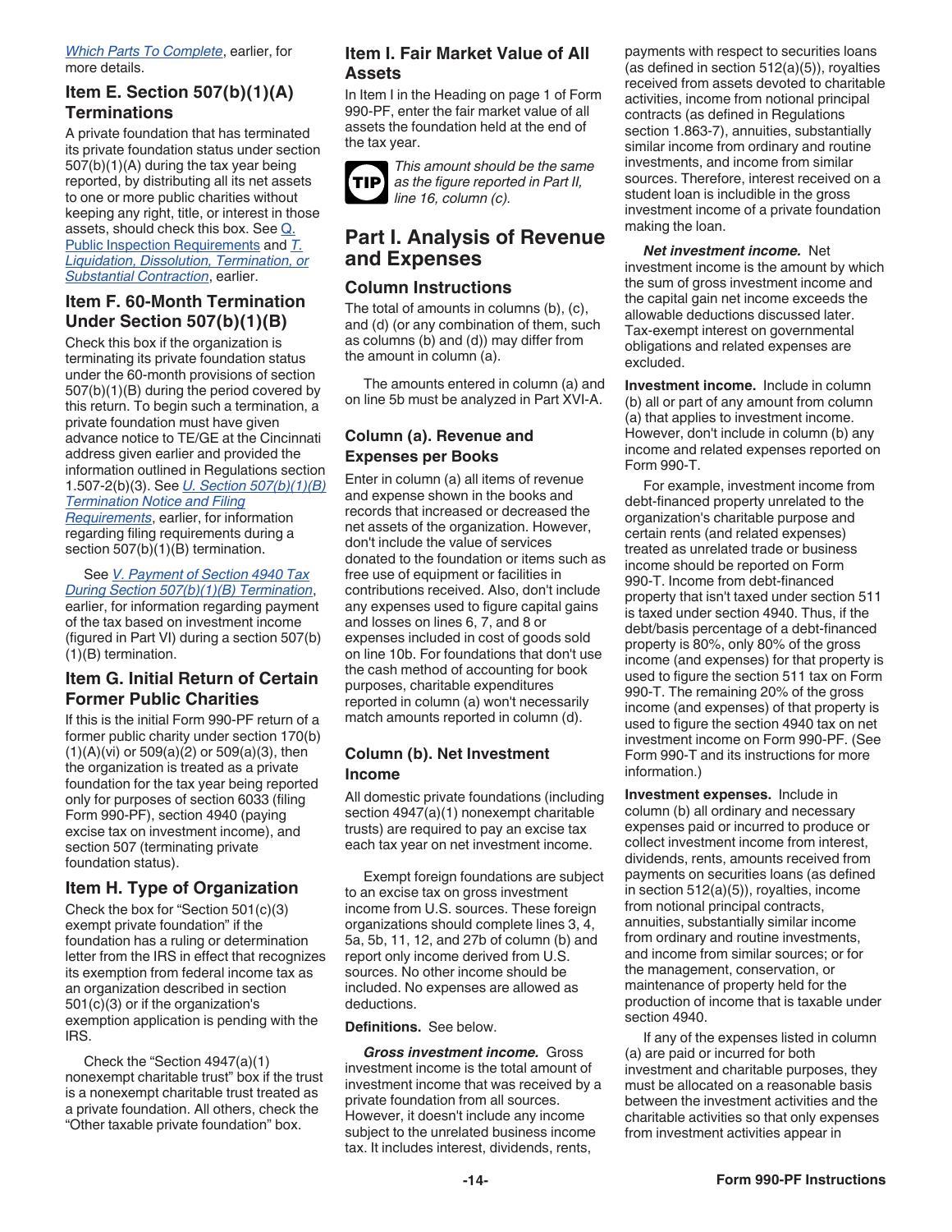*Which Parts To Complete*, earlier, for more details.

### Item E. Section 507(b)(1)(A) Terminations

A private foundation that has terminated its private foundation status under section 507(b)(1)(A) during the tax year being reported, by distributing all its net assets to one or more public charities without keeping any right, title, or interest in those assets, should check this box. See *Q. Public Inspection Requirements* and *T. Liquidation, Dissolution, Termination, or Substantial Contraction*, earlier.

### Item F. 60-Month Termination Under Section 507(b)(1)(B)

Check this box if the organization is terminating its private foundation status under the 60-month provisions of section 507(b)(1)(B) during the period covered by this return. To begin such a termination, a private foundation must have given advance notice to TE/GE at the Cincinnati address given earlier and provided the information outlined in Regulations section 1.507-2(b)(3). See *U. Section 507(b)(1)(B) Termination Notice and Filing Requirements*, earlier, for information regarding filing requirements during a section 507(b)(1)(B) termination.

See *V. Payment of Section 4940 Tax During Section 507(b)(1)(B) Termination*, earlier, for information regarding payment of the tax based on investment income (figured in Part VI) during a section 507(b)(1)(B) termination.

### Item G. Initial Return of Certain Former Public Charities

If this is the initial Form 990-PF return of a former public charity under section 170(b)(1)(A)(vi) or 509(a)(2) or 509(a)(3), then the organization is treated as a private foundation for the tax year being reported only for purposes of section 6033 (filing Form 990-PF), section 4940 (paying excise tax on investment income), and section 507 (terminating private foundation status).

### Item H. Type of Organization

Check the box for "Section 501(c)(3) exempt private foundation" if the foundation has a ruling or determination letter from the IRS in effect that recognizes its exemption from federal income tax as an organization described in section 501(c)(3) or if the organization's exemption application is pending with the IRS.

Check the "Section 4947(a)(1) nonexempt charitable trust" box if the trust is a nonexempt charitable trust treated as a private foundation. All others, check the "Other taxable private foundation" box.

### Item I. Fair Market Value of All Assets

In Item I in the Heading on page 1 of Form 990-PF, enter the fair market value of all assets the foundation held at the end of the tax year.

TIP *This amount should be the same as the figure reported in Part II, line 16, column (c).*

## Part I. Analysis of Revenue and Expenses

### Column Instructions

The total of amounts in columns (b), (c), and (d) (or any combination of them, such as columns (b) and (d)) may differ from the amount in column (a).

The amounts entered in column (a) and on line 5b must be analyzed in Part XVI-A.

### Column (a). Revenue and Expenses per Books

Enter in column (a) all items of revenue and expense shown in the books and records that increased or decreased the net assets of the organization. However, don't include the value of services donated to the foundation or items such as free use of equipment or facilities in contributions received. Also, don't include any expenses used to figure capital gains and losses on lines 6, 7, and 8 or expenses included in cost of goods sold on line 10b. For foundations that don't use the cash method of accounting for book purposes, charitable expenditures reported in column (a) won't necessarily match amounts reported in column (d).

### Column (b). Net Investment Income

All domestic private foundations (including section 4947(a)(1) nonexempt charitable trusts) are required to pay an excise tax each tax year on net investment income.

Exempt foreign foundations are subject to an excise tax on gross investment income from U.S. sources. These foreign organizations should complete lines 3, 4, 5a, 5b, 11, 12, and 27b of column (b) and report only income derived from U.S. sources. No other income should be included. No expenses are allowed as deductions.

**Definitions.** See below.

***Gross investment income.*** Gross investment income is the total amount of investment income that was received by a private foundation from all sources. However, it doesn't include any income subject to the unrelated business income tax. It includes interest, dividends, rents, payments with respect to securities loans (as defined in section 512(a)(5)), royalties received from assets devoted to charitable activities, income from notional principal contracts (as defined in Regulations section 1.863-7), annuities, substantially similar income from ordinary and routine investments, and income from similar sources. Therefore, interest received on a student loan is includible in the gross investment income of a private foundation making the loan.

***Net investment income.*** Net investment income is the amount by which the sum of gross investment income and the capital gain net income exceeds the allowable deductions discussed later. Tax-exempt interest on governmental obligations and related expenses are excluded.

**Investment income.** Include in column (b) all or part of any amount from column (a) that applies to investment income. However, don't include in column (b) any income and related expenses reported on Form 990-T.

For example, investment income from debt-financed property unrelated to the organization's charitable purpose and certain rents (and related expenses) treated as unrelated trade or business income should be reported on Form 990-T. Income from debt-financed property that isn't taxed under section 511 is taxed under section 4940. Thus, if the debt/basis percentage of a debt-financed property is 80%, only 80% of the gross income (and expenses) for that property is used to figure the section 511 tax on Form 990-T. The remaining 20% of the gross income (and expenses) of that property is used to figure the section 4940 tax on net investment income on Form 990-PF. (See Form 990-T and its instructions for more information.)

**Investment expenses.** Include in column (b) all ordinary and necessary expenses paid or incurred to produce or collect investment income from interest, dividends, amounts received from payments on securities loans (as defined in section 512(a)(5)), royalties, income from notional principal contracts, annuities, substantially similar income from ordinary and routine investments, and income from similar sources; or for the management, conservation, or maintenance of property held for the production of income that is taxable under section 4940.

If any of the expenses listed in column (a) are paid or incurred for both investment and charitable purposes, they must be allocated on a reasonable basis between the investment activities and the charitable activities so that only expenses from investment activities appear in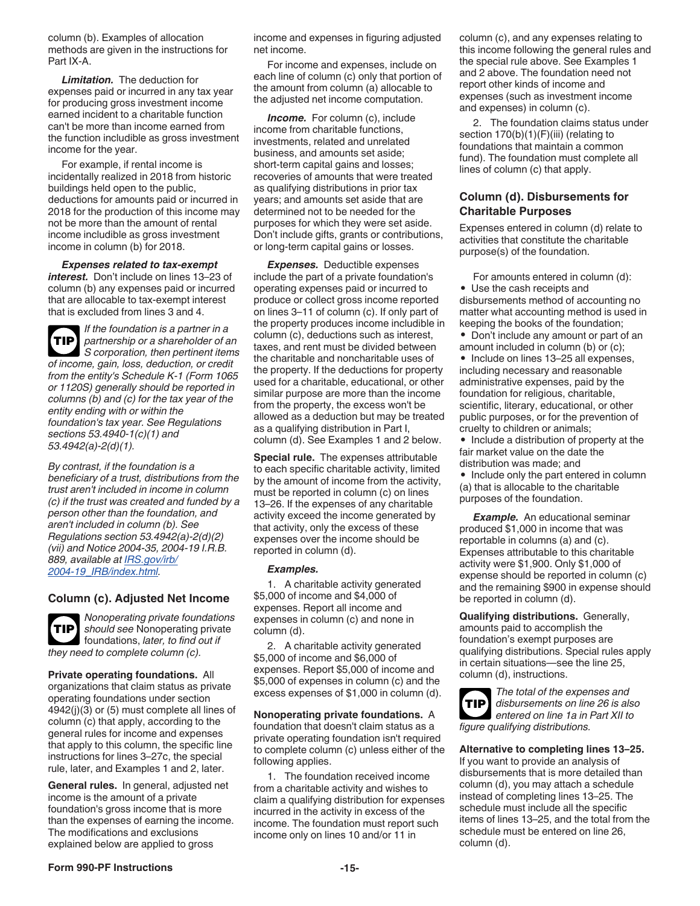column (b). Examples of allocation methods are given in the instructions for Part IX-A.

***Limitation.*** The deduction for expenses paid or incurred in any tax year for producing gross investment income earned incident to a charitable function can't be more than income earned from the function includible as gross investment income for the year.

For example, if rental income is incidentally realized in 2018 from historic buildings held open to the public, deductions for amounts paid or incurred in 2018 for the production of this income may not be more than the amount of rental income includible as gross investment income in column (b) for 2018.

***Expenses related to tax-exempt interest.*** Don't include on lines 13–23 of column (b) any expenses paid or incurred that are allocable to tax-exempt interest that is excluded from lines 3 and 4.

**TIP** *If the foundation is a partner in a partnership or a shareholder of an S corporation, then pertinent items of income, gain, loss, deduction, or credit from the entity's Schedule K-1 (Form 1065 or 1120S) generally should be reported in columns (b) and (c) for the tax year of the entity ending with or within the foundation's tax year. See Regulations sections 53.4940-1(c)(1) and 53.4942(a)-2(d)(1).*

*By contrast, if the foundation is a beneficiary of a trust, distributions from the trust aren't included in income in column (c) if the trust was created and funded by a person other than the foundation, and aren't included in column (b). See Regulations section 53.4942(a)-2(d)(2)(vii) and Notice 2004-35, 2004-19 I.R.B. 889, available at [IRS.gov/irb/2004-19_IRB/index.html](IRS.gov/irb/2004-19_IRB/index.html).*

### Column (c). Adjusted Net Income

**TIP** *Nonoperating private foundations should see* Nonoperating private foundations, *later, to find out if they need to complete column (c).*

**Private operating foundations.** All organizations that claim status as private operating foundations under section 4942(j)(3) or (5) must complete all lines of column (c) that apply, according to the general rules for income and expenses that apply to this column, the specific line instructions for lines 3–27c, the special rule, later, and Examples 1 and 2, later.

**General rules.** In general, adjusted net income is the amount of a private foundation's gross income that is more than the expenses of earning the income. The modifications and exclusions explained below are applied to gross income and expenses in figuring adjusted net income.

For income and expenses, include on each line of column (c) only that portion of the amount from column (a) allocable to the adjusted net income computation.

***Income.*** For column (c), include income from charitable functions, investments, related and unrelated business, and amounts set aside; short-term capital gains and losses; recoveries of amounts that were treated as qualifying distributions in prior tax years; and amounts set aside that are determined not to be needed for the purposes for which they were set aside. Don't include gifts, grants or contributions, or long-term capital gains or losses.

***Expenses.*** Deductible expenses include the part of a private foundation's operating expenses paid or incurred to produce or collect gross income reported on lines 3–11 of column (c). If only part of the property produces income includible in column (c), deductions such as interest, taxes, and rent must be divided between the charitable and noncharitable uses of the property. If the deductions for property used for a charitable, educational, or other similar purpose are more than the income from the property, the excess won't be allowed as a deduction but may be treated as a qualifying distribution in Part I, column (d). See Examples 1 and 2 below.

**Special rule.** The expenses attributable to each specific charitable activity, limited by the amount of income from the activity, must be reported in column (c) on lines 13–26. If the expenses of any charitable activity exceed the income generated by that activity, only the excess of these expenses over the income should be reported in column (d).

***Examples.***

1. A charitable activity generated $5,000 of income and $4,000 of expenses. Report all income and expenses in column (c) and none in column (d).

2. A charitable activity generated $5,000 of income and $6,000 of expenses. Report $5,000 of income and $5,000 of expenses in column (c) and the excess expenses of $1,000 in column (d).

**Nonoperating private foundations.** A foundation that doesn't claim status as a private operating foundation isn't required to complete column (c) unless either of the following applies.

1. The foundation received income from a charitable activity and wishes to claim a qualifying distribution for expenses incurred in the activity in excess of the income. The foundation must report such income only on lines 10 and/or 11 in column (c), and any expenses relating to this income following the general rules and the special rule above. See Examples 1 and 2 above. The foundation need not report other kinds of income and expenses (such as investment income and expenses) in column (c).

2. The foundation claims status under section 170(b)(1)(F)(iii) (relating to foundations that maintain a common fund). The foundation must complete all lines of column (c) that apply.

### Column (d). Disbursements for Charitable Purposes

Expenses entered in column (d) relate to activities that constitute the charitable purpose(s) of the foundation.

For amounts entered in column (d):

- Use the cash receipts and disbursements method of accounting no matter what accounting method is used in keeping the books of the foundation;
- Don't include any amount or part of an amount included in column (b) or (c);
- Include on lines 13–25 all expenses, including necessary and reasonable administrative expenses, paid by the foundation for religious, charitable, scientific, literary, educational, or other public purposes, or for the prevention of cruelty to children or animals;
- Include a distribution of property at the fair market value on the date the distribution was made; and
- Include only the part entered in column (a) that is allocable to the charitable purposes of the foundation.

***Example.*** An educational seminar produced $1,000 in income that was reportable in columns (a) and (c). Expenses attributable to this charitable activity were $1,900. Only $1,000 of expense should be reported in column (c) and the remaining $900 in expense should be reported in column (d).

**Qualifying distributions.** Generally, amounts paid to accomplish the foundation's exempt purposes are qualifying distributions. Special rules apply in certain situations—see the line 25, column (d), instructions.

**TIP** *The total of the expenses and disbursements on line 26 is also entered on line 1a in Part XII to figure qualifying distributions.*

**Alternative to completing lines 13–25.** If you want to provide an analysis of disbursements that is more detailed than column (d), you may attach a schedule instead of completing lines 13–25. The schedule must include all the specific items of lines 13–25, and the total from the schedule must be entered on line 26, column (d).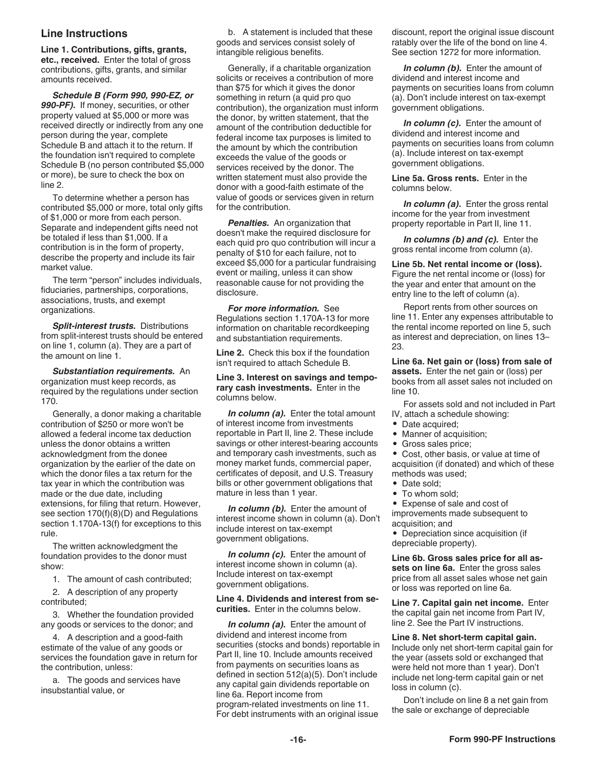## Line Instructions

**Line 1. Contributions, gifts, grants, etc., received.** Enter the total of gross contributions, gifts, grants, and similar amounts received.

***Schedule B (Form 990, 990-EZ, or 990-PF).*** If money, securities, or other property valued at $5,000 or more was received directly or indirectly from any one person during the year, complete Schedule B and attach it to the return. If the foundation isn't required to complete Schedule B (no person contributed $5,000 or more), be sure to check the box on line 2.

To determine whether a person has contributed $5,000 or more, total only gifts of $1,000 or more from each person. Separate and independent gifts need not be totaled if less than $1,000. If a contribution is in the form of property, describe the property and include its fair market value.

The term "person" includes individuals, fiduciaries, partnerships, corporations, associations, trusts, and exempt organizations.

***Split-interest trusts.*** Distributions from split-interest trusts should be entered on line 1, column (a). They are a part of the amount on line 1.

***Substantiation requirements.*** An organization must keep records, as required by the regulations under section 170.

Generally, a donor making a charitable contribution of $250 or more won't be allowed a federal income tax deduction unless the donor obtains a written acknowledgment from the donee organization by the earlier of the date on which the donor files a tax return for the tax year in which the contribution was made or the due date, including extensions, for filing that return. However, see section 170(f)(8)(D) and Regulations section 1.170A-13(f) for exceptions to this rule.

The written acknowledgment the foundation provides to the donor must show:

1. The amount of cash contributed;
2. A description of any property contributed;
3. Whether the foundation provided any goods or services to the donor; and
4. A description and a good-faith estimate of the value of any goods or services the foundation gave in return for the contribution, unless:

a. The goods and services have insubstantial value, or

b. A statement is included that these goods and services consist solely of intangible religious benefits.

Generally, if a charitable organization solicits or receives a contribution of more than $75 for which it gives the donor something in return (a quid pro quo contribution), the organization must inform the donor, by written statement, that the amount of the contribution deductible for federal income tax purposes is limited to the amount by which the contribution exceeds the value of the goods or services received by the donor. The written statement must also provide the donor with a good-faith estimate of the value of goods or services given in return for the contribution.

***Penalties.*** An organization that doesn't make the required disclosure for each quid pro quo contribution will incur a penalty of $10 for each failure, not to exceed $5,000 for a particular fundraising event or mailing, unless it can show reasonable cause for not providing the disclosure.

***For more information.*** See Regulations section 1.170A-13 for more information on charitable recordkeeping and substantiation requirements.

**Line 2.** Check this box if the foundation isn't required to attach Schedule B.

**Line 3. Interest on savings and temporary cash investments.** Enter in the columns below.

***In column (a).*** Enter the total amount of interest income from investments reportable in Part II, line 2. These include savings or other interest-bearing accounts and temporary cash investments, such as money market funds, commercial paper, certificates of deposit, and U.S. Treasury bills or other government obligations that mature in less than 1 year.

***In column (b).*** Enter the amount of interest income shown in column (a). Don't include interest on tax-exempt government obligations.

***In column (c).*** Enter the amount of interest income shown in column (a). Include interest on tax-exempt government obligations.

**Line 4. Dividends and interest from securities.** Enter in the columns below.

***In column (a).*** Enter the amount of dividend and interest income from securities (stocks and bonds) reportable in Part II, line 10. Include amounts received from payments on securities loans as defined in section 512(a)(5). Don't include any capital gain dividends reportable on line 6a. Report income from program-related investments on line 11. For debt instruments with an original issue discount, report the original issue discount ratably over the life of the bond on line 4. See section 1272 for more information.

***In column (b).*** Enter the amount of dividend and interest income and payments on securities loans from column (a). Don't include interest on tax-exempt government obligations.

***In column (c).*** Enter the amount of dividend and interest income and payments on securities loans from column (a). Include interest on tax-exempt government obligations.

**Line 5a. Gross rents.** Enter in the columns below.

***In column (a).*** Enter the gross rental income for the year from investment property reportable in Part II, line 11.

***In columns (b) and (c).*** Enter the gross rental income from column (a).

**Line 5b. Net rental income or (loss).** Figure the net rental income or (loss) for the year and enter that amount on the entry line to the left of column (a).

Report rents from other sources on line 11. Enter any expenses attributable to the rental income reported on line 5, such as interest and depreciation, on lines 13–23.

**Line 6a. Net gain or (loss) from sale of assets.** Enter the net gain or (loss) per books from all asset sales not included on line 10.

For assets sold and not included in Part IV, attach a schedule showing:

- Date acquired;
- Manner of acquisition;
- Gross sales price;
- Cost, other basis, or value at time of acquisition (if donated) and which of these methods was used;
- Date sold;
- To whom sold;
- Expense of sale and cost of improvements made subsequent to acquisition; and
- Depreciation since acquisition (if depreciable property).

**Line 6b. Gross sales price for all assets on line 6a.** Enter the gross sales price from all asset sales whose net gain or loss was reported on line 6a.

**Line 7. Capital gain net income.** Enter the capital gain net income from Part IV, line 2. See the Part IV instructions.

**Line 8. Net short-term capital gain.** Include only net short-term capital gain for the year (assets sold or exchanged that were held not more than 1 year). Don't include net long-term capital gain or net loss in column (c).

Don't include on line 8 a net gain from the sale or exchange of depreciable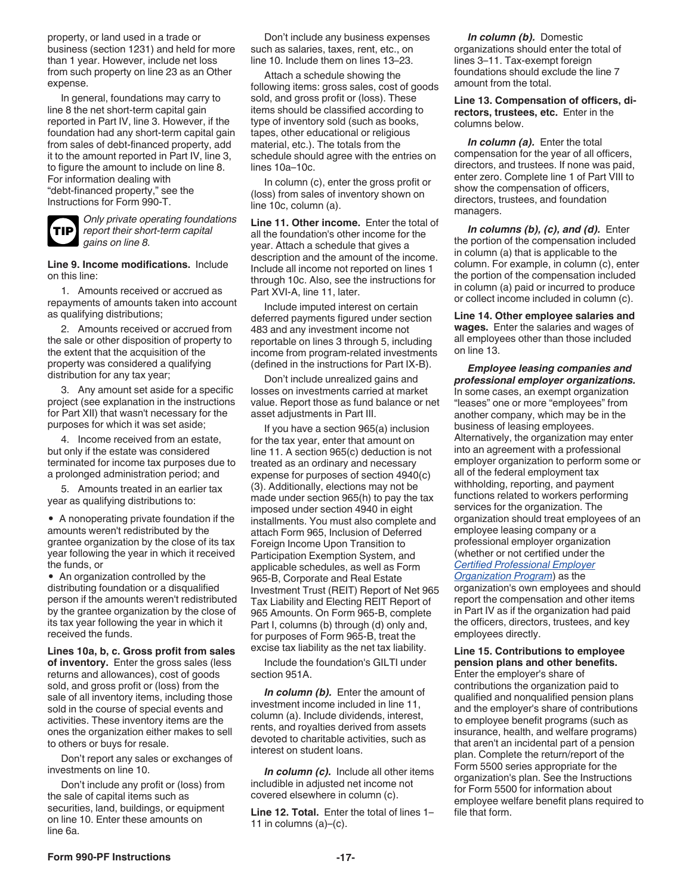property, or land used in a trade or business (section 1231) and held for more than 1 year. However, include net loss from such property on line 23 as an Other expense.

In general, foundations may carry to line 8 the net short-term capital gain reported in Part IV, line 3. However, if the foundation had any short-term capital gain from sales of debt-financed property, add it to the amount reported in Part IV, line 3, to figure the amount to include on line 8. For information dealing with "debt-financed property," see the Instructions for Form 990-T.

TIP *Only private operating foundations report their short-term capital gains on line 8.*

**Line 9. Income modifications.** Include on this line:

1. Amounts received or accrued as repayments of amounts taken into account as qualifying distributions;
2. Amounts received or accrued from the sale or other disposition of property to the extent that the acquisition of the property was considered a qualifying distribution for any tax year;
3. Any amount set aside for a specific project (see explanation in the instructions for Part XII) that wasn't necessary for the purposes for which it was set aside;
4. Income received from an estate, but only if the estate was considered terminated for income tax purposes due to a prolonged administration period; and
5. Amounts treated in an earlier tax year as qualifying distributions to:

- A nonoperating private foundation if the amounts weren't redistributed by the grantee organization by the close of its tax year following the year in which it received the funds, or
- An organization controlled by the distributing foundation or a disqualified person if the amounts weren't redistributed by the grantee organization by the close of its tax year following the year in which it received the funds.

**Lines 10a, b, c. Gross profit from sales of inventory.** Enter the gross sales (less returns and allowances), cost of goods sold, and gross profit or (loss) from the sale of all inventory items, including those sold in the course of special events and activities. These inventory items are the ones the organization either makes to sell to others or buys for resale.

Don't report any sales or exchanges of investments on line 10.

Don't include any profit or (loss) from the sale of capital items such as securities, land, buildings, or equipment on line 10. Enter these amounts on line 6a.

Don't include any business expenses such as salaries, taxes, rent, etc., on line 10. Include them on lines 13–23.

Attach a schedule showing the following items: gross sales, cost of goods sold, and gross profit or (loss). These items should be classified according to type of inventory sold (such as books, tapes, other educational or religious material, etc.). The totals from the schedule should agree with the entries on lines 10a–10c.

In column (c), enter the gross profit or (loss) from sales of inventory shown on line 10c, column (a).

**Line 11. Other income.** Enter the total of all the foundation's other income for the year. Attach a schedule that gives a description and the amount of the income. Include all income not reported on lines 1 through 10c. Also, see the instructions for Part XVI-A, line 11, later.

Include imputed interest on certain deferred payments figured under section 483 and any investment income not reportable on lines 3 through 5, including income from program-related investments (defined in the instructions for Part IX-B).

Don't include unrealized gains and losses on investments carried at market value. Report those as fund balance or net asset adjustments in Part III.

If you have a section 965(a) inclusion for the tax year, enter that amount on line 11. A section 965(c) deduction is not treated as an ordinary and necessary expense for purposes of section 4940(c)(3). Additionally, elections may not be made under section 965(h) to pay the tax imposed under section 4940 in eight installments. You must also complete and attach Form 965, Inclusion of Deferred Foreign Income Upon Transition to Participation Exemption System, and applicable schedules, as well as Form 965-B, Corporate and Real Estate Investment Trust (REIT) Report of Net 965 Tax Liability and Electing REIT Report of 965 Amounts. On Form 965-B, complete Part I, columns (b) through (d) only and, for purposes of Form 965-B, treat the excise tax liability as the net tax liability.

Include the foundation's GILTI under section 951A.

***In column (b).*** Enter the amount of investment income included in line 11, column (a). Include dividends, interest, rents, and royalties derived from assets devoted to charitable activities, such as interest on student loans.

***In column (c).*** Include all other items includible in adjusted net income not covered elsewhere in column (c).

**Line 12. Total.** Enter the total of lines 1–11 in columns (a)–(c).

***In column (b).*** Domestic organizations should enter the total of lines 3–11. Tax-exempt foreign foundations should exclude the line 7 amount from the total.

**Line 13. Compensation of officers, directors, trustees, etc.** Enter in the columns below.

***In column (a).*** Enter the total compensation for the year of all officers, directors, and trustees. If none was paid, enter zero. Complete line 1 of Part VIII to show the compensation of officers, directors, trustees, and foundation managers.

***In columns (b), (c), and (d).*** Enter the portion of the compensation included in column (a) that is applicable to the column. For example, in column (c), enter the portion of the compensation included in column (a) paid or incurred to produce or collect income included in column (c).

**Line 14. Other employee salaries and wages.** Enter the salaries and wages of all employees other than those included on line 13.

***Employee leasing companies and professional employer organizations.*** In some cases, an exempt organization "leases" one or more "employees" from another company, which may be in the business of leasing employees. Alternatively, the organization may enter into an agreement with a professional employer organization to perform some or all of the federal employment tax withholding, reporting, and payment functions related to workers performing services for the organization. The organization should treat employees of an employee leasing company or a professional employer organization (whether or not certified under the *Certified Professional Employer Organization Program*) as the organization's own employees and should report the compensation and other items in Part IV as if the organization had paid the officers, directors, trustees, and key employees directly.

**Line 15. Contributions to employee pension plans and other benefits.** Enter the employer's share of contributions the organization paid to qualified and nonqualified pension plans and the employer's share of contributions to employee benefit programs (such as insurance, health, and welfare programs) that aren't an incidental part of a pension plan. Complete the return/report of the Form 5500 series appropriate for the organization's plan. See the Instructions for Form 5500 for information about employee welfare benefit plans required to file that form.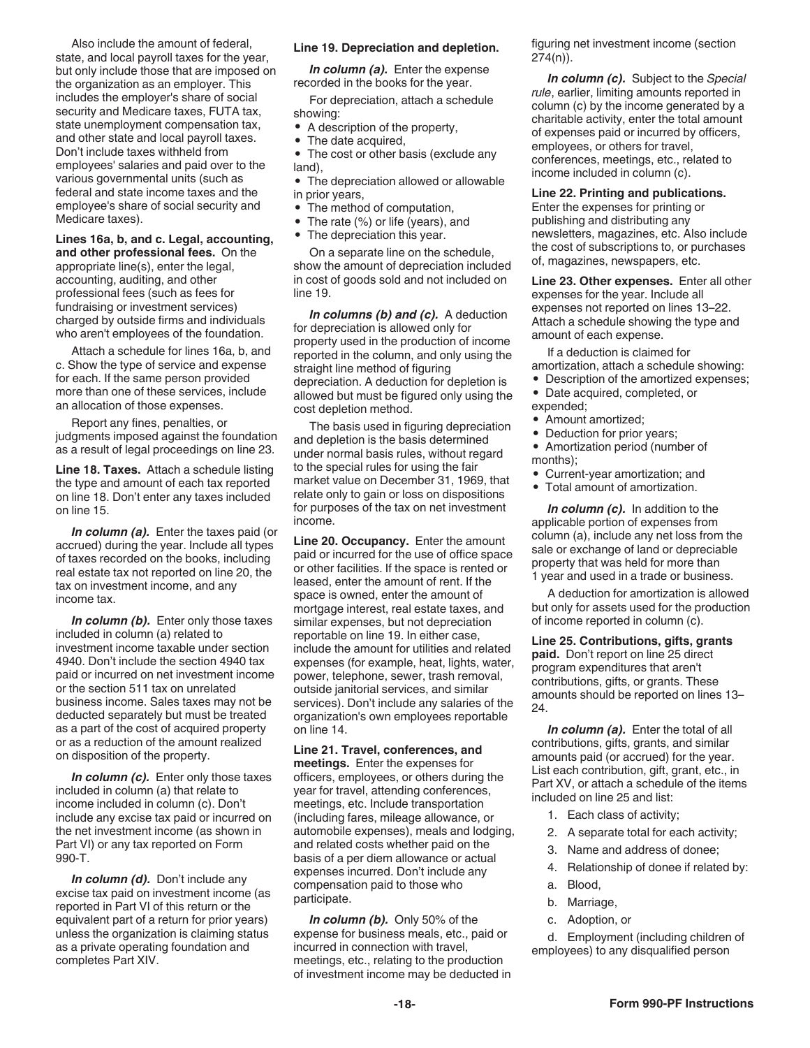Also include the amount of federal, state, and local payroll taxes for the year, but only include those that are imposed on the organization as an employer. This includes the employer's share of social security and Medicare taxes, FUTA tax, state unemployment compensation tax, and other state and local payroll taxes. Don't include taxes withheld from employees' salaries and paid over to the various governmental units (such as federal and state income taxes and the employee's share of social security and Medicare taxes).

**Lines 16a, b, and c. Legal, accounting, and other professional fees.** On the appropriate line(s), enter the legal, accounting, auditing, and other professional fees (such as fees for fundraising or investment services) charged by outside firms and individuals who aren't employees of the foundation.

Attach a schedule for lines 16a, b, and c. Show the type of service and expense for each. If the same person provided more than one of these services, include an allocation of those expenses.

Report any fines, penalties, or judgments imposed against the foundation as a result of legal proceedings on line 23.

**Line 18. Taxes.** Attach a schedule listing the type and amount of each tax reported on line 18. Don't enter any taxes included on line 15.

***In column (a).*** Enter the taxes paid (or accrued) during the year. Include all types of taxes recorded on the books, including real estate tax not reported on line 20, the tax on investment income, and any income tax.

***In column (b).*** Enter only those taxes included in column (a) related to investment income taxable under section 4940. Don't include the section 4940 tax paid or incurred on net investment income or the section 511 tax on unrelated business income. Sales taxes may not be deducted separately but must be treated as a part of the cost of acquired property or as a reduction of the amount realized on disposition of the property.

***In column (c).*** Enter only those taxes included in column (a) that relate to income included in column (c). Don't include any excise tax paid or incurred on the net investment income (as shown in Part VI) or any tax reported on Form 990-T.

***In column (d).*** Don't include any excise tax paid on investment income (as reported in Part VI of this return or the equivalent part of a return for prior years) unless the organization is claiming status as a private operating foundation and completes Part XIV.

**Line 19. Depreciation and depletion.**

***In column (a).*** Enter the expense recorded in the books for the year.

For depreciation, attach a schedule showing:

- A description of the property,
- The date acquired,
- The cost or other basis (exclude any land),
- The depreciation allowed or allowable in prior years,
- The method of computation,
- The rate (%) or life (years), and
- The depreciation this year.

On a separate line on the schedule, show the amount of depreciation included in cost of goods sold and not included on line 19.

***In columns (b) and (c).*** A deduction for depreciation is allowed only for property used in the production of income reported in the column, and only using the straight line method of figuring depreciation. A deduction for depletion is allowed but must be figured only using the cost depletion method.

The basis used in figuring depreciation and depletion is the basis determined under normal basis rules, without regard to the special rules for using the fair market value on December 31, 1969, that relate only to gain or loss on dispositions for purposes of the tax on net investment income.

**Line 20. Occupancy.** Enter the amount paid or incurred for the use of office space or other facilities. If the space is rented or leased, enter the amount of rent. If the space is owned, enter the amount of mortgage interest, real estate taxes, and similar expenses, but not depreciation reportable on line 19. In either case, include the amount for utilities and related expenses (for example, heat, lights, water, power, telephone, sewer, trash removal, outside janitorial services, and similar services). Don't include any salaries of the organization's own employees reportable on line 14.

**Line 21. Travel, conferences, and meetings.** Enter the expenses for officers, employees, or others during the year for travel, attending conferences, meetings, etc. Include transportation (including fares, mileage allowance, or automobile expenses), meals and lodging, and related costs whether paid on the basis of a per diem allowance or actual expenses incurred. Don't include any compensation paid to those who participate.

***In column (b).*** Only 50% of the expense for business meals, etc., paid or incurred in connection with travel, meetings, etc., relating to the production of investment income may be deducted in figuring net investment income (section 274(n)).

***In column (c).*** Subject to the *Special rule*, earlier, limiting amounts reported in column (c) by the income generated by a charitable activity, enter the total amount of expenses paid or incurred by officers, employees, or others for travel, conferences, meetings, etc., related to income included in column (c).

**Line 22. Printing and publications.** Enter the expenses for printing or publishing and distributing any newsletters, magazines, etc. Also include the cost of subscriptions to, or purchases of, magazines, newspapers, etc.

**Line 23. Other expenses.** Enter all other expenses for the year. Include all expenses not reported on lines 13–22. Attach a schedule showing the type and amount of each expense.

If a deduction is claimed for amortization, attach a schedule showing:

- Description of the amortized expenses;
- Date acquired, completed, or expended;
- Amount amortized;
- Deduction for prior years;
- Amortization period (number of months);
- Current-year amortization; and
- Total amount of amortization.

***In column (c).*** In addition to the applicable portion of expenses from column (a), include any net loss from the sale or exchange of land or depreciable property that was held for more than 1 year and used in a trade or business.

A deduction for amortization is allowed but only for assets used for the production of income reported in column (c).

**Line 25. Contributions, gifts, grants paid.** Don't report on line 25 direct program expenditures that aren't contributions, gifts, or grants. These amounts should be reported on lines 13–24.

***In column (a).*** Enter the total of all contributions, gifts, grants, and similar amounts paid (or accrued) for the year. List each contribution, gift, grant, etc., in Part XV, or attach a schedule of the items included on line 25 and list:

1. Each class of activity;
2. A separate total for each activity;
3. Name and address of donee;
4. Relationship of donee if related by:

a. Blood,

b. Marriage,

c. Adoption, or

d. Employment (including children of employees) to any disqualified person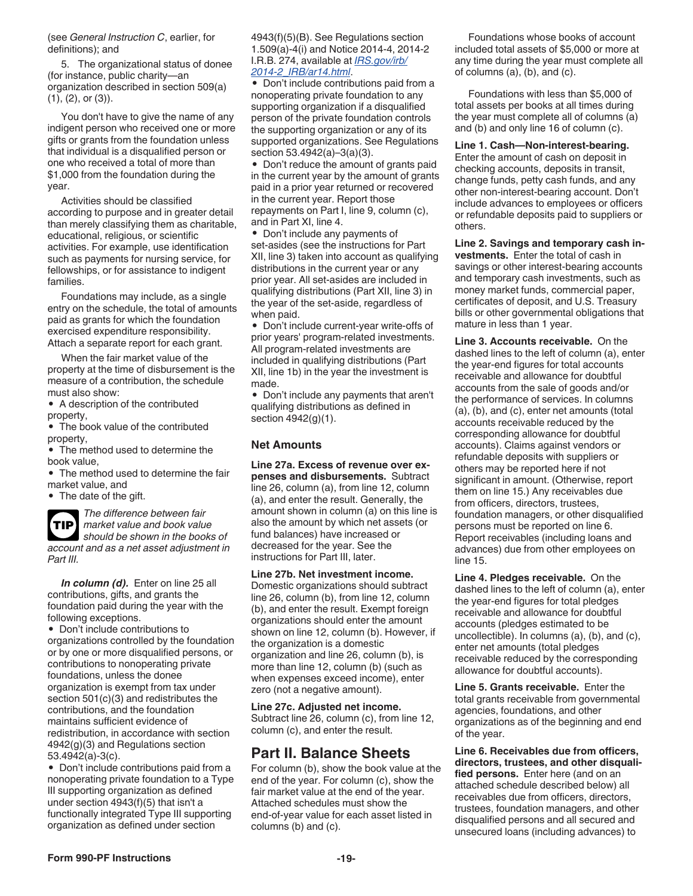(see *General Instruction C*, earlier, for definitions); and

5. The organizational status of donee (for instance, public charity—an organization described in section 509(a)(1), (2), or (3)).

You don't have to give the name of any indigent person who received one or more gifts or grants from the foundation unless that individual is a disqualified person or one who received a total of more than $1,000 from the foundation during the year.

Activities should be classified according to purpose and in greater detail than merely classifying them as charitable, educational, religious, or scientific activities. For example, use identification such as payments for nursing service, for fellowships, or for assistance to indigent families.

Foundations may include, as a single entry on the schedule, the total of amounts paid as grants for which the foundation exercised expenditure responsibility. Attach a separate report for each grant.

When the fair market value of the property at the time of disbursement is the measure of a contribution, the schedule must also show:

- A description of the contributed property,
- The book value of the contributed property,
- The method used to determine the book value,
- The method used to determine the fair market value, and
- The date of the gift.

**TIP** *The difference between fair market value and book value should be shown in the books of account and as a net asset adjustment in Part III.*

***In column (d).*** Enter on line 25 all contributions, gifts, and grants the foundation paid during the year with the following exceptions.

- Don't include contributions to organizations controlled by the foundation or by one or more disqualified persons, or contributions to nonoperating private foundations, unless the donee organization is exempt from tax under section 501(c)(3) and redistributes the contributions, and the foundation maintains sufficient evidence of redistribution, in accordance with section 4942(g)(3) and Regulations section 53.4942(a)-3(c).
- Don't include contributions paid from a nonoperating private foundation to a Type III supporting organization as defined under section 4943(f)(5) that isn't a functionally integrated Type III supporting organization as defined under section 4943(f)(5)(B). See Regulations section 1.509(a)-4(i) and Notice 2014-4, 2014-2 I.R.B. 274, available at *IRS.gov/irb/2014-2_IRB/ar14.html*.
- Don't include contributions paid from a nonoperating private foundation to any supporting organization if a disqualified person of the private foundation controls the supporting organization or any of its supported organizations. See Regulations section 53.4942(a)–3(a)(3).
- Don't reduce the amount of grants paid in the current year by the amount of grants paid in a prior year returned or recovered in the current year. Report those repayments on Part I, line 9, column (c), and in Part XI, line 4.
- Don't include any payments of set-asides (see the instructions for Part XII, line 3) taken into account as qualifying distributions in the current year or any prior year. All set-asides are included in qualifying distributions (Part XII, line 3) in the year of the set-aside, regardless of when paid.
- Don't include current-year write-offs of prior years' program-related investments. All program-related investments are included in qualifying distributions (Part XII, line 1b) in the year the investment is made.
- Don't include any payments that aren't qualifying distributions as defined in section 4942(g)(1).

### Net Amounts

**Line 27a. Excess of revenue over expenses and disbursements.** Subtract line 26, column (a), from line 12, column (a), and enter the result. Generally, the amount shown in column (a) on this line is also the amount by which net assets (or fund balances) have increased or decreased for the year. See the instructions for Part III, later.

**Line 27b. Net investment income.** Domestic organizations should subtract line 26, column (b), from line 12, column (b), and enter the result. Exempt foreign organizations should enter the amount shown on line 12, column (b). However, if the organization is a domestic organization and line 26, column (b), is more than line 12, column (b) (such as when expenses exceed income), enter zero (not a negative amount).

**Line 27c. Adjusted net income.** Subtract line 26, column (c), from line 12, column (c), and enter the result.

## Part II. Balance Sheets

For column (b), show the book value at the end of the year. For column (c), show the fair market value at the end of the year. Attached schedules must show the end-of-year value for each asset listed in columns (b) and (c).

Foundations whose books of account included total assets of $5,000 or more at any time during the year must complete all of columns (a), (b), and (c).

Foundations with less than $5,000 of total assets per books at all times during the year must complete all of columns (a) and (b) and only line 16 of column (c).

**Line 1. Cash—Non-interest-bearing.** Enter the amount of cash on deposit in checking accounts, deposits in transit, change funds, petty cash funds, and any other non-interest-bearing account. Don't include advances to employees or officers or refundable deposits paid to suppliers or others.

**Line 2. Savings and temporary cash investments.** Enter the total of cash in savings or other interest-bearing accounts and temporary cash investments, such as money market funds, commercial paper, certificates of deposit, and U.S. Treasury bills or other governmental obligations that mature in less than 1 year.

**Line 3. Accounts receivable.** On the dashed lines to the left of column (a), enter the year-end figures for total accounts receivable and allowance for doubtful accounts from the sale of goods and/or the performance of services. In columns (a), (b), and (c), enter net amounts (total accounts receivable reduced by the corresponding allowance for doubtful accounts). Claims against vendors or refundable deposits with suppliers or others may be reported here if not significant in amount. (Otherwise, report them on line 15.) Any receivables due from officers, directors, trustees, foundation managers, or other disqualified persons must be reported on line 6. Report receivables (including loans and advances) due from other employees on line 15.

**Line 4. Pledges receivable.** On the dashed lines to the left of column (a), enter the year-end figures for total pledges receivable and allowance for doubtful accounts (pledges estimated to be uncollectible). In columns (a), (b), and (c), enter net amounts (total pledges receivable reduced by the corresponding allowance for doubtful accounts).

**Line 5. Grants receivable.** Enter the total grants receivable from governmental agencies, foundations, and other organizations as of the beginning and end of the year.

**Line 6. Receivables due from officers, directors, trustees, and other disqualified persons.** Enter here (and on an attached schedule described below) all receivables due from officers, directors, trustees, foundation managers, and other disqualified persons and all secured and unsecured loans (including advances) to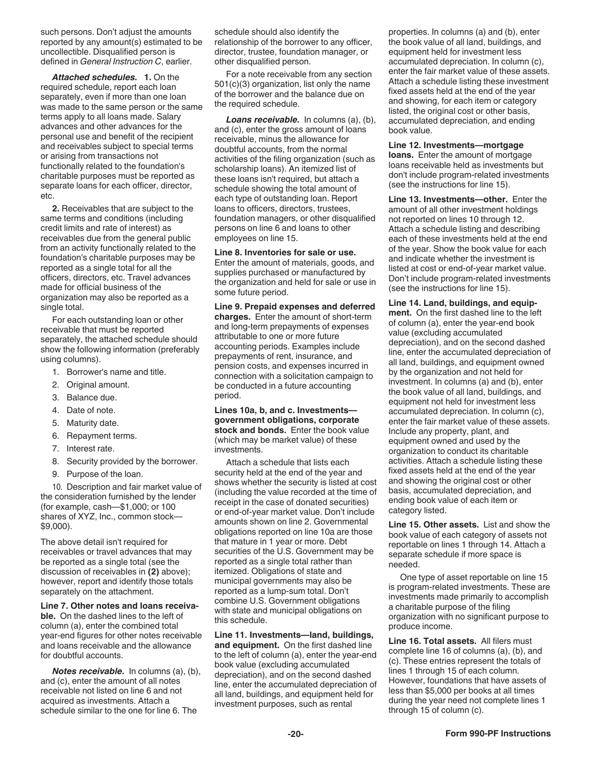such persons. Don't adjust the amounts reported by any amount(s) estimated to be uncollectible. Disqualified person is defined in *General Instruction C*, earlier.

***Attached schedules.*** **1.** On the required schedule, report each loan separately, even if more than one loan was made to the same person or the same terms apply to all loans made. Salary advances and other advances for the personal use and benefit of the recipient and receivables subject to special terms or arising from transactions not functionally related to the foundation's charitable purposes must be reported as separate loans for each officer, director, etc.

**2.** Receivables that are subject to the same terms and conditions (including credit limits and rate of interest) as receivables due from the general public from an activity functionally related to the foundation's charitable purposes may be reported as a single total for all the officers, directors, etc. Travel advances made for official business of the organization may also be reported as a single total.

For each outstanding loan or other receivable that must be reported separately, the attached schedule should show the following information (preferably using columns).

1. Borrower's name and title.
2. Original amount.
3. Balance due.
4. Date of note.
5. Maturity date.
6. Repayment terms.
7. Interest rate.
8. Security provided by the borrower.
9. Purpose of the loan.
10. Description and fair market value of the consideration furnished by the lender (for example, cash—$1,000; or 100 shares of XYZ, Inc., common stock—$9,000).

The above detail isn't required for receivables or travel advances that may be reported as a single total (see the discussion of receivables in **(2)** above); however, report and identify those totals separately on the attachment.

**Line 7. Other notes and loans receivable.** On the dashed lines to the left of column (a), enter the combined total year-end figures for other notes receivable and loans receivable and the allowance for doubtful accounts.

***Notes receivable.*** In columns (a), (b), and (c), enter the amount of all notes receivable not listed on line 6 and not acquired as investments. Attach a schedule similar to the one for line 6. The schedule should also identify the relationship of the borrower to any officer, director, trustee, foundation manager, or other disqualified person.

For a note receivable from any section 501(c)(3) organization, list only the name of the borrower and the balance due on the required schedule.

***Loans receivable.*** In columns (a), (b), and (c), enter the gross amount of loans receivable, minus the allowance for doubtful accounts, from the normal activities of the filing organization (such as scholarship loans). An itemized list of these loans isn't required, but attach a schedule showing the total amount of each type of outstanding loan. Report loans to officers, directors, trustees, foundation managers, or other disqualified persons on line 6 and loans to other employees on line 15.

**Line 8. Inventories for sale or use.** Enter the amount of materials, goods, and supplies purchased or manufactured by the organization and held for sale or use in some future period.

**Line 9. Prepaid expenses and deferred charges.** Enter the amount of short-term and long-term prepayments of expenses attributable to one or more future accounting periods. Examples include prepayments of rent, insurance, and pension costs, and expenses incurred in connection with a solicitation campaign to be conducted in a future accounting period.

**Lines 10a, b, and c. Investments—government obligations, corporate stock and bonds.** Enter the book value (which may be market value) of these investments.

Attach a schedule that lists each security held at the end of the year and shows whether the security is listed at cost (including the value recorded at the time of receipt in the case of donated securities) or end-of-year market value. Don't include amounts shown on line 2. Governmental obligations reported on line 10a are those that mature in 1 year or more. Debt securities of the U.S. Government may be reported as a single total rather than itemized. Obligations of state and municipal governments may also be reported as a lump-sum total. Don't combine U.S. Government obligations with state and municipal obligations on this schedule.

**Line 11. Investments—land, buildings, and equipment.** On the first dashed line to the left of column (a), enter the year-end book value (excluding accumulated depreciation), and on the second dashed line, enter the accumulated depreciation of all land, buildings, and equipment held for investment purposes, such as rental properties. In columns (a) and (b), enter the book value of all land, buildings, and equipment held for investment less accumulated depreciation. In column (c), enter the fair market value of these assets. Attach a schedule listing these investment fixed assets held at the end of the year and showing, for each item or category listed, the original cost or other basis, accumulated depreciation, and ending book value.

**Line 12. Investments—mortgage loans.** Enter the amount of mortgage loans receivable held as investments but don't include program-related investments (see the instructions for line 15).

**Line 13. Investments—other.** Enter the amount of all other investment holdings not reported on lines 10 through 12. Attach a schedule listing and describing each of these investments held at the end of the year. Show the book value for each and indicate whether the investment is listed at cost or end-of-year market value. Don't include program-related investments (see the instructions for line 15).

**Line 14. Land, buildings, and equipment.** On the first dashed line to the left of column (a), enter the year-end book value (excluding accumulated depreciation), and on the second dashed line, enter the accumulated depreciation of all land, buildings, and equipment owned by the organization and not held for investment. In columns (a) and (b), enter the book value of all land, buildings, and equipment not held for investment less accumulated depreciation. In column (c), enter the fair market value of these assets. Include any property, plant, and equipment owned and used by the organization to conduct its charitable activities. Attach a schedule listing these fixed assets held at the end of the year and showing the original cost or other basis, accumulated depreciation, and ending book value of each item or category listed.

**Line 15. Other assets.** List and show the book value of each category of assets not reportable on lines 1 through 14. Attach a separate schedule if more space is needed.

One type of asset reportable on line 15 is program-related investments. These are investments made primarily to accomplish a charitable purpose of the filing organization with no significant purpose to produce income.

**Line 16. Total assets.** All filers must complete line 16 of columns (a), (b), and (c). These entries represent the totals of lines 1 through 15 of each column. However, foundations that have assets of less than $5,000 per books at all times during the year need not complete lines 1 through 15 of column (c).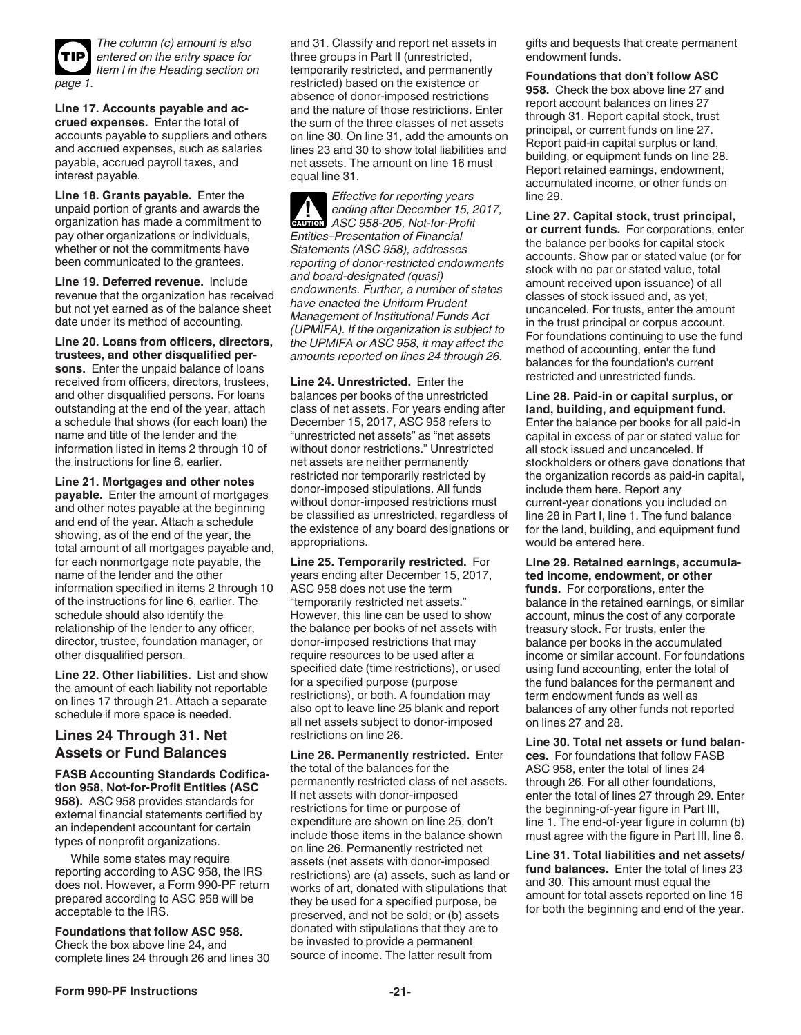TIP *The column (c) amount is also entered on the entry space for Item I in the Heading section on page 1.*

**Line 17. Accounts payable and accrued expenses.** Enter the total of accounts payable to suppliers and others and accrued expenses, such as salaries payable, accrued payroll taxes, and interest payable.

**Line 18. Grants payable.** Enter the unpaid portion of grants and awards the organization has made a commitment to pay other organizations or individuals, whether or not the commitments have been communicated to the grantees.

**Line 19. Deferred revenue.** Include revenue that the organization has received but not yet earned as of the balance sheet date under its method of accounting.

**Line 20. Loans from officers, directors, trustees, and other disqualified persons.** Enter the unpaid balance of loans received from officers, directors, trustees, and other disqualified persons. For loans outstanding at the end of the year, attach a schedule that shows (for each loan) the name and title of the lender and the information listed in items 2 through 10 of the instructions for line 6, earlier.

**Line 21. Mortgages and other notes payable.** Enter the amount of mortgages and other notes payable at the beginning and end of the year. Attach a schedule showing, as of the end of the year, the total amount of all mortgages payable and, for each nonmortgage note payable, the name of the lender and the other information specified in items 2 through 10 of the instructions for line 6, earlier. The schedule should also identify the relationship of the lender to any officer, director, trustee, foundation manager, or other disqualified person.

**Line 22. Other liabilities.** List and show the amount of each liability not reportable on lines 17 through 21. Attach a separate schedule if more space is needed.

## Lines 24 Through 31. Net Assets or Fund Balances

**FASB Accounting Standards Codification 958, Not-for-Profit Entities (ASC 958).** ASC 958 provides standards for external financial statements certified by an independent accountant for certain types of nonprofit organizations.

While some states may require reporting according to ASC 958, the IRS does not. However, a Form 990-PF return prepared according to ASC 958 will be acceptable to the IRS.

**Foundations that follow ASC 958.** Check the box above line 24, and complete lines 24 through 26 and lines 30 and 31. Classify and report net assets in three groups in Part II (unrestricted, temporarily restricted, and permanently restricted) based on the existence or absence of donor-imposed restrictions and the nature of those restrictions. Enter the sum of the three classes of net assets on line 30. On line 31, add the amounts on lines 23 and 30 to show total liabilities and net assets. The amount on line 16 must equal line 31.

CAUTION *Effective for reporting years ending after December 15, 2017, ASC 958-205, Not-for-Profit Entities–Presentation of Financial Statements (ASC 958), addresses reporting of donor-restricted endowments and board-designated (quasi) endowments. Further, a number of states have enacted the Uniform Prudent Management of Institutional Funds Act (UPMIFA). If the organization is subject to the UPMIFA or ASC 958, it may affect the amounts reported on lines 24 through 26.*

**Line 24. Unrestricted.** Enter the balances per books of the unrestricted class of net assets. For years ending after December 15, 2017, ASC 958 refers to "unrestricted net assets" as "net assets without donor restrictions." Unrestricted net assets are neither permanently restricted nor temporarily restricted by donor-imposed stipulations. All funds without donor-imposed restrictions must be classified as unrestricted, regardless of the existence of any board designations or appropriations.

**Line 25. Temporarily restricted.** For years ending after December 15, 2017, ASC 958 does not use the term "temporarily restricted net assets." However, this line can be used to show the balance per books of net assets with donor-imposed restrictions that may require resources to be used after a specified date (time restrictions), or used for a specified purpose (purpose restrictions), or both. A foundation may also opt to leave line 25 blank and report all net assets subject to donor-imposed restrictions on line 26.

**Line 26. Permanently restricted.** Enter the total of the balances for the permanently restricted class of net assets. If net assets with donor-imposed restrictions for time or purpose of expenditure are shown on line 25, don't include those items in the balance shown on line 26. Permanently restricted net assets (net assets with donor-imposed restrictions) are (a) assets, such as land or works of art, donated with stipulations that they be used for a specified purpose, be preserved, and not be sold; or (b) assets donated with stipulations that they are to be invested to provide a permanent source of income. The latter result from gifts and bequests that create permanent endowment funds.

**Foundations that don't follow ASC 958.** Check the box above line 27 and report account balances on lines 27 through 31. Report capital stock, trust principal, or current funds on line 27. Report paid-in capital surplus or land, building, or equipment funds on line 28. Report retained earnings, endowment, accumulated income, or other funds on line 29.

**Line 27. Capital stock, trust principal, or current funds.** For corporations, enter the balance per books for capital stock accounts. Show par or stated value (or for stock with no par or stated value, total amount received upon issuance) of all classes of stock issued and, as yet, uncanceled. For trusts, enter the amount in the trust principal or corpus account. For foundations continuing to use the fund method of accounting, enter the fund balances for the foundation's current restricted and unrestricted funds.

**Line 28. Paid-in or capital surplus, or land, building, and equipment fund.** Enter the balance per books for all paid-in capital in excess of par or stated value for all stock issued and uncanceled. If stockholders or others gave donations that the organization records as paid-in capital, include them here. Report any current-year donations you included on line 28 in Part I, line 1. The fund balance for the land, building, and equipment fund would be entered here.

**Line 29. Retained earnings, accumulated income, endowment, or other funds.** For corporations, enter the balance in the retained earnings, or similar account, minus the cost of any corporate treasury stock. For trusts, enter the balance per books in the accumulated income or similar account. For foundations using fund accounting, enter the total of the fund balances for the permanent and term endowment funds as well as balances of any other funds not reported on lines 27 and 28.

**Line 30. Total net assets or fund balances.** For foundations that follow FASB ASC 958, enter the total of lines 24 through 26. For all other foundations, enter the total of lines 27 through 29. Enter the beginning-of-year figure in Part III, line 1. The end-of-year figure in column (b) must agree with the figure in Part III, line 6.

**Line 31. Total liabilities and net assets/fund balances.** Enter the total of lines 23 and 30. This amount must equal the amount for total assets reported on line 16 for both the beginning and end of the year.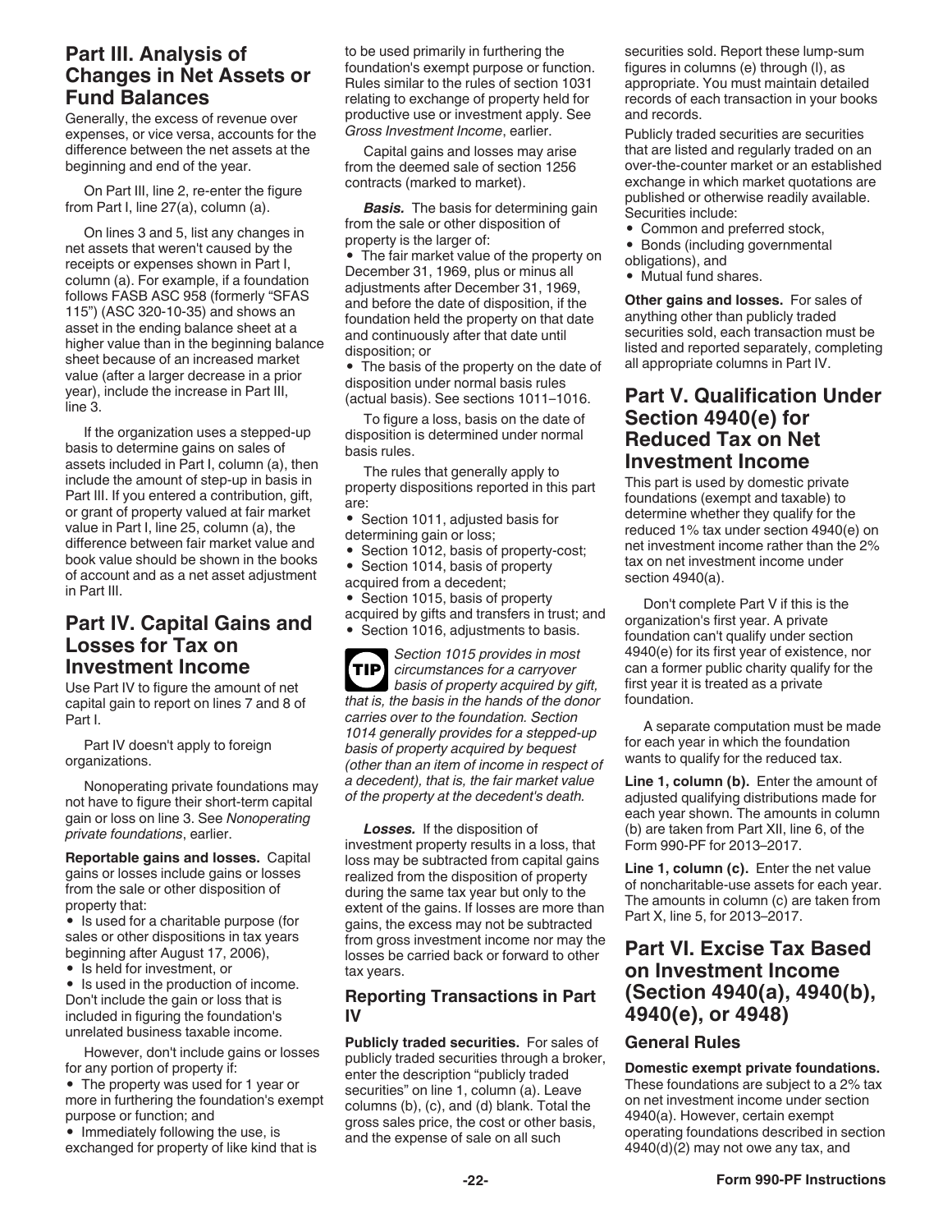## Part III. Analysis of Changes in Net Assets or Fund Balances

Generally, the excess of revenue over expenses, or vice versa, accounts for the difference between the net assets at the beginning and end of the year.

On Part III, line 2, re-enter the figure from Part I, line 27(a), column (a).

On lines 3 and 5, list any changes in net assets that weren't caused by the receipts or expenses shown in Part I, column (a). For example, if a foundation follows FASB ASC 958 (formerly "SFAS 115") (ASC 320-10-35) and shows an asset in the ending balance sheet at a higher value than in the beginning balance sheet because of an increased market value (after a larger decrease in a prior year), include the increase in Part III, line 3.

If the organization uses a stepped-up basis to determine gains on sales of assets included in Part I, column (a), then include the amount of step-up in basis in Part III. If you entered a contribution, gift, or grant of property valued at fair market value in Part I, line 25, column (a), the difference between fair market value and book value should be shown in the books of account and as a net asset adjustment in Part III.

## Part IV. Capital Gains and Losses for Tax on Investment Income

Use Part IV to figure the amount of net capital gain to report on lines 7 and 8 of Part I.

Part IV doesn't apply to foreign organizations.

Nonoperating private foundations may not have to figure their short-term capital gain or loss on line 3. See *Nonoperating private foundations*, earlier.

**Reportable gains and losses.** Capital gains or losses include gains or losses from the sale or other disposition of property that:

- Is used for a charitable purpose (for sales or other dispositions in tax years beginning after August 17, 2006),
- Is held for investment, or
- Is used in the production of income.

Don't include the gain or loss that is included in figuring the foundation's unrelated business taxable income.

However, don't include gains or losses for any portion of property if:

- The property was used for 1 year or more in furthering the foundation's exempt purpose or function; and
- Immediately following the use, is exchanged for property of like kind that is to be used primarily in furthering the foundation's exempt purpose or function. Rules similar to the rules of section 1031 relating to exchange of property held for productive use or investment apply. See *Gross Investment Income*, earlier.

Capital gains and losses may arise from the deemed sale of section 1256 contracts (marked to market).

***Basis.*** The basis for determining gain from the sale or other disposition of property is the larger of:

- The fair market value of the property on December 31, 1969, plus or minus all adjustments after December 31, 1969, and before the date of disposition, if the foundation held the property on that date and continuously after that date until disposition; or
- The basis of the property on the date of disposition under normal basis rules (actual basis). See sections 1011–1016.

To figure a loss, basis on the date of disposition is determined under normal basis rules.

The rules that generally apply to property dispositions reported in this part are:

- Section 1011, adjusted basis for determining gain or loss;
- Section 1012, basis of property-cost;
- Section 1014, basis of property acquired from a decedent;
- Section 1015, basis of property acquired by gifts and transfers in trust; and
- Section 1016, adjustments to basis.

**TIP** *Section 1015 provides in most circumstances for a carryover basis of property acquired by gift, that is, the basis in the hands of the donor carries over to the foundation. Section 1014 generally provides for a stepped-up basis of property acquired by bequest (other than an item of income in respect of a decedent), that is, the fair market value of the property at the decedent's death.*

***Losses.*** If the disposition of investment property results in a loss, that loss may be subtracted from capital gains realized from the disposition of property during the same tax year but only to the extent of the gains. If losses are more than gains, the excess may not be subtracted from gross investment income nor may the losses be carried back or forward to other tax years.

### Reporting Transactions in Part IV

**Publicly traded securities.** For sales of publicly traded securities through a broker, enter the description "publicly traded securities" on line 1, column (a). Leave columns (b), (c), and (d) blank. Total the gross sales price, the cost or other basis, and the expense of sale on all such securities sold. Report these lump-sum figures in columns (e) through (l), as appropriate. You must maintain detailed records of each transaction in your books and records.

Publicly traded securities are securities that are listed and regularly traded on an over-the-counter market or an established exchange in which market quotations are published or otherwise readily available. Securities include:

- Common and preferred stock,
- Bonds (including governmental obligations), and
- Mutual fund shares.

**Other gains and losses.** For sales of anything other than publicly traded securities sold, each transaction must be listed and reported separately, completing all appropriate columns in Part IV.

## Part V. Qualification Under Section 4940(e) for Reduced Tax on Net Investment Income

This part is used by domestic private foundations (exempt and taxable) to determine whether they qualify for the reduced 1% tax under section 4940(e) on net investment income rather than the 2% tax on net investment income under section 4940(a).

Don't complete Part V if this is the organization's first year. A private foundation can't qualify under section 4940(e) for its first year of existence, nor can a former public charity qualify for the first year it is treated as a private foundation.

A separate computation must be made for each year in which the foundation wants to qualify for the reduced tax.

**Line 1, column (b).** Enter the amount of adjusted qualifying distributions made for each year shown. The amounts in column (b) are taken from Part XII, line 6, of the Form 990-PF for 2013–2017.

**Line 1, column (c).** Enter the net value of noncharitable-use assets for each year. The amounts in column (c) are taken from Part X, line 5, for 2013–2017.

## Part VI. Excise Tax Based on Investment Income (Section 4940(a), 4940(b), 4940(e), or 4948)

### General Rules

**Domestic exempt private foundations.** These foundations are subject to a 2% tax on net investment income under section 4940(a). However, certain exempt operating foundations described in section 4940(d)(2) may not owe any tax, and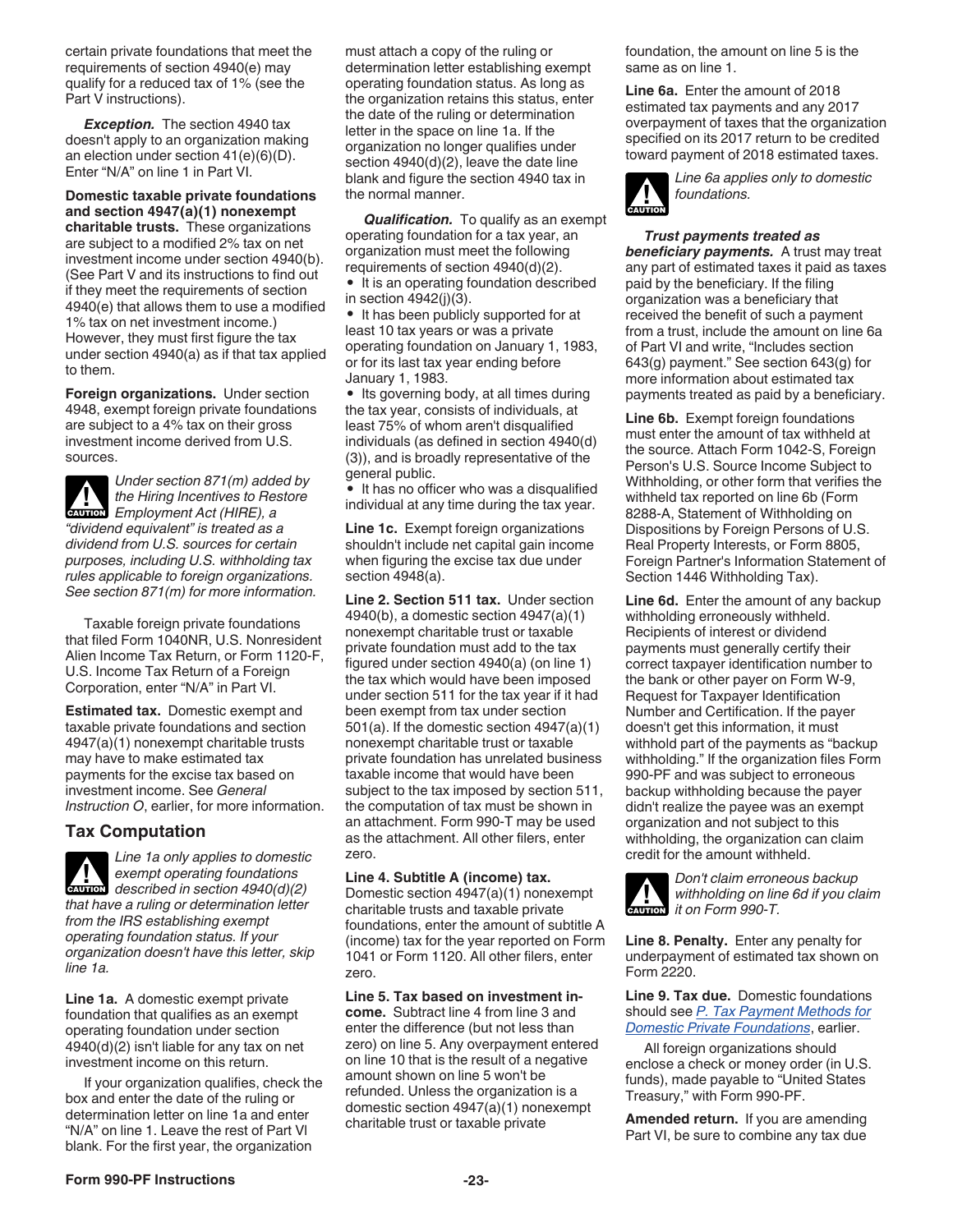certain private foundations that meet the requirements of section 4940(e) may qualify for a reduced tax of 1% (see the Part V instructions).

***Exception.*** The section 4940 tax doesn't apply to an organization making an election under section 41(e)(6)(D). Enter "N/A" on line 1 in Part VI.

**Domestic taxable private foundations and section 4947(a)(1) nonexempt charitable trusts.** These organizations are subject to a modified 2% tax on net investment income under section 4940(b). (See Part V and its instructions to find out if they meet the requirements of section 4940(e) that allows them to use a modified 1% tax on net investment income.) However, they must first figure the tax under section 4940(a) as if that tax applied to them.

**Foreign organizations.** Under section 4948, exempt foreign private foundations are subject to a 4% tax on their gross investment income derived from U.S. sources.

CAUTION: *Under section 871(m) added by the Hiring Incentives to Restore Employment Act (HIRE), a "dividend equivalent" is treated as a dividend from U.S. sources for certain purposes, including U.S. withholding tax rules applicable to foreign organizations. See section 871(m) for more information.*

Taxable foreign private foundations that filed Form 1040NR, U.S. Nonresident Alien Income Tax Return, or Form 1120-F, U.S. Income Tax Return of a Foreign Corporation, enter "N/A" in Part VI.

**Estimated tax.** Domestic exempt and taxable private foundations and section 4947(a)(1) nonexempt charitable trusts may have to make estimated tax payments for the excise tax based on investment income. See *General Instruction O*, earlier, for more information.

## Tax Computation

CAUTION: *Line 1a only applies to domestic exempt operating foundations described in section 4940(d)(2) that have a ruling or determination letter from the IRS establishing exempt operating foundation status. If your organization doesn't have this letter, skip line 1a.*

**Line 1a.** A domestic exempt private foundation that qualifies as an exempt operating foundation under section 4940(d)(2) isn't liable for any tax on net investment income on this return.

If your organization qualifies, check the box and enter the date of the ruling or determination letter on line 1a and enter "N/A" on line 1. Leave the rest of Part VI blank. For the first year, the organization must attach a copy of the ruling or determination letter establishing exempt operating foundation status. As long as the organization retains this status, enter the date of the ruling or determination letter in the space on line 1a. If the organization no longer qualifies under section 4940(d)(2), leave the date line blank and figure the section 4940 tax in the normal manner.

***Qualification.*** To qualify as an exempt operating foundation for a tax year, an organization must meet the following requirements of section 4940(d)(2).

- It is an operating foundation described in section 4942(j)(3).
- It has been publicly supported for at least 10 tax years or was a private operating foundation on January 1, 1983, or for its last tax year ending before January 1, 1983.
- Its governing body, at all times during the tax year, consists of individuals, at least 75% of whom aren't disqualified individuals (as defined in section 4940(d)(3)), and is broadly representative of the general public.
- It has no officer who was a disqualified individual at any time during the tax year.

**Line 1c.** Exempt foreign organizations shouldn't include net capital gain income when figuring the excise tax due under section 4948(a).

**Line 2. Section 511 tax.** Under section 4940(b), a domestic section 4947(a)(1) nonexempt charitable trust or taxable private foundation must add to the tax figured under section 4940(a) (on line 1) the tax which would have been imposed under section 511 for the tax year if it had been exempt from tax under section 501(a). If the domestic section 4947(a)(1) nonexempt charitable trust or taxable private foundation has unrelated business taxable income that would have been subject to the tax imposed by section 511, the computation of tax must be shown in an attachment. Form 990-T may be used as the attachment. All other filers, enter zero.

**Line 4. Subtitle A (income) tax.** Domestic section 4947(a)(1) nonexempt charitable trusts and taxable private foundations, enter the amount of subtitle A (income) tax for the year reported on Form 1041 or Form 1120. All other filers, enter zero.

**Line 5. Tax based on investment income.** Subtract line 4 from line 3 and enter the difference (but not less than zero) on line 5. Any overpayment entered on line 10 that is the result of a negative amount shown on line 5 won't be refunded. Unless the organization is a domestic section 4947(a)(1) nonexempt charitable trust or taxable private foundation, the amount on line 5 is the same as on line 1.

**Line 6a.** Enter the amount of 2018 estimated tax payments and any 2017 overpayment of taxes that the organization specified on its 2017 return to be credited toward payment of 2018 estimated taxes.

CAUTION: *Line 6a applies only to domestic foundations.*

***Trust payments treated as beneficiary payments.*** A trust may treat any part of estimated taxes it paid as taxes paid by the beneficiary. If the filing organization was a beneficiary that received the benefit of such a payment from a trust, include the amount on line 6a of Part VI and write, "Includes section 643(g) payment." See section 643(g) for more information about estimated tax payments treated as paid by a beneficiary.

**Line 6b.** Exempt foreign foundations must enter the amount of tax withheld at the source. Attach Form 1042-S, Foreign Person's U.S. Source Income Subject to Withholding, or other form that verifies the withheld tax reported on line 6b (Form 8288-A, Statement of Withholding on Dispositions by Foreign Persons of U.S. Real Property Interests, or Form 8805, Foreign Partner's Information Statement of Section 1446 Withholding Tax).

**Line 6d.** Enter the amount of any backup withholding erroneously withheld. Recipients of interest or dividend payments must generally certify their correct taxpayer identification number to the bank or other payer on Form W-9, Request for Taxpayer Identification Number and Certification. If the payer doesn't get this information, it must withhold part of the payments as "backup withholding." If the organization files Form 990-PF and was subject to erroneous backup withholding because the payer didn't realize the payee was an exempt organization and not subject to this withholding, the organization can claim credit for the amount withheld.

CAUTION: *Don't claim erroneous backup withholding on line 6d if you claim it on Form 990-T.*

**Line 8. Penalty.** Enter any penalty for underpayment of estimated tax shown on Form 2220.

**Line 9. Tax due.** Domestic foundations should see *P. Tax Payment Methods for Domestic Private Foundations*, earlier.

All foreign organizations should enclose a check or money order (in U.S. funds), made payable to "United States Treasury," with Form 990-PF.

**Amended return.** If you are amending Part VI, be sure to combine any tax due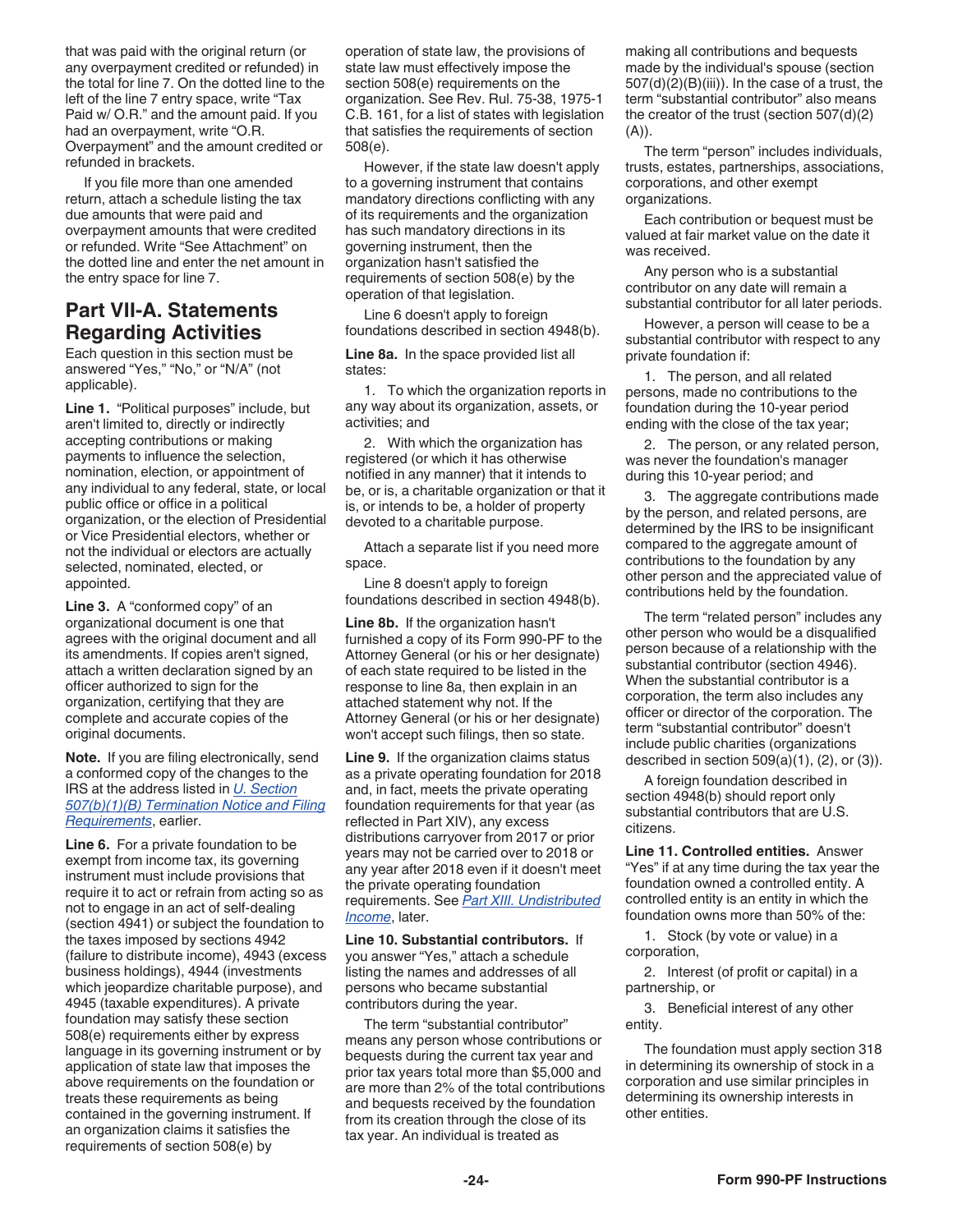that was paid with the original return (or any overpayment credited or refunded) in the total for line 7. On the dotted line to the left of the line 7 entry space, write "Tax Paid w/ O.R." and the amount paid. If you had an overpayment, write "O.R. Overpayment" and the amount credited or refunded in brackets.

If you file more than one amended return, attach a schedule listing the tax due amounts that were paid and overpayment amounts that were credited or refunded. Write "See Attachment" on the dotted line and enter the net amount in the entry space for line 7.

## Part VII-A. Statements Regarding Activities

Each question in this section must be answered "Yes," "No," or "N/A" (not applicable).

**Line 1.** "Political purposes" include, but aren't limited to, directly or indirectly accepting contributions or making payments to influence the selection, nomination, election, or appointment of any individual to any federal, state, or local public office or office in a political organization, or the election of Presidential or Vice Presidential electors, whether or not the individual or electors are actually selected, nominated, elected, or appointed.

**Line 3.** A "conformed copy" of an organizational document is one that agrees with the original document and all its amendments. If copies aren't signed, attach a written declaration signed by an officer authorized to sign for the organization, certifying that they are complete and accurate copies of the original documents.

**Note.** If you are filing electronically, send a conformed copy of the changes to the IRS at the address listed in *U. Section 507(b)(1)(B) Termination Notice and Filing Requirements*, earlier.

**Line 6.** For a private foundation to be exempt from income tax, its governing instrument must include provisions that require it to act or refrain from acting so as not to engage in an act of self-dealing (section 4941) or subject the foundation to the taxes imposed by sections 4942 (failure to distribute income), 4943 (excess business holdings), 4944 (investments which jeopardize charitable purpose), and 4945 (taxable expenditures). A private foundation may satisfy these section 508(e) requirements either by express language in its governing instrument or by application of state law that imposes the above requirements on the foundation or treats these requirements as being contained in the governing instrument. If an organization claims it satisfies the requirements of section 508(e) by operation of state law, the provisions of state law must effectively impose the section 508(e) requirements on the organization. See Rev. Rul. 75-38, 1975-1 C.B. 161, for a list of states with legislation that satisfies the requirements of section 508(e).

However, if the state law doesn't apply to a governing instrument that contains mandatory directions conflicting with any of its requirements and the organization has such mandatory directions in its governing instrument, then the organization hasn't satisfied the requirements of section 508(e) by the operation of that legislation.

Line 6 doesn't apply to foreign foundations described in section 4948(b).

**Line 8a.** In the space provided list all states:

1. To which the organization reports in any way about its organization, assets, or activities; and

2. With which the organization has registered (or which it has otherwise notified in any manner) that it intends to be, or is, a charitable organization or that it is, or intends to be, a holder of property devoted to a charitable purpose.

Attach a separate list if you need more space.

Line 8 doesn't apply to foreign foundations described in section 4948(b).

**Line 8b.** If the organization hasn't furnished a copy of its Form 990-PF to the Attorney General (or his or her designate) of each state required to be listed in the response to line 8a, then explain in an attached statement why not. If the Attorney General (or his or her designate) won't accept such filings, then so state.

**Line 9.** If the organization claims status as a private operating foundation for 2018 and, in fact, meets the private operating foundation requirements for that year (as reflected in Part XIV), any excess distributions carryover from 2017 or prior years may not be carried over to 2018 or any year after 2018 even if it doesn't meet the private operating foundation requirements. See *Part XIII. Undistributed Income*, later.

**Line 10. Substantial contributors.** If you answer "Yes," attach a schedule listing the names and addresses of all persons who became substantial contributors during the year.

The term "substantial contributor" means any person whose contributions or bequests during the current tax year and prior tax years total more than $5,000 and are more than 2% of the total contributions and bequests received by the foundation from its creation through the close of its tax year. An individual is treated as making all contributions and bequests made by the individual's spouse (section 507(d)(2)(B)(iii)). In the case of a trust, the term "substantial contributor" also means the creator of the trust (section 507(d)(2)(A)).

The term "person" includes individuals, trusts, estates, partnerships, associations, corporations, and other exempt organizations.

Each contribution or bequest must be valued at fair market value on the date it was received.

Any person who is a substantial contributor on any date will remain a substantial contributor for all later periods.

However, a person will cease to be a substantial contributor with respect to any private foundation if:

1. The person, and all related persons, made no contributions to the foundation during the 10-year period ending with the close of the tax year;

2. The person, or any related person, was never the foundation's manager during this 10-year period; and

3. The aggregate contributions made by the person, and related persons, are determined by the IRS to be insignificant compared to the aggregate amount of contributions to the foundation by any other person and the appreciated value of contributions held by the foundation.

The term "related person" includes any other person who would be a disqualified person because of a relationship with the substantial contributor (section 4946). When the substantial contributor is a corporation, the term also includes any officer or director of the corporation. The term "substantial contributor" doesn't include public charities (organizations described in section 509(a)(1), (2), or (3)).

A foreign foundation described in section 4948(b) should report only substantial contributors that are U.S. citizens.

**Line 11. Controlled entities.** Answer "Yes" if at any time during the tax year the foundation owned a controlled entity. A controlled entity is any entity in which the foundation owns more than 50% of the:

1. Stock (by vote or value) in a corporation,

2. Interest (of profit or capital) in a partnership, or

3. Beneficial interest of any other entity.

The foundation must apply section 318 in determining its ownership of stock in a corporation and use similar principles in determining its ownership interests in other entities.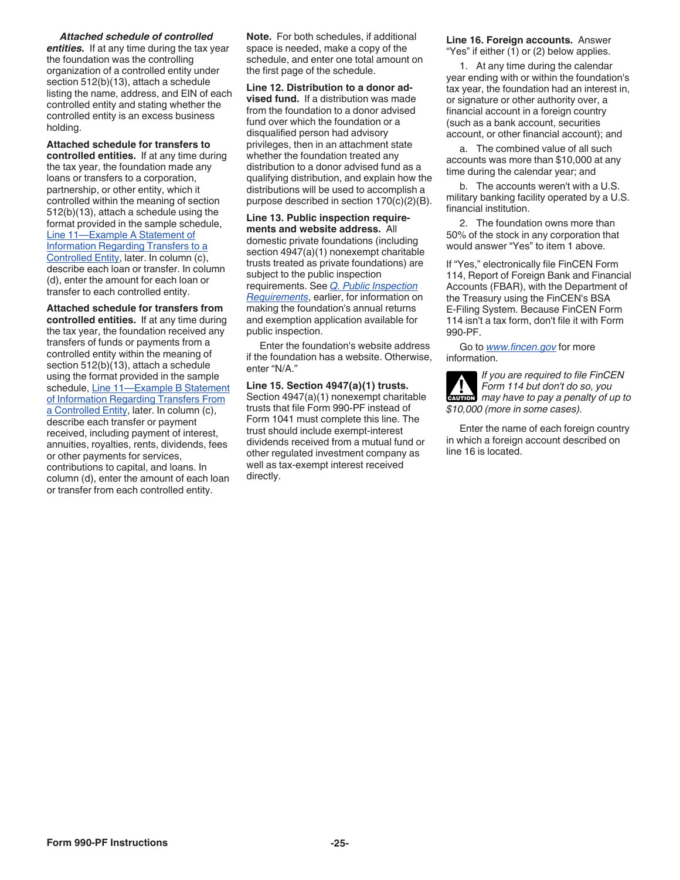***Attached schedule of controlled entities.*** If at any time during the tax year the foundation was the controlling organization of a controlled entity under section 512(b)(13), attach a schedule listing the name, address, and EIN of each controlled entity and stating whether the controlled entity is an excess business holding.

**Attached schedule for transfers to controlled entities.** If at any time during the tax year, the foundation made any loans or transfers to a corporation, partnership, or other entity, which it controlled within the meaning of section 512(b)(13), attach a schedule using the format provided in the sample schedule, Line 11—Example A Statement of Information Regarding Transfers to a Controlled Entity, later. In column (c), describe each loan or transfer. In column (d), enter the amount for each loan or transfer to each controlled entity.

**Attached schedule for transfers from controlled entities.** If at any time during the tax year, the foundation received any transfers of funds or payments from a controlled entity within the meaning of section 512(b)(13), attach a schedule using the format provided in the sample schedule, Line 11—Example B Statement of Information Regarding Transfers From a Controlled Entity, later. In column (c), describe each transfer or payment received, including payment of interest, annuities, royalties, rents, dividends, fees or other payments for services, contributions to capital, and loans. In column (d), enter the amount of each loan or transfer from each controlled entity.

**Note.** For both schedules, if additional space is needed, make a copy of the schedule, and enter one total amount on the first page of the schedule.

**Line 12. Distribution to a donor advised fund.** If a distribution was made from the foundation to a donor advised fund over which the foundation or a disqualified person had advisory privileges, then in an attachment state whether the foundation treated any distribution to a donor advised fund as a qualifying distribution, and explain how the distributions will be used to accomplish a purpose described in section 170(c)(2)(B).

**Line 13. Public inspection requirements and website address.** All domestic private foundations (including section 4947(a)(1) nonexempt charitable trusts treated as private foundations) are subject to the public inspection requirements. See *Q. Public Inspection Requirements*, earlier, for information on making the foundation's annual returns and exemption application available for public inspection.

Enter the foundation's website address if the foundation has a website. Otherwise, enter "N/A."

**Line 15. Section 4947(a)(1) trusts.** Section 4947(a)(1) nonexempt charitable trusts that file Form 990-PF instead of Form 1041 must complete this line. The trust should include exempt-interest dividends received from a mutual fund or other regulated investment company as well as tax-exempt interest received directly.

**Line 16. Foreign accounts.** Answer "Yes" if either (1) or (2) below applies.

1. At any time during the calendar year ending with or within the foundation's tax year, the foundation had an interest in, or signature or other authority over, a financial account in a foreign country (such as a bank account, securities account, or other financial account); and

a. The combined value of all such accounts was more than $10,000 at any time during the calendar year; and

b. The accounts weren't with a U.S. military banking facility operated by a U.S. financial institution.

2. The foundation owns more than 50% of the stock in any corporation that would answer "Yes" to item 1 above.

If "Yes," electronically file FinCEN Form 114, Report of Foreign Bank and Financial Accounts (FBAR), with the Department of the Treasury using the FinCEN's BSA E-Filing System. Because FinCEN Form 114 isn't a tax form, don't file it with Form 990-PF.

Go to *www.fincen.gov* for more information.

CAUTION: *If you are required to file FinCEN Form 114 but don't do so, you may have to pay a penalty of up to $10,000 (more in some cases).*

Enter the name of each foreign country in which a foreign account described on line 16 is located.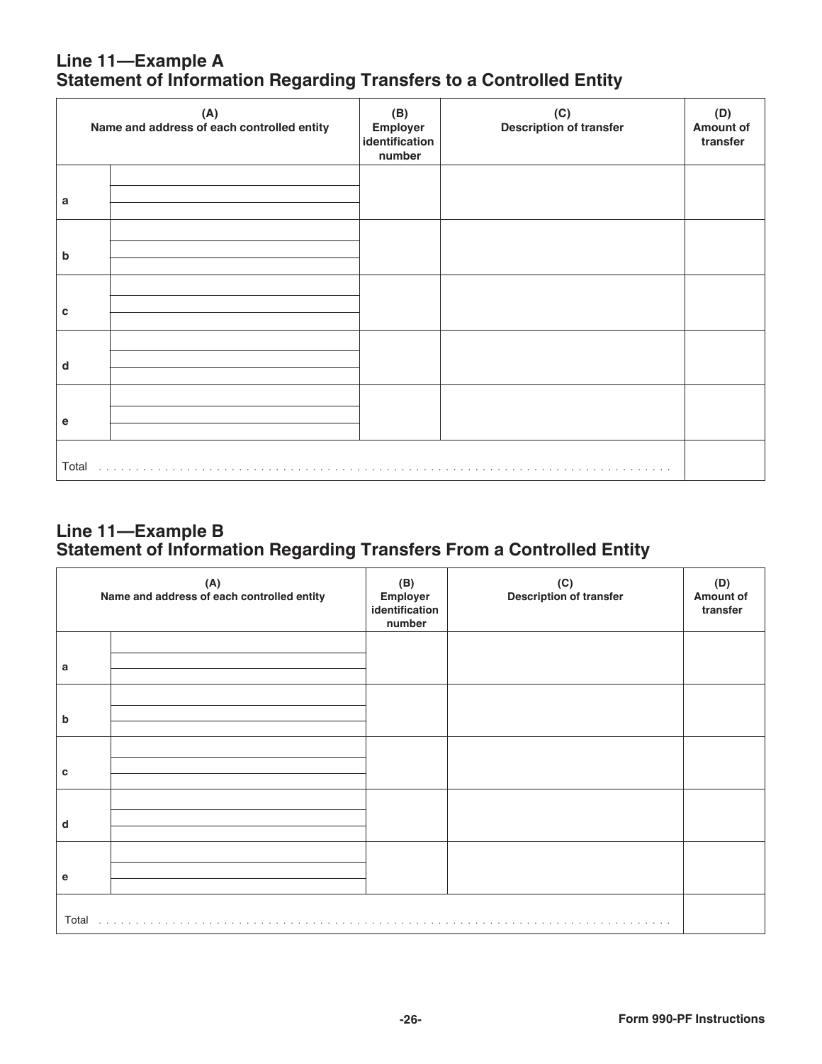## Line 11—Example A
## Statement of Information Regarding Transfers to a Controlled Entity

| | (A) Name and address of each controlled entity | (B) Employer identification number | (C) Description of transfer | (D) Amount of transfer |
|---|---|---|---|---|
| a | | | | |
| b | | | | |
| c | | | | |
| d | | | | |
| e | | | | |
| Total | | | | |

## Line 11—Example B
## Statement of Information Regarding Transfers From a Controlled Entity

| | (A) Name and address of each controlled entity | (B) Employer identification number | (C) Description of transfer | (D) Amount of transfer |
|---|---|---|---|---|
| a | | | | |
| b | | | | |
| c | | | | |
| d | | | | |
| e | | | | |
| Total | | | | |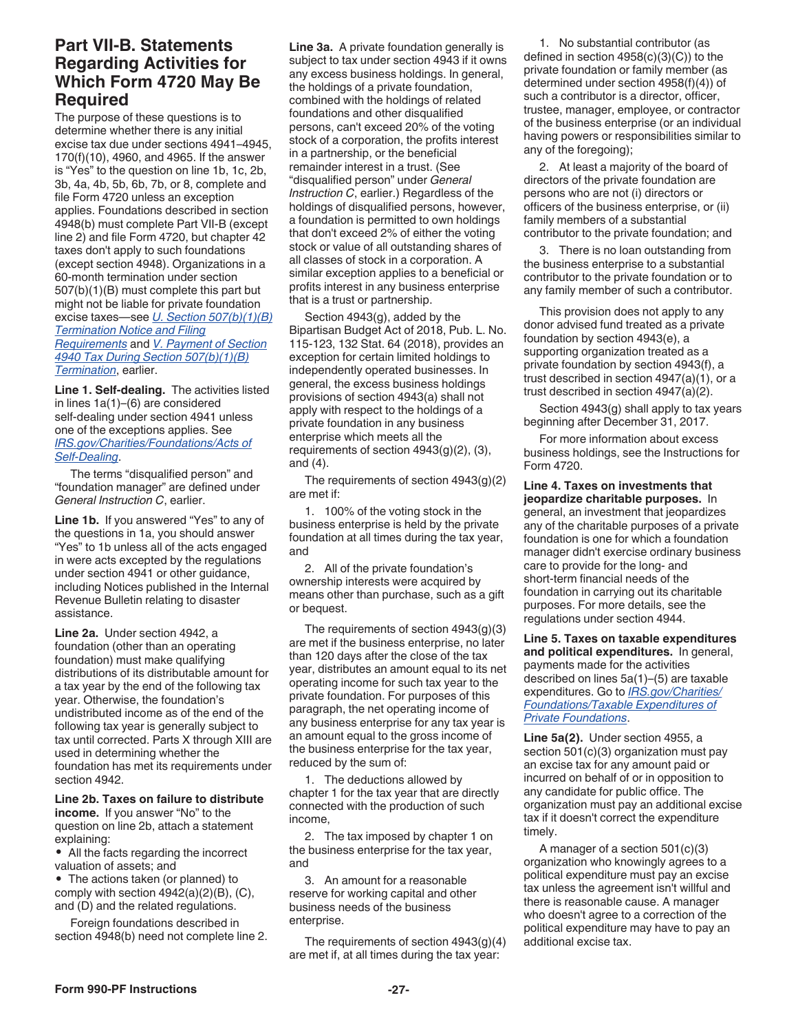## Part VII-B. Statements Regarding Activities for Which Form 4720 May Be Required

The purpose of these questions is to determine whether there is any initial excise tax due under sections 4941–4945, 170(f)(10), 4960, and 4965. If the answer is "Yes" to the question on line 1b, 1c, 2b, 3b, 4a, 4b, 5b, 6b, 7b, or 8, complete and file Form 4720 unless an exception applies. Foundations described in section 4948(b) must complete Part VII-B (except line 2) and file Form 4720, but chapter 42 taxes don't apply to such foundations (except section 4948). Organizations in a 60-month termination under section 507(b)(1)(B) must complete this part but might not be liable for private foundation excise taxes—see *U. Section 507(b)(1)(B) Termination Notice and Filing Requirements* and *V. Payment of Section 4940 Tax During Section 507(b)(1)(B) Termination*, earlier.

**Line 1. Self-dealing.** The activities listed in lines 1a(1)–(6) are considered self-dealing under section 4941 unless one of the exceptions applies. See *IRS.gov/Charities/Foundations/Acts of Self-Dealing*.

The terms "disqualified person" and "foundation manager" are defined under *General Instruction C*, earlier.

**Line 1b.** If you answered "Yes" to any of the questions in 1a, you should answer "Yes" to 1b unless all of the acts engaged in were acts excepted by the regulations under section 4941 or other guidance, including Notices published in the Internal Revenue Bulletin relating to disaster assistance.

**Line 2a.** Under section 4942, a foundation (other than an operating foundation) must make qualifying distributions of its distributable amount for a tax year by the end of the following tax year. Otherwise, the foundation's undistributed income as of the end of the following tax year is generally subject to tax until corrected. Parts X through XIII are used in determining whether the foundation has met its requirements under section 4942.

**Line 2b. Taxes on failure to distribute income.** If you answer "No" to the question on line 2b, attach a statement explaining:

- All the facts regarding the incorrect valuation of assets; and
- The actions taken (or planned) to comply with section 4942(a)(2)(B), (C), and (D) and the related regulations.

Foreign foundations described in section 4948(b) need not complete line 2.

**Line 3a.** A private foundation generally is subject to tax under section 4943 if it owns any excess business holdings. In general, the holdings of a private foundation, combined with the holdings of related foundations and other disqualified persons, can't exceed 20% of the voting stock of a corporation, the profits interest in a partnership, or the beneficial remainder interest in a trust. (See "disqualified person" under *General Instruction C*, earlier.) Regardless of the holdings of disqualified persons, however, a foundation is permitted to own holdings that don't exceed 2% of either the voting stock or value of all outstanding shares of all classes of stock in a corporation. A similar exception applies to a beneficial or profits interest in any business enterprise that is a trust or partnership.

Section 4943(g), added by the Bipartisan Budget Act of 2018, Pub. L. No. 115-123, 132 Stat. 64 (2018), provides an exception for certain limited holdings to independently operated businesses. In general, the excess business holdings provisions of section 4943(a) shall not apply with respect to the holdings of a private foundation in any business enterprise which meets all the requirements of section 4943(g)(2), (3), and (4).

The requirements of section 4943(g)(2) are met if:

1. 100% of the voting stock in the business enterprise is held by the private foundation at all times during the tax year, and
2. All of the private foundation's ownership interests were acquired by means other than purchase, such as a gift or bequest.

The requirements of section 4943(g)(3) are met if the business enterprise, no later than 120 days after the close of the tax year, distributes an amount equal to its net operating income for such tax year to the private foundation. For purposes of this paragraph, the net operating income of any business enterprise for any tax year is an amount equal to the gross income of the business enterprise for the tax year, reduced by the sum of:

1. The deductions allowed by chapter 1 for the tax year that are directly connected with the production of such income,
2. The tax imposed by chapter 1 on the business enterprise for the tax year, and
3. An amount for a reasonable reserve for working capital and other business needs of the business enterprise.

The requirements of section 4943(g)(4) are met if, at all times during the tax year:

1. No substantial contributor (as defined in section 4958(c)(3)(C)) to the private foundation or family member (as determined under section 4958(f)(4)) of such a contributor is a director, officer, trustee, manager, employee, or contractor of the business enterprise (or an individual having powers or responsibilities similar to any of the foregoing);
2. At least a majority of the board of directors of the private foundation are persons who are not (i) directors or officers of the business enterprise, or (ii) family members of a substantial contributor to the private foundation; and
3. There is no loan outstanding from the business enterprise to a substantial contributor to the private foundation or to any family member of such a contributor.

This provision does not apply to any donor advised fund treated as a private foundation by section 4943(e), a supporting organization treated as a private foundation by section 4943(f), a trust described in section 4947(a)(1), or a trust described in section 4947(a)(2).

Section 4943(g) shall apply to tax years beginning after December 31, 2017.

For more information about excess business holdings, see the Instructions for Form 4720.

**Line 4. Taxes on investments that jeopardize charitable purposes.** In general, an investment that jeopardizes any of the charitable purposes of a private foundation is one for which a foundation manager didn't exercise ordinary business care to provide for the long- and short-term financial needs of the foundation in carrying out its charitable purposes. For more details, see the regulations under section 4944.

**Line 5. Taxes on taxable expenditures and political expenditures.** In general, payments made for the activities described on lines 5a(1)–(5) are taxable expenditures. Go to *IRS.gov/Charities/Foundations/Taxable Expenditures of Private Foundations*.

**Line 5a(2).** Under section 4955, a section 501(c)(3) organization must pay an excise tax for any amount paid or incurred on behalf of or in opposition to any candidate for public office. The organization must pay an additional excise tax if it doesn't correct the expenditure timely.

A manager of a section 501(c)(3) organization who knowingly agrees to a political expenditure must pay an excise tax unless the agreement isn't willful and there is reasonable cause. A manager who doesn't agree to a correction of the political expenditure may have to pay an additional excise tax.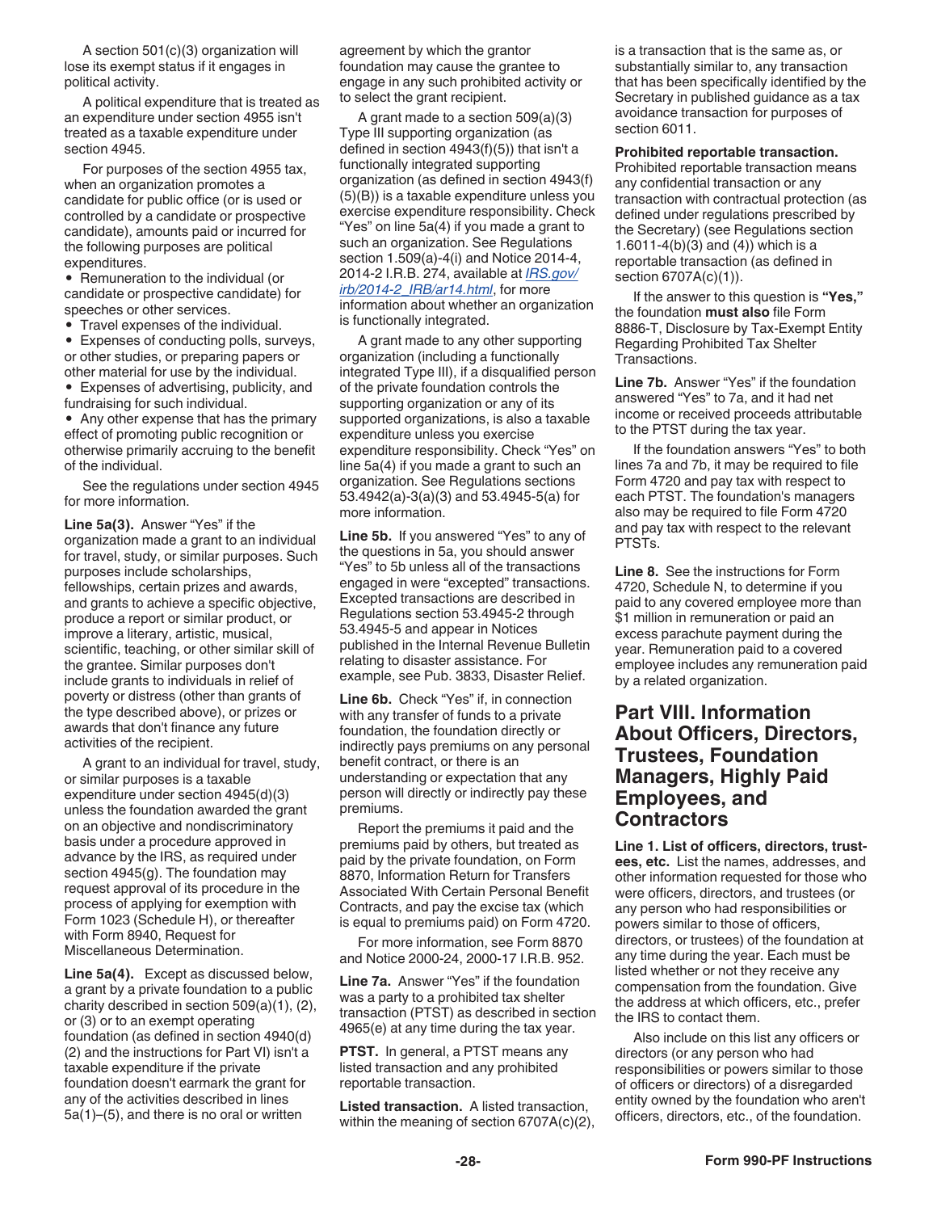A section 501(c)(3) organization will lose its exempt status if it engages in political activity.

A political expenditure that is treated as an expenditure under section 4955 isn't treated as a taxable expenditure under section 4945.

For purposes of the section 4955 tax, when an organization promotes a candidate for public office (or is used or controlled by a candidate or prospective candidate), amounts paid or incurred for the following purposes are political expenditures.

- Remuneration to the individual (or candidate or prospective candidate) for speeches or other services.
- Travel expenses of the individual.
- Expenses of conducting polls, surveys, or other studies, or preparing papers or other material for use by the individual.
- Expenses of advertising, publicity, and fundraising for such individual.
- Any other expense that has the primary effect of promoting public recognition or otherwise primarily accruing to the benefit of the individual.

See the regulations under section 4945 for more information.

**Line 5a(3).** Answer "Yes" if the organization made a grant to an individual for travel, study, or similar purposes. Such purposes include scholarships, fellowships, certain prizes and awards, and grants to achieve a specific objective, produce a report or similar product, or improve a literary, artistic, musical, scientific, teaching, or other similar skill of the grantee. Similar purposes don't include grants to individuals in relief of poverty or distress (other than grants of the type described above), or prizes or awards that don't finance any future activities of the recipient.

A grant to an individual for travel, study, or similar purposes is a taxable expenditure under section 4945(d)(3) unless the foundation awarded the grant on an objective and nondiscriminatory basis under a procedure approved in advance by the IRS, as required under section 4945(g). The foundation may request approval of its procedure in the process of applying for exemption with Form 1023 (Schedule H), or thereafter with Form 8940, Request for Miscellaneous Determination.

**Line 5a(4).** Except as discussed below, a grant by a private foundation to a public charity described in section 509(a)(1), (2), or (3) or to an exempt operating foundation (as defined in section 4940(d)(2) and the instructions for Part VI) isn't a taxable expenditure if the private foundation doesn't earmark the grant for any of the activities described in lines 5a(1)–(5), and there is no oral or written agreement by which the grantor foundation may cause the grantee to engage in any such prohibited activity or to select the grant recipient.

A grant made to a section 509(a)(3) Type III supporting organization (as defined in section 4943(f)(5)) that isn't a functionally integrated supporting organization (as defined in section 4943(f)(5)(B)) is a taxable expenditure unless you exercise expenditure responsibility. Check "Yes" on line 5a(4) if you made a grant to such an organization. See Regulations section 1.509(a)-4(i) and Notice 2014-4, 2014-2 I.R.B. 274, available at *IRS.gov/irb/2014-2_IRB/ar14.html*, for more information about whether an organization is functionally integrated.

A grant made to any other supporting organization (including a functionally integrated Type III), if a disqualified person of the private foundation controls the supporting organization or any of its supported organizations, is also a taxable expenditure unless you exercise expenditure responsibility. Check "Yes" on line 5a(4) if you made a grant to such an organization. See Regulations sections 53.4942(a)-3(a)(3) and 53.4945-5(a) for more information.

**Line 5b.** If you answered "Yes" to any of the questions in 5a, you should answer "Yes" to 5b unless all of the transactions engaged in were "excepted" transactions. Excepted transactions are described in Regulations section 53.4945-2 through 53.4945-5 and appear in Notices published in the Internal Revenue Bulletin relating to disaster assistance. For example, see Pub. 3833, Disaster Relief.

**Line 6b.** Check "Yes" if, in connection with any transfer of funds to a private foundation, the foundation directly or indirectly pays premiums on any personal benefit contract, or there is an understanding or expectation that any person will directly or indirectly pay these premiums.

Report the premiums it paid and the premiums paid by others, but treated as paid by the private foundation, on Form 8870, Information Return for Transfers Associated With Certain Personal Benefit Contracts, and pay the excise tax (which is equal to premiums paid) on Form 4720.

For more information, see Form 8870 and Notice 2000-24, 2000-17 I.R.B. 952.

**Line 7a.** Answer "Yes" if the foundation was a party to a prohibited tax shelter transaction (PTST) as described in section 4965(e) at any time during the tax year.

**PTST.** In general, a PTST means any listed transaction and any prohibited reportable transaction.

**Listed transaction.** A listed transaction, within the meaning of section 6707A(c)(2), is a transaction that is the same as, or substantially similar to, any transaction that has been specifically identified by the Secretary in published guidance as a tax avoidance transaction for purposes of section 6011.

**Prohibited reportable transaction.** Prohibited reportable transaction means any confidential transaction or any transaction with contractual protection (as defined under regulations prescribed by the Secretary) (see Regulations section 1.6011-4(b)(3) and (4)) which is a reportable transaction (as defined in section 6707A(c)(1)).

If the answer to this question is **"Yes,"** the foundation **must also** file Form 8886-T, Disclosure by Tax-Exempt Entity Regarding Prohibited Tax Shelter Transactions.

**Line 7b.** Answer "Yes" if the foundation answered "Yes" to 7a, and it had net income or received proceeds attributable to the PTST during the tax year.

If the foundation answers "Yes" to both lines 7a and 7b, it may be required to file Form 4720 and pay tax with respect to each PTST. The foundation's managers also may be required to file Form 4720 and pay tax with respect to the relevant PTSTs.

**Line 8.** See the instructions for Form 4720, Schedule N, to determine if you paid to any covered employee more than $1 million in remuneration or paid an excess parachute payment during the year. Remuneration paid to a covered employee includes any remuneration paid by a related organization.

## Part VIII. Information About Officers, Directors, Trustees, Foundation Managers, Highly Paid Employees, and Contractors

**Line 1. List of officers, directors, trustees, etc.** List the names, addresses, and other information requested for those who were officers, directors, and trustees (or any person who had responsibilities or powers similar to those of officers, directors, or trustees) of the foundation at any time during the year. Each must be listed whether or not they receive any compensation from the foundation. Give the address at which officers, etc., prefer the IRS to contact them.

Also include on this list any officers or directors (or any person who had responsibilities or powers similar to those of officers or directors) of a disregarded entity owned by the foundation who aren't officers, directors, etc., of the foundation.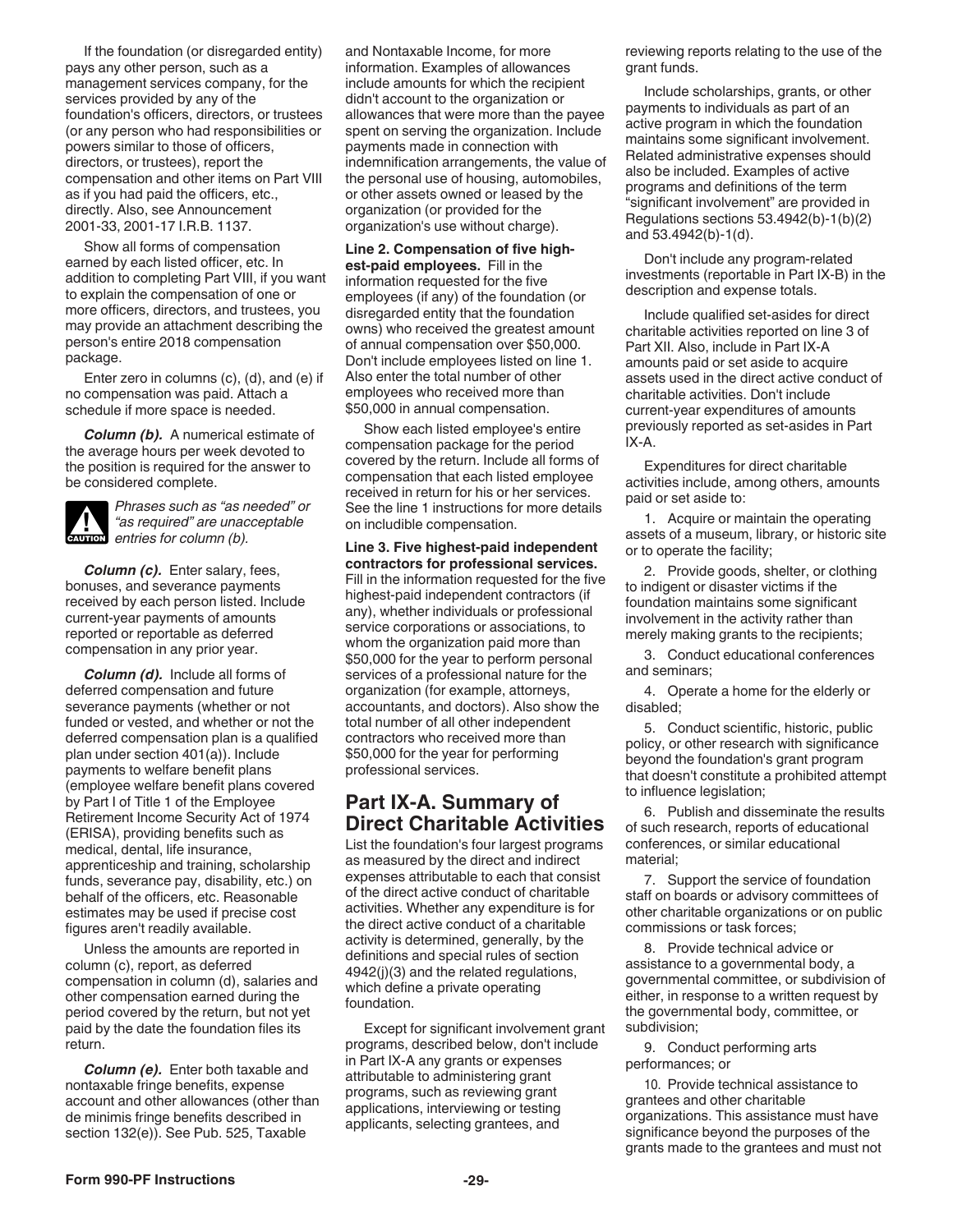If the foundation (or disregarded entity) pays any other person, such as a management services company, for the services provided by any of the foundation's officers, directors, or trustees (or any person who had responsibilities or powers similar to those of officers, directors, or trustees), report the compensation and other items on Part VIII as if you had paid the officers, etc., directly. Also, see Announcement 2001-33, 2001-17 I.R.B. 1137.

Show all forms of compensation earned by each listed officer, etc. In addition to completing Part VIII, if you want to explain the compensation of one or more officers, directors, and trustees, you may provide an attachment describing the person's entire 2018 compensation package.

Enter zero in columns (c), (d), and (e) if no compensation was paid. Attach a schedule if more space is needed.

***Column (b).*** A numerical estimate of the average hours per week devoted to the position is required for the answer to be considered complete.

**CAUTION** *Phrases such as "as needed" or "as required" are unacceptable entries for column (b).*

***Column (c).*** Enter salary, fees, bonuses, and severance payments received by each person listed. Include current-year payments of amounts reported or reportable as deferred compensation in any prior year.

***Column (d).*** Include all forms of deferred compensation and future severance payments (whether or not funded or vested, and whether or not the deferred compensation plan is a qualified plan under section 401(a)). Include payments to welfare benefit plans (employee welfare benefit plans covered by Part I of Title 1 of the Employee Retirement Income Security Act of 1974 (ERISA), providing benefits such as medical, dental, life insurance, apprenticeship and training, scholarship funds, severance pay, disability, etc.) on behalf of the officers, etc. Reasonable estimates may be used if precise cost figures aren't readily available.

Unless the amounts are reported in column (c), report, as deferred compensation in column (d), salaries and other compensation earned during the period covered by the return, but not yet paid by the date the foundation files its return.

***Column (e).*** Enter both taxable and nontaxable fringe benefits, expense account and other allowances (other than de minimis fringe benefits described in section 132(e)). See Pub. 525, Taxable and Nontaxable Income, for more information. Examples of allowances include amounts for which the recipient didn't account to the organization or allowances that were more than the payee spent on serving the organization. Include payments made in connection with indemnification arrangements, the value of the personal use of housing, automobiles, or other assets owned or leased by the organization (or provided for the organization's use without charge).

**Line 2. Compensation of five highest-paid employees.** Fill in the information requested for the five employees (if any) of the foundation (or disregarded entity that the foundation owns) who received the greatest amount of annual compensation over $50,000. Don't include employees listed on line 1. Also enter the total number of other employees who received more than $50,000 in annual compensation.

Show each listed employee's entire compensation package for the period covered by the return. Include all forms of compensation that each listed employee received in return for his or her services. See the line 1 instructions for more details on includible compensation.

**Line 3. Five highest-paid independent contractors for professional services.** Fill in the information requested for the five highest-paid independent contractors (if any), whether individuals or professional service corporations or associations, to whom the organization paid more than $50,000 for the year to perform personal services of a professional nature for the organization (for example, attorneys, accountants, and doctors). Also show the total number of all other independent contractors who received more than $50,000 for the year for performing professional services.

## Part IX-A. Summary of Direct Charitable Activities

List the foundation's four largest programs as measured by the direct and indirect expenses attributable to each that consist of the direct active conduct of charitable activities. Whether any expenditure is for the direct active conduct of a charitable activity is determined, generally, by the definitions and special rules of section 4942(j)(3) and the related regulations, which define a private operating foundation.

Except for significant involvement grant programs, described below, don't include in Part IX-A any grants or expenses attributable to administering grant programs, such as reviewing grant applications, interviewing or testing applicants, selecting grantees, and reviewing reports relating to the use of the grant funds.

Include scholarships, grants, or other payments to individuals as part of an active program in which the foundation maintains some significant involvement. Related administrative expenses should also be included. Examples of active programs and definitions of the term "significant involvement" are provided in Regulations sections 53.4942(b)-1(b)(2) and 53.4942(b)-1(d).

Don't include any program-related investments (reportable in Part IX-B) in the description and expense totals.

Include qualified set-asides for direct charitable activities reported on line 3 of Part XII. Also, include in Part IX-A amounts paid or set aside to acquire assets used in the direct active conduct of charitable activities. Don't include current-year expenditures of amounts previously reported as set-asides in Part IX-A.

Expenditures for direct charitable activities include, among others, amounts paid or set aside to:

1. Acquire or maintain the operating assets of a museum, library, or historic site or to operate the facility;
2. Provide goods, shelter, or clothing to indigent or disaster victims if the foundation maintains some significant involvement in the activity rather than merely making grants to the recipients;
3. Conduct educational conferences and seminars;
4. Operate a home for the elderly or disabled;
5. Conduct scientific, historic, public policy, or other research with significance beyond the foundation's grant program that doesn't constitute a prohibited attempt to influence legislation;
6. Publish and disseminate the results of such research, reports of educational conferences, or similar educational material;
7. Support the service of foundation staff on boards or advisory committees of other charitable organizations or on public commissions or task forces;
8. Provide technical advice or assistance to a governmental body, a governmental committee, or subdivision of either, in response to a written request by the governmental body, committee, or subdivision;
9. Conduct performing arts performances; or
10. Provide technical assistance to grantees and other charitable organizations. This assistance must have significance beyond the purposes of the grants made to the grantees and must not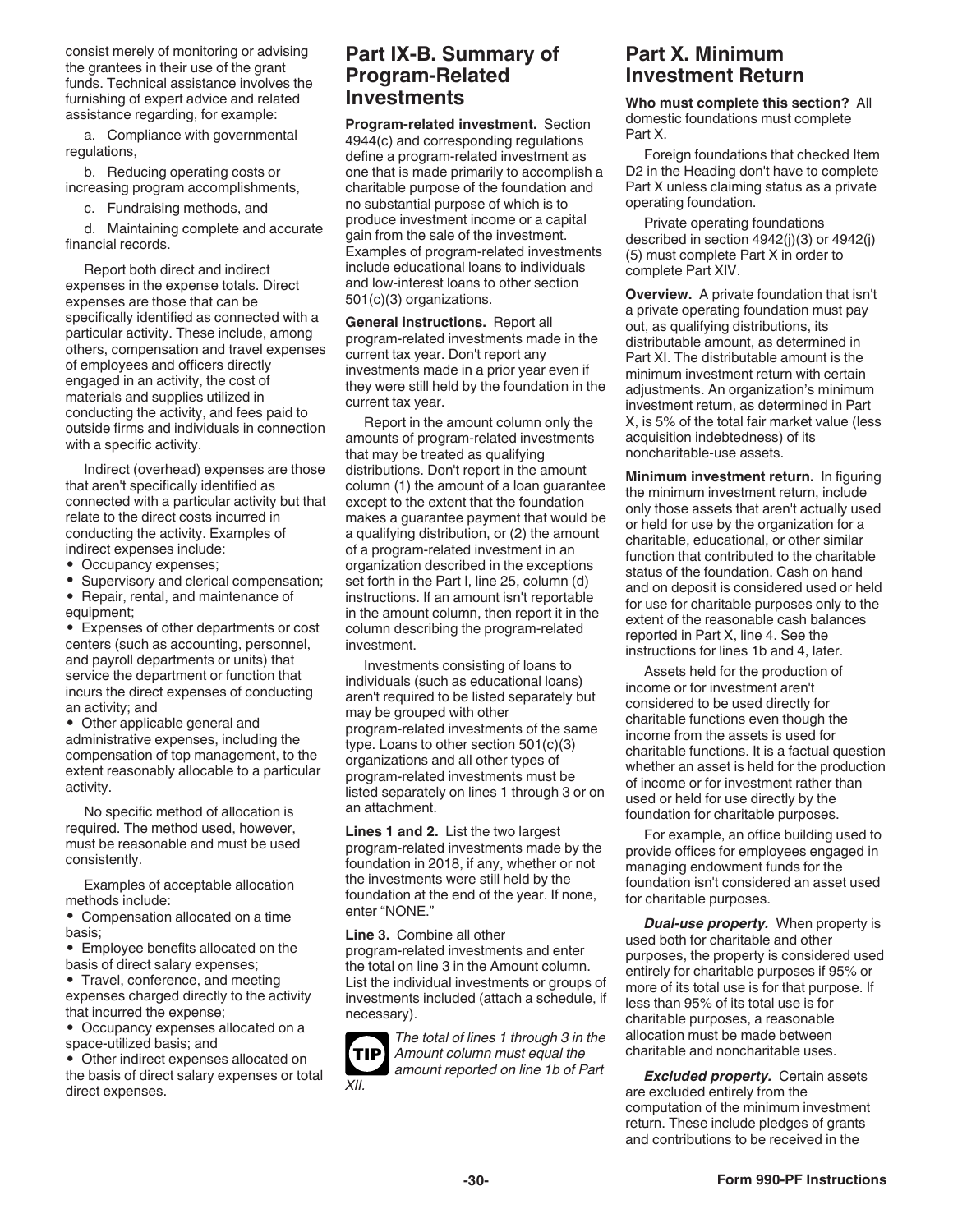consist merely of monitoring or advising the grantees in their use of the grant funds. Technical assistance involves the furnishing of expert advice and related assistance regarding, for example:

a. Compliance with governmental regulations,

b. Reducing operating costs or increasing program accomplishments,

c. Fundraising methods, and

d. Maintaining complete and accurate financial records.

Report both direct and indirect expenses in the expense totals. Direct expenses are those that can be specifically identified as connected with a particular activity. These include, among others, compensation and travel expenses of employees and officers directly engaged in an activity, the cost of materials and supplies utilized in conducting the activity, and fees paid to outside firms and individuals in connection with a specific activity.

Indirect (overhead) expenses are those that aren't specifically identified as connected with a particular activity but that relate to the direct costs incurred in conducting the activity. Examples of indirect expenses include:

- Occupancy expenses;
- Supervisory and clerical compensation;
- Repair, rental, and maintenance of equipment;
- Expenses of other departments or cost centers (such as accounting, personnel, and payroll departments or units) that service the department or function that incurs the direct expenses of conducting an activity; and
- Other applicable general and administrative expenses, including the compensation of top management, to the extent reasonably allocable to a particular activity.

No specific method of allocation is required. The method used, however, must be reasonable and must be used consistently.

Examples of acceptable allocation methods include:

- Compensation allocated on a time basis;
- Employee benefits allocated on the basis of direct salary expenses;
- Travel, conference, and meeting expenses charged directly to the activity that incurred the expense;
- Occupancy expenses allocated on a space-utilized basis; and
- Other indirect expenses allocated on the basis of direct salary expenses or total direct expenses.

## Part IX-B. Summary of Program-Related Investments

**Program-related investment.** Section 4944(c) and corresponding regulations define a program-related investment as one that is made primarily to accomplish a charitable purpose of the foundation and no substantial purpose of which is to produce investment income or a capital gain from the sale of the investment. Examples of program-related investments include educational loans to individuals and low-interest loans to other section 501(c)(3) organizations.

**General instructions.** Report all program-related investments made in the current tax year. Don't report any investments made in a prior year even if they were still held by the foundation in the current tax year.

Report in the amount column only the amounts of program-related investments that may be treated as qualifying distributions. Don't report in the amount column (1) the amount of a loan guarantee except to the extent that the foundation makes a guarantee payment that would be a qualifying distribution, or (2) the amount of a program-related investment in an organization described in the exceptions set forth in the Part I, line 25, column (d) instructions. If an amount isn't reportable in the amount column, then report it in the column describing the program-related investment.

Investments consisting of loans to individuals (such as educational loans) aren't required to be listed separately but may be grouped with other program-related investments of the same type. Loans to other section 501(c)(3) organizations and all other types of program-related investments must be listed separately on lines 1 through 3 or on an attachment.

**Lines 1 and 2.** List the two largest program-related investments made by the foundation in 2018, if any, whether or not the investments were still held by the foundation at the end of the year. If none, enter "NONE."

**Line 3.** Combine all other program-related investments and enter the total on line 3 in the Amount column. List the individual investments or groups of investments included (attach a schedule, if necessary).

**TIP** *The total of lines 1 through 3 in the Amount column must equal the amount reported on line 1b of Part XII.*

## Part X. Minimum Investment Return

**Who must complete this section?** All domestic foundations must complete Part X.

Foreign foundations that checked Item D2 in the Heading don't have to complete Part X unless claiming status as a private operating foundation.

Private operating foundations described in section 4942(j)(3) or 4942(j)(5) must complete Part X in order to complete Part XIV.

**Overview.** A private foundation that isn't a private operating foundation must pay out, as qualifying distributions, its distributable amount, as determined in Part XI. The distributable amount is the minimum investment return with certain adjustments. An organization's minimum investment return, as determined in Part X, is 5% of the total fair market value (less acquisition indebtedness) of its noncharitable-use assets.

**Minimum investment return.** In figuring the minimum investment return, include only those assets that aren't actually used or held for use by the organization for a charitable, educational, or other similar function that contributed to the charitable status of the foundation. Cash on hand and on deposit is considered used or held for use for charitable purposes only to the extent of the reasonable cash balances reported in Part X, line 4. See the instructions for lines 1b and 4, later.

Assets held for the production of income or for investment aren't considered to be used directly for charitable functions even though the income from the assets is used for charitable functions. It is a factual question whether an asset is held for the production of income or for investment rather than used or held for use directly by the foundation for charitable purposes.

For example, an office building used to provide offices for employees engaged in managing endowment funds for the foundation isn't considered an asset used for charitable purposes.

***Dual-use property.*** When property is used both for charitable and other purposes, the property is considered used entirely for charitable purposes if 95% or more of its total use is for that purpose. If less than 95% of its total use is for charitable purposes, a reasonable allocation must be made between charitable and noncharitable uses.

***Excluded property.*** Certain assets are excluded entirely from the computation of the minimum investment return. These include pledges of grants and contributions to be received in the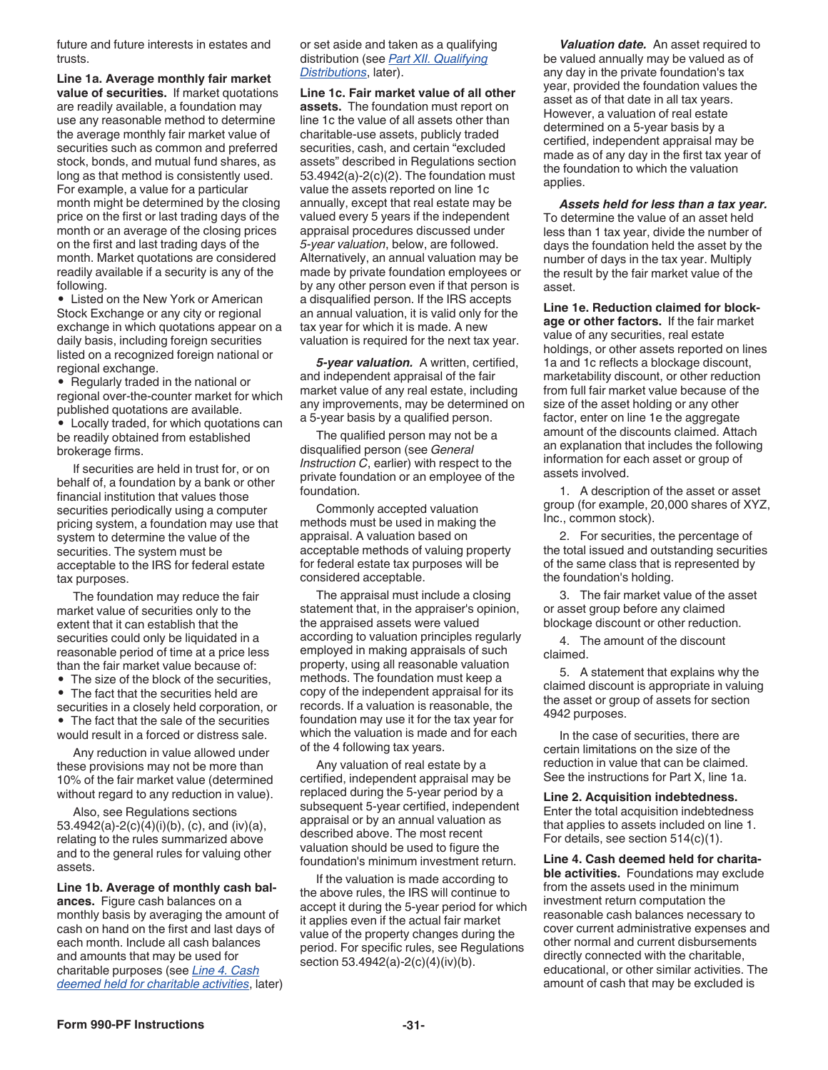future and future interests in estates and trusts.

**Line 1a. Average monthly fair market value of securities.** If market quotations are readily available, a foundation may use any reasonable method to determine the average monthly fair market value of securities such as common and preferred stock, bonds, and mutual fund shares, as long as that method is consistently used. For example, a value for a particular month might be determined by the closing price on the first or last trading days of the month or an average of the closing prices on the first and last trading days of the month. Market quotations are considered readily available if a security is any of the following.

- Listed on the New York or American Stock Exchange or any city or regional exchange in which quotations appear on a daily basis, including foreign securities listed on a recognized foreign national or regional exchange.
- Regularly traded in the national or regional over-the-counter market for which published quotations are available.
- Locally traded, for which quotations can be readily obtained from established brokerage firms.

If securities are held in trust for, or on behalf of, a foundation by a bank or other financial institution that values those securities periodically using a computer pricing system, a foundation may use that system to determine the value of the securities. The system must be acceptable to the IRS for federal estate tax purposes.

The foundation may reduce the fair market value of securities only to the extent that it can establish that the securities could only be liquidated in a reasonable period of time at a price less than the fair market value because of:

- The size of the block of the securities,
- The fact that the securities held are securities in a closely held corporation, or
- The fact that the sale of the securities would result in a forced or distress sale.

Any reduction in value allowed under these provisions may not be more than 10% of the fair market value (determined without regard to any reduction in value).

Also, see Regulations sections 53.4942(a)-2(c)(4)(i)(b), (c), and (iv)(a), relating to the rules summarized above and to the general rules for valuing other assets.

**Line 1b. Average of monthly cash balances.** Figure cash balances on a monthly basis by averaging the amount of cash on hand on the first and last days of each month. Include all cash balances and amounts that may be used for charitable purposes (see *Line 4. Cash deemed held for charitable activities*, later) or set aside and taken as a qualifying distribution (see *Part XII. Qualifying Distributions*, later).

**Line 1c. Fair market value of all other assets.** The foundation must report on line 1c the value of all assets other than charitable-use assets, publicly traded securities, cash, and certain "excluded assets" described in Regulations section 53.4942(a)-2(c)(2). The foundation must value the assets reported on line 1c annually, except that real estate may be valued every 5 years if the independent appraisal procedures discussed under *5-year valuation*, below, are followed. Alternatively, an annual valuation may be made by private foundation employees or by any other person even if that person is a disqualified person. If the IRS accepts an annual valuation, it is valid only for the tax year for which it is made. A new valuation is required for the next tax year.

***5-year valuation.*** A written, certified, and independent appraisal of the fair market value of any real estate, including any improvements, may be determined on a 5-year basis by a qualified person.

The qualified person may not be a disqualified person (see *General Instruction C*, earlier) with respect to the private foundation or an employee of the foundation.

Commonly accepted valuation methods must be used in making the appraisal. A valuation based on acceptable methods of valuing property for federal estate tax purposes will be considered acceptable.

The appraisal must include a closing statement that, in the appraiser's opinion, the appraised assets were valued according to valuation principles regularly employed in making appraisals of such property, using all reasonable valuation methods. The foundation must keep a copy of the independent appraisal for its records. If a valuation is reasonable, the foundation may use it for the tax year for which the valuation is made and for each of the 4 following tax years.

Any valuation of real estate by a certified, independent appraisal may be replaced during the 5-year period by a subsequent 5-year certified, independent appraisal or by an annual valuation as described above. The most recent valuation should be used to figure the foundation's minimum investment return.

If the valuation is made according to the above rules, the IRS will continue to accept it during the 5-year period for which it applies even if the actual fair market value of the property changes during the period. For specific rules, see Regulations section 53.4942(a)-2(c)(4)(iv)(b).

***Valuation date.*** An asset required to be valued annually may be valued as of any day in the private foundation's tax year, provided the foundation values the asset as of that date in all tax years. However, a valuation of real estate determined on a 5-year basis by a certified, independent appraisal may be made as of any day in the first tax year of the foundation to which the valuation applies.

***Assets held for less than a tax year.*** To determine the value of an asset held less than 1 tax year, divide the number of days the foundation held the asset by the number of days in the tax year. Multiply the result by the fair market value of the asset.

**Line 1e. Reduction claimed for blockage or other factors.** If the fair market value of any securities, real estate holdings, or other assets reported on lines 1a and 1c reflects a blockage discount, marketability discount, or other reduction from full fair market value because of the size of the asset holding or any other factor, enter on line 1e the aggregate amount of the discounts claimed. Attach an explanation that includes the following information for each asset or group of assets involved.

1. A description of the asset or asset group (for example, 20,000 shares of XYZ, Inc., common stock).
2. For securities, the percentage of the total issued and outstanding securities of the same class that is represented by the foundation's holding.
3. The fair market value of the asset or asset group before any claimed blockage discount or other reduction.
4. The amount of the discount claimed.
5. A statement that explains why the claimed discount is appropriate in valuing the asset or group of assets for section 4942 purposes.

In the case of securities, there are certain limitations on the size of the reduction in value that can be claimed. See the instructions for Part X, line 1a.

**Line 2. Acquisition indebtedness.** Enter the total acquisition indebtedness that applies to assets included on line 1. For details, see section 514(c)(1).

**Line 4. Cash deemed held for charitable activities.** Foundations may exclude from the assets used in the minimum investment return computation the reasonable cash balances necessary to cover current administrative expenses and other normal and current disbursements directly connected with the charitable, educational, or other similar activities. The amount of cash that may be excluded is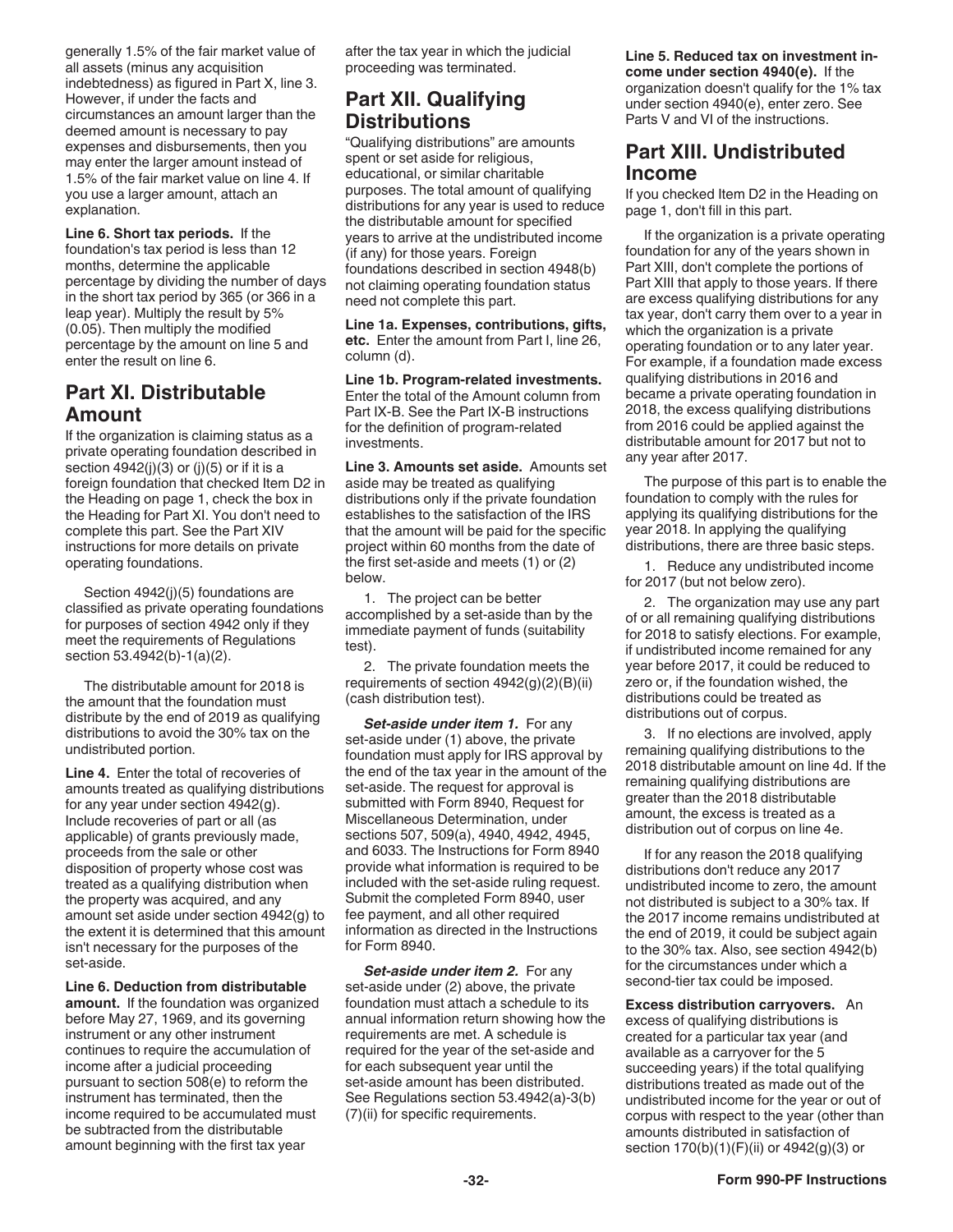generally 1.5% of the fair market value of all assets (minus any acquisition indebtedness) as figured in Part X, line 3. However, if under the facts and circumstances an amount larger than the deemed amount is necessary to pay expenses and disbursements, then you may enter the larger amount instead of 1.5% of the fair market value on line 4. If you use a larger amount, attach an explanation.

**Line 6. Short tax periods.** If the foundation's tax period is less than 12 months, determine the applicable percentage by dividing the number of days in the short tax period by 365 (or 366 in a leap year). Multiply the result by 5% (0.05). Then multiply the modified percentage by the amount on line 5 and enter the result on line 6.

## Part XI. Distributable Amount

If the organization is claiming status as a private operating foundation described in section 4942(j)(3) or (j)(5) or if it is a foreign foundation that checked Item D2 in the Heading on page 1, check the box in the Heading for Part XI. You don't need to complete this part. See the Part XIV instructions for more details on private operating foundations.

Section 4942(j)(5) foundations are classified as private operating foundations for purposes of section 4942 only if they meet the requirements of Regulations section 53.4942(b)-1(a)(2).

The distributable amount for 2018 is the amount that the foundation must distribute by the end of 2019 as qualifying distributions to avoid the 30% tax on the undistributed portion.

**Line 4.** Enter the total of recoveries of amounts treated as qualifying distributions for any year under section 4942(g). Include recoveries of part or all (as applicable) of grants previously made, proceeds from the sale or other disposition of property whose cost was treated as a qualifying distribution when the property was acquired, and any amount set aside under section 4942(g) to the extent it is determined that this amount isn't necessary for the purposes of the set-aside.

**Line 6. Deduction from distributable amount.** If the foundation was organized before May 27, 1969, and its governing instrument or any other instrument continues to require the accumulation of income after a judicial proceeding pursuant to section 508(e) to reform the instrument has terminated, then the income required to be accumulated must be subtracted from the distributable amount beginning with the first tax year after the tax year in which the judicial proceeding was terminated.

## Part XII. Qualifying Distributions

"Qualifying distributions" are amounts spent or set aside for religious, educational, or similar charitable purposes. The total amount of qualifying distributions for any year is used to reduce the distributable amount for specified years to arrive at the undistributed income (if any) for those years. Foreign foundations described in section 4948(b) not claiming operating foundation status need not complete this part.

**Line 1a. Expenses, contributions, gifts, etc.** Enter the amount from Part I, line 26, column (d).

**Line 1b. Program-related investments.** Enter the total of the Amount column from Part IX-B. See the Part IX-B instructions for the definition of program-related investments.

**Line 3. Amounts set aside.** Amounts set aside may be treated as qualifying distributions only if the private foundation establishes to the satisfaction of the IRS that the amount will be paid for the specific project within 60 months from the date of the first set-aside and meets (1) or (2) below.

1. The project can be better accomplished by a set-aside than by the immediate payment of funds (suitability test).

2. The private foundation meets the requirements of section 4942(g)(2)(B)(ii) (cash distribution test).

***Set-aside under item 1.*** For any set-aside under (1) above, the private foundation must apply for IRS approval by the end of the tax year in the amount of the set-aside. The request for approval is submitted with Form 8940, Request for Miscellaneous Determination, under sections 507, 509(a), 4940, 4942, 4945, and 6033. The Instructions for Form 8940 provide what information is required to be included with the set-aside ruling request. Submit the completed Form 8940, user fee payment, and all other required information as directed in the Instructions for Form 8940.

***Set-aside under item 2.*** For any set-aside under (2) above, the private foundation must attach a schedule to its annual information return showing how the requirements are met. A schedule is required for the year of the set-aside and for each subsequent year until the set-aside amount has been distributed. See Regulations section 53.4942(a)-3(b)(7)(ii) for specific requirements.

**Line 5. Reduced tax on investment income under section 4940(e).** If the organization doesn't qualify for the 1% tax under section 4940(e), enter zero. See Parts V and VI of the instructions.

## Part XIII. Undistributed Income

If you checked Item D2 in the Heading on page 1, don't fill in this part.

If the organization is a private operating foundation for any of the years shown in Part XIII, don't complete the portions of Part XIII that apply to those years. If there are excess qualifying distributions for any tax year, don't carry them over to a year in which the organization is a private operating foundation or to any later year. For example, if a foundation made excess qualifying distributions in 2016 and became a private operating foundation in 2018, the excess qualifying distributions from 2016 could be applied against the distributable amount for 2017 but not to any year after 2017.

The purpose of this part is to enable the foundation to comply with the rules for applying its qualifying distributions for the year 2018. In applying the qualifying distributions, there are three basic steps.

1. Reduce any undistributed income for 2017 (but not below zero).

2. The organization may use any part of or all remaining qualifying distributions for 2018 to satisfy elections. For example, if undistributed income remained for any year before 2017, it could be reduced to zero or, if the foundation wished, the distributions could be treated as distributions out of corpus.

3. If no elections are involved, apply remaining qualifying distributions to the 2018 distributable amount on line 4d. If the remaining qualifying distributions are greater than the 2018 distributable amount, the excess is treated as a distribution out of corpus on line 4e.

If for any reason the 2018 qualifying distributions don't reduce any 2017 undistributed income to zero, the amount not distributed is subject to a 30% tax. If the 2017 income remains undistributed at the end of 2019, it could be subject again to the 30% tax. Also, see section 4942(b) for the circumstances under which a second-tier tax could be imposed.

**Excess distribution carryovers.** An excess of qualifying distributions is created for a particular tax year (and available as a carryover for the 5 succeeding years) if the total qualifying distributions treated as made out of the undistributed income for the year or out of corpus with respect to the year (other than amounts distributed in satisfaction of section 170(b)(1)(F)(ii) or 4942(g)(3) or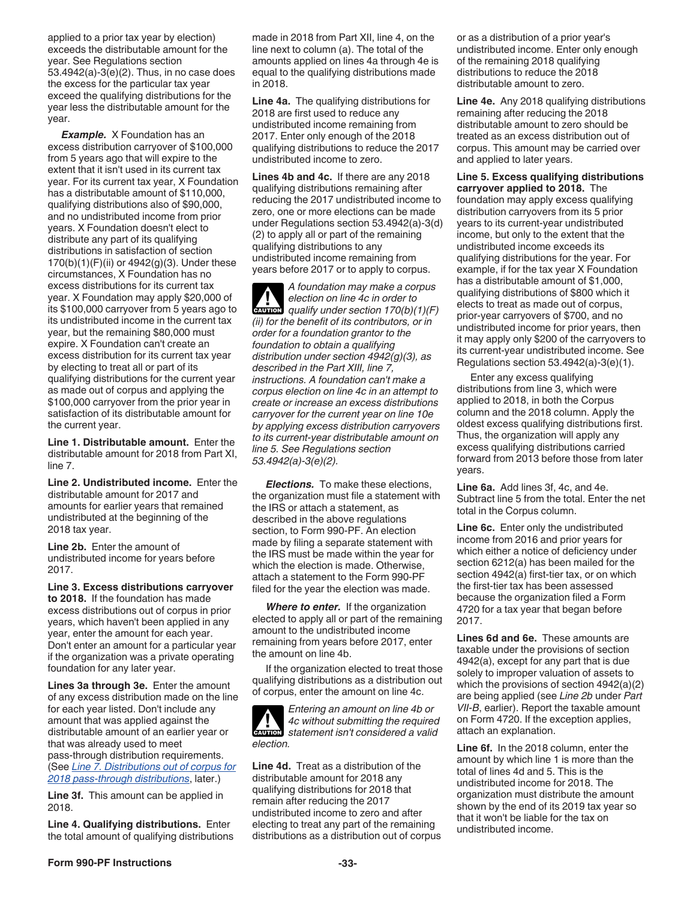applied to a prior tax year by election) exceeds the distributable amount for the year. See Regulations section 53.4942(a)-3(e)(2). Thus, in no case does the excess for the particular tax year exceed the qualifying distributions for the year less the distributable amount for the year.

***Example.*** X Foundation has an excess distribution carryover of $100,000 from 5 years ago that will expire to the extent that it isn't used in its current tax year. For its current tax year, X Foundation has a distributable amount of $110,000, qualifying distributions also of $90,000, and no undistributed income from prior years. X Foundation doesn't elect to distribute any part of its qualifying distributions in satisfaction of section 170(b)(1)(F)(ii) or 4942(g)(3). Under these circumstances, X Foundation has no excess distributions for its current tax year. X Foundation may apply $20,000 of its $100,000 carryover from 5 years ago to its undistributed income in the current tax year, but the remaining $80,000 must expire. X Foundation can't create an excess distribution for its current tax year by electing to treat all or part of its qualifying distributions for the current year as made out of corpus and applying the $100,000 carryover from the prior year in satisfaction of its distributable amount for the current year.

**Line 1. Distributable amount.** Enter the distributable amount for 2018 from Part XI, line 7.

**Line 2. Undistributed income.** Enter the distributable amount for 2017 and amounts for earlier years that remained undistributed at the beginning of the 2018 tax year.

**Line 2b.** Enter the amount of undistributed income for years before 2017.

**Line 3. Excess distributions carryover to 2018.** If the foundation has made excess distributions out of corpus in prior years, which haven't been applied in any year, enter the amount for each year. Don't enter an amount for a particular year if the organization was a private operating foundation for any later year.

**Lines 3a through 3e.** Enter the amount of any excess distribution made on the line for each year listed. Don't include any amount that was applied against the distributable amount of an earlier year or that was already used to meet pass-through distribution requirements. (See *Line 7. Distributions out of corpus for 2018 pass-through distributions*, later.)

**Line 3f.** This amount can be applied in 2018.

**Line 4. Qualifying distributions.** Enter the total amount of qualifying distributions made in 2018 from Part XII, line 4, on the line next to column (a). The total of the amounts applied on lines 4a through 4e is equal to the qualifying distributions made in 2018.

**Line 4a.** The qualifying distributions for 2018 are first used to reduce any undistributed income remaining from 2017. Enter only enough of the 2018 qualifying distributions to reduce the 2017 undistributed income to zero.

**Lines 4b and 4c.** If there are any 2018 qualifying distributions remaining after reducing the 2017 undistributed income to zero, one or more elections can be made under Regulations section 53.4942(a)-3(d)(2) to apply all or part of the remaining qualifying distributions to any undistributed income remaining from years before 2017 or to apply to corpus.

**CAUTION** *A foundation may make a corpus election on line 4c in order to qualify under section 170(b)(1)(F)(ii) for the benefit of its contributors, or in order for a foundation grantor to the foundation to obtain a qualifying distribution under section 4942(g)(3), as described in the Part XIII, line 7, instructions. A foundation can't make a corpus election on line 4c in an attempt to create or increase an excess distributions carryover for the current year on line 10e by applying excess distribution carryovers to its current-year distributable amount on line 5. See Regulations section 53.4942(a)-3(e)(2).*

***Elections.*** To make these elections, the organization must file a statement with the IRS or attach a statement, as described in the above regulations section, to Form 990-PF. An election made by filing a separate statement with the IRS must be made within the year for which the election is made. Otherwise, attach a statement to the Form 990-PF filed for the year the election was made.

***Where to enter.*** If the organization elected to apply all or part of the remaining amount to the undistributed income remaining from years before 2017, enter the amount on line 4b.

If the organization elected to treat those qualifying distributions as a distribution out of corpus, enter the amount on line 4c.

**CAUTION** *Entering an amount on line 4b or 4c without submitting the required statement isn't considered a valid election.*

**Line 4d.** Treat as a distribution of the distributable amount for 2018 any qualifying distributions for 2018 that remain after reducing the 2017 undistributed income to zero and after electing to treat any part of the remaining distributions as a distribution out of corpus or as a distribution of a prior year's undistributed income. Enter only enough of the remaining 2018 qualifying distributions to reduce the 2018 distributable amount to zero.

**Line 4e.** Any 2018 qualifying distributions remaining after reducing the 2018 distributable amount to zero should be treated as an excess distribution out of corpus. This amount may be carried over and applied to later years.

**Line 5. Excess qualifying distributions carryover applied to 2018.** The foundation may apply excess qualifying distribution carryovers from its 5 prior years to its current-year undistributed income, but only to the extent that the undistributed income exceeds its qualifying distributions for the year. For example, if for the tax year X Foundation has a distributable amount of $1,000, qualifying distributions of $800 which it elects to treat as made out of corpus, prior-year carryovers of $700, and no undistributed income for prior years, then it may apply only $200 of the carryovers to its current-year undistributed income. See Regulations section 53.4942(a)-3(e)(1).

Enter any excess qualifying distributions from line 3, which were applied to 2018, in both the Corpus column and the 2018 column. Apply the oldest excess qualifying distributions first. Thus, the organization will apply any excess qualifying distributions carried forward from 2013 before those from later years.

**Line 6a.** Add lines 3f, 4c, and 4e. Subtract line 5 from the total. Enter the net total in the Corpus column.

**Line 6c.** Enter only the undistributed income from 2016 and prior years for which either a notice of deficiency under section 6212(a) has been mailed for the section 4942(a) first-tier tax, or on which the first-tier tax has been assessed because the organization filed a Form 4720 for a tax year that began before 2017.

**Lines 6d and 6e.** These amounts are taxable under the provisions of section 4942(a), except for any part that is due solely to improper valuation of assets to which the provisions of section 4942(a)(2) are being applied (see *Line 2b* under *Part VII-B*, earlier). Report the taxable amount on Form 4720. If the exception applies, attach an explanation.

**Line 6f.** In the 2018 column, enter the amount by which line 1 is more than the total of lines 4d and 5. This is the undistributed income for 2018. The organization must distribute the amount shown by the end of its 2019 tax year so that it won't be liable for the tax on undistributed income.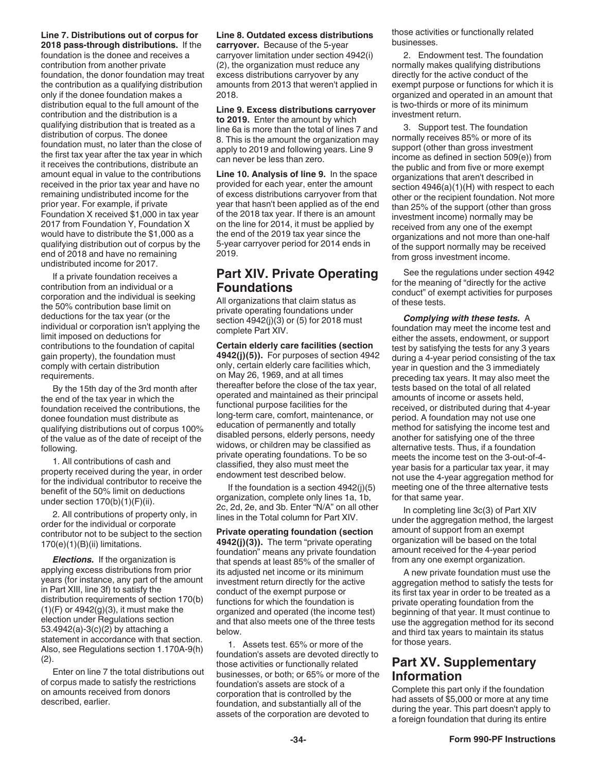**Line 7. Distributions out of corpus for 2018 pass-through distributions.** If the foundation is the donee and receives a contribution from another private foundation, the donor foundation may treat the contribution as a qualifying distribution only if the donee foundation makes a distribution equal to the full amount of the contribution and the distribution is a qualifying distribution that is treated as a distribution of corpus. The donee foundation must, no later than the close of the first tax year after the tax year in which it receives the contributions, distribute an amount equal in value to the contributions received in the prior tax year and have no remaining undistributed income for the prior year. For example, if private Foundation X received $1,000 in tax year 2017 from Foundation Y, Foundation X would have to distribute the $1,000 as a qualifying distribution out of corpus by the end of 2018 and have no remaining undistributed income for 2017.

If a private foundation receives a contribution from an individual or a corporation and the individual is seeking the 50% contribution base limit on deductions for the tax year (or the individual or corporation isn't applying the limit imposed on deductions for contributions to the foundation of capital gain property), the foundation must comply with certain distribution requirements.

By the 15th day of the 3rd month after the end of the tax year in which the foundation received the contributions, the donee foundation must distribute as qualifying distributions out of corpus 100% of the value as of the date of receipt of the following.

1. All contributions of cash and property received during the year, in order for the individual contributor to receive the benefit of the 50% limit on deductions under section 170(b)(1)(F)(ii).

2. All contributions of property only, in order for the individual or corporate contributor not to be subject to the section 170(e)(1)(B)(ii) limitations.

***Elections.*** If the organization is applying excess distributions from prior years (for instance, any part of the amount in Part XIII, line 3f) to satisfy the distribution requirements of section 170(b)(1)(F) or 4942(g)(3), it must make the election under Regulations section 53.4942(a)-3(c)(2) by attaching a statement in accordance with that section. Also, see Regulations section 1.170A-9(h)(2).

Enter on line 7 the total distributions out of corpus made to satisfy the restrictions on amounts received from donors described, earlier.

**Line 8. Outdated excess distributions carryover.** Because of the 5-year carryover limitation under section 4942(i)(2), the organization must reduce any excess distributions carryover by any amounts from 2013 that weren't applied in 2018.

**Line 9. Excess distributions carryover to 2019.** Enter the amount by which line 6a is more than the total of lines 7 and 8. This is the amount the organization may apply to 2019 and following years. Line 9 can never be less than zero.

**Line 10. Analysis of line 9.** In the space provided for each year, enter the amount of excess distributions carryover from that year that hasn't been applied as of the end of the 2018 tax year. If there is an amount on the line for 2014, it must be applied by the end of the 2019 tax year since the 5-year carryover period for 2014 ends in 2019.

## Part XIV. Private Operating Foundations

All organizations that claim status as private operating foundations under section 4942(j)(3) or (5) for 2018 must complete Part XIV.

**Certain elderly care facilities (section 4942(j)(5)).** For purposes of section 4942 only, certain elderly care facilities which, on May 26, 1969, and at all times thereafter before the close of the tax year, operated and maintained as their principal functional purpose facilities for the long-term care, comfort, maintenance, or education of permanently and totally disabled persons, elderly persons, needy widows, or children may be classified as private operating foundations. To be so classified, they also must meet the endowment test described below.

If the foundation is a section 4942(j)(5) organization, complete only lines 1a, 1b, 2c, 2d, 2e, and 3b. Enter "N/A" on all other lines in the Total column for Part XIV.

**Private operating foundation (section 4942(j)(3)).** The term "private operating foundation" means any private foundation that spends at least 85% of the smaller of its adjusted net income or its minimum investment return directly for the active conduct of the exempt purpose or functions for which the foundation is organized and operated (the income test) and that also meets one of the three tests below.

1. Assets test. 65% or more of the foundation's assets are devoted directly to those activities or functionally related businesses, or both; or 65% or more of the foundation's assets are stock of a corporation that is controlled by the foundation, and substantially all of the assets of the corporation are devoted to those activities or functionally related businesses.

2. Endowment test. The foundation normally makes qualifying distributions directly for the active conduct of the exempt purpose or functions for which it is organized and operated in an amount that is two-thirds or more of its minimum investment return.

3. Support test. The foundation normally receives 85% or more of its support (other than gross investment income as defined in section 509(e)) from the public and from five or more exempt organizations that aren't described in section 4946(a)(1)(H) with respect to each other or the recipient foundation. Not more than 25% of the support (other than gross investment income) normally may be received from any one of the exempt organizations and not more than one-half of the support normally may be received from gross investment income.

See the regulations under section 4942 for the meaning of "directly for the active conduct" of exempt activities for purposes of these tests.

***Complying with these tests.*** A foundation may meet the income test and either the assets, endowment, or support test by satisfying the tests for any 3 years during a 4-year period consisting of the tax year in question and the 3 immediately preceding tax years. It may also meet the tests based on the total of all related amounts of income or assets held, received, or distributed during that 4-year period. A foundation may not use one method for satisfying the income test and another for satisfying one of the three alternative tests. Thus, if a foundation meets the income test on the 3-out-of-4-year basis for a particular tax year, it may not use the 4-year aggregation method for meeting one of the three alternative tests for that same year.

In completing line 3c(3) of Part XIV under the aggregation method, the largest amount of support from an exempt organization will be based on the total amount received for the 4-year period from any one exempt organization.

A new private foundation must use the aggregation method to satisfy the tests for its first tax year in order to be treated as a private operating foundation from the beginning of that year. It must continue to use the aggregation method for its second and third tax years to maintain its status for those years.

## Part XV. Supplementary Information

Complete this part only if the foundation had assets of $5,000 or more at any time during the year. This part doesn't apply to a foreign foundation that during its entire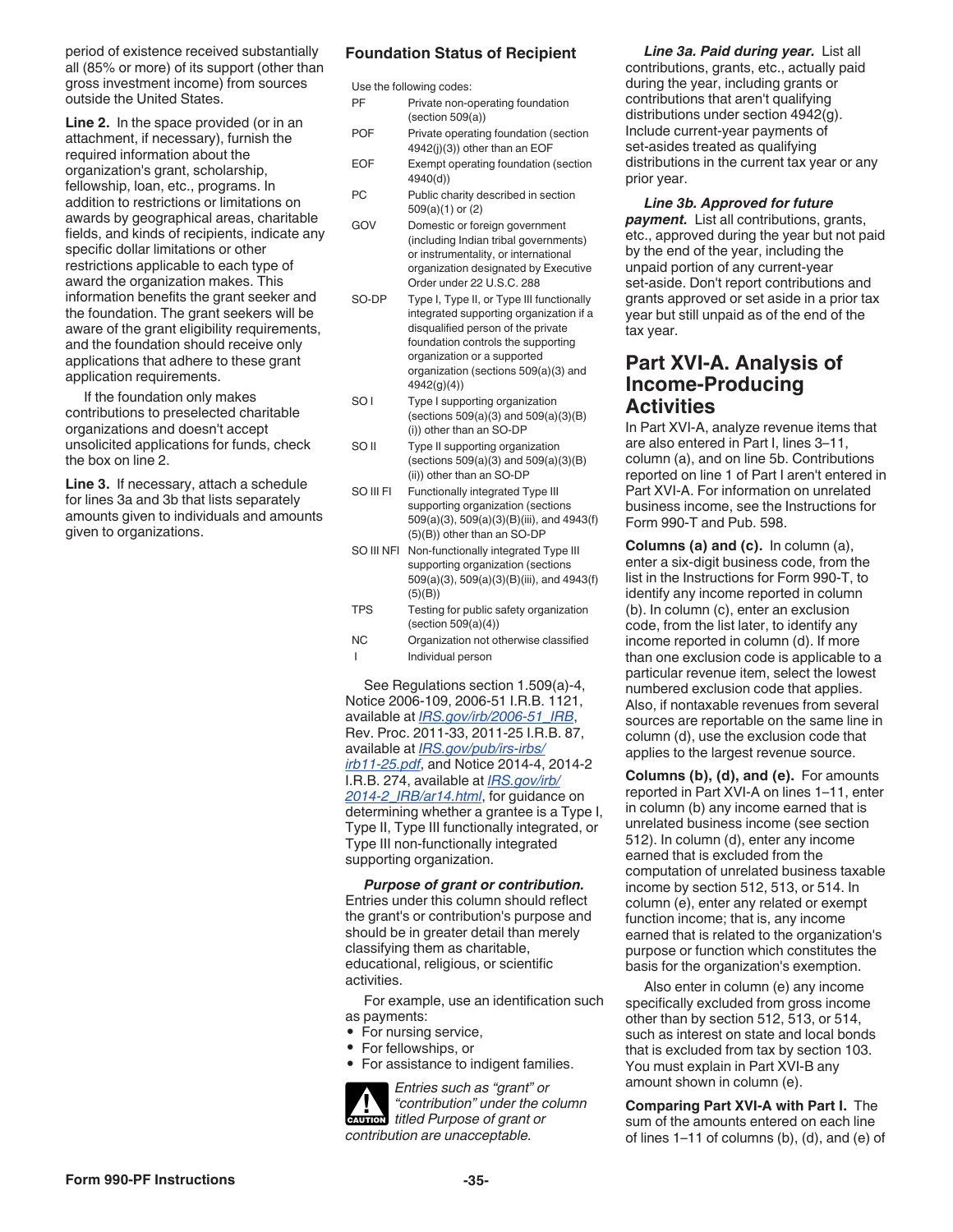period of existence received substantially all (85% or more) of its support (other than gross investment income) from sources outside the United States.

**Line 2.** In the space provided (or in an attachment, if necessary), furnish the required information about the organization's grant, scholarship, fellowship, loan, etc., programs. In addition to restrictions or limitations on awards by geographical areas, charitable fields, and kinds of recipients, indicate any specific dollar limitations or other restrictions applicable to each type of award the organization makes. This information benefits the grant seeker and the foundation. The grant seekers will be aware of the grant eligibility requirements, and the foundation should receive only applications that adhere to these grant application requirements.

If the foundation only makes contributions to preselected charitable organizations and doesn't accept unsolicited applications for funds, check the box on line 2.

**Line 3.** If necessary, attach a schedule for lines 3a and 3b that lists separately amounts given to individuals and amounts given to organizations.

### Foundation Status of Recipient

Use the following codes:

| | |
|---|---|
| PF | Private non-operating foundation (section 509(a)) |
| POF | Private operating foundation (section 4942(j)(3)) other than an EOF |
| EOF | Exempt operating foundation (section 4940(d)) |
| PC | Public charity described in section 509(a)(1) or (2) |
| GOV | Domestic or foreign government (including Indian tribal governments) or instrumentality, or international organization designated by Executive Order under 22 U.S.C. 288 |
| SO-DP | Type I, Type II, or Type III functionally integrated supporting organization if a disqualified person of the private foundation controls the supporting organization or a supported organization (sections 509(a)(3) and 4942(g)(4)) |
| SO I | Type I supporting organization (sections 509(a)(3) and 509(a)(3)(B)(i)) other than an SO-DP |
| SO II | Type II supporting organization (sections 509(a)(3) and 509(a)(3)(B)(ii)) other than an SO-DP |
| SO III FI | Functionally integrated Type III supporting organization (sections 509(a)(3), 509(a)(3)(B)(iii), and 4943(f)(5)(B)) other than an SO-DP |
| SO III NFI | Non-functionally integrated Type III supporting organization (sections 509(a)(3), 509(a)(3)(B)(iii), and 4943(f)(5)(B)) |
| TPS | Testing for public safety organization (section 509(a)(4)) |
| NC | Organization not otherwise classified |
| I | Individual person |

See Regulations section 1.509(a)-4, Notice 2006-109, 2006-51 I.R.B. 1121, available at *IRS.gov/irb/2006-51_IRB*, Rev. Proc. 2011-33, 2011-25 I.R.B. 87, available at *IRS.gov/pub/irs-irbs/irb11-25.pdf*, and Notice 2014-4, 2014-2 I.R.B. 274, available at *IRS.gov/irb/2014-2_IRB/ar14.html*, for guidance on determining whether a grantee is a Type I, Type II, Type III functionally integrated, or Type III non-functionally integrated supporting organization.

***Purpose of grant or contribution.*** Entries under this column should reflect the grant's or contribution's purpose and should be in greater detail than merely classifying them as charitable, educational, religious, or scientific activities.

For example, use an identification such as payments:

- For nursing service,
- For fellowships, or
- For assistance to indigent families.

CAUTION: *Entries such as "grant" or "contribution" under the column titled Purpose of grant or contribution are unacceptable.*

***Line 3a. Paid during year.*** List all contributions, grants, etc., actually paid during the year, including grants or contributions that aren't qualifying distributions under section 4942(g). Include current-year payments of set-asides treated as qualifying distributions in the current tax year or any prior year.

***Line 3b. Approved for future payment.*** List all contributions, grants, etc., approved during the year but not paid by the end of the year, including the unpaid portion of any current-year set-aside. Don't report contributions and grants approved or set aside in a prior tax year but still unpaid as of the end of the tax year.

## Part XVI-A. Analysis of Income-Producing Activities

In Part XVI-A, analyze revenue items that are also entered in Part I, lines 3–11, column (a), and on line 5b. Contributions reported on line 1 of Part I aren't entered in Part XVI-A. For information on unrelated business income, see the Instructions for Form 990-T and Pub. 598.

**Columns (a) and (c).** In column (a), enter a six-digit business code, from the list in the Instructions for Form 990-T, to identify any income reported in column (b). In column (c), enter an exclusion code, from the list later, to identify any income reported in column (d). If more than one exclusion code is applicable to a particular revenue item, select the lowest numbered exclusion code that applies. Also, if nontaxable revenues from several sources are reportable on the same line in column (d), use the exclusion code that applies to the largest revenue source.

**Columns (b), (d), and (e).** For amounts reported in Part XVI-A on lines 1–11, enter in column (b) any income earned that is unrelated business income (see section 512). In column (d), enter any income earned that is excluded from the computation of unrelated business taxable income by section 512, 513, or 514. In column (e), enter any related or exempt function income; that is, any income earned that is related to the organization's purpose or function which constitutes the basis for the organization's exemption.

Also enter in column (e) any income specifically excluded from gross income other than by section 512, 513, or 514, such as interest on state and local bonds that is excluded from tax by section 103. You must explain in Part XVI-B any amount shown in column (e).

**Comparing Part XVI-A with Part I.** The sum of the amounts entered on each line of lines 1–11 of columns (b), (d), and (e) of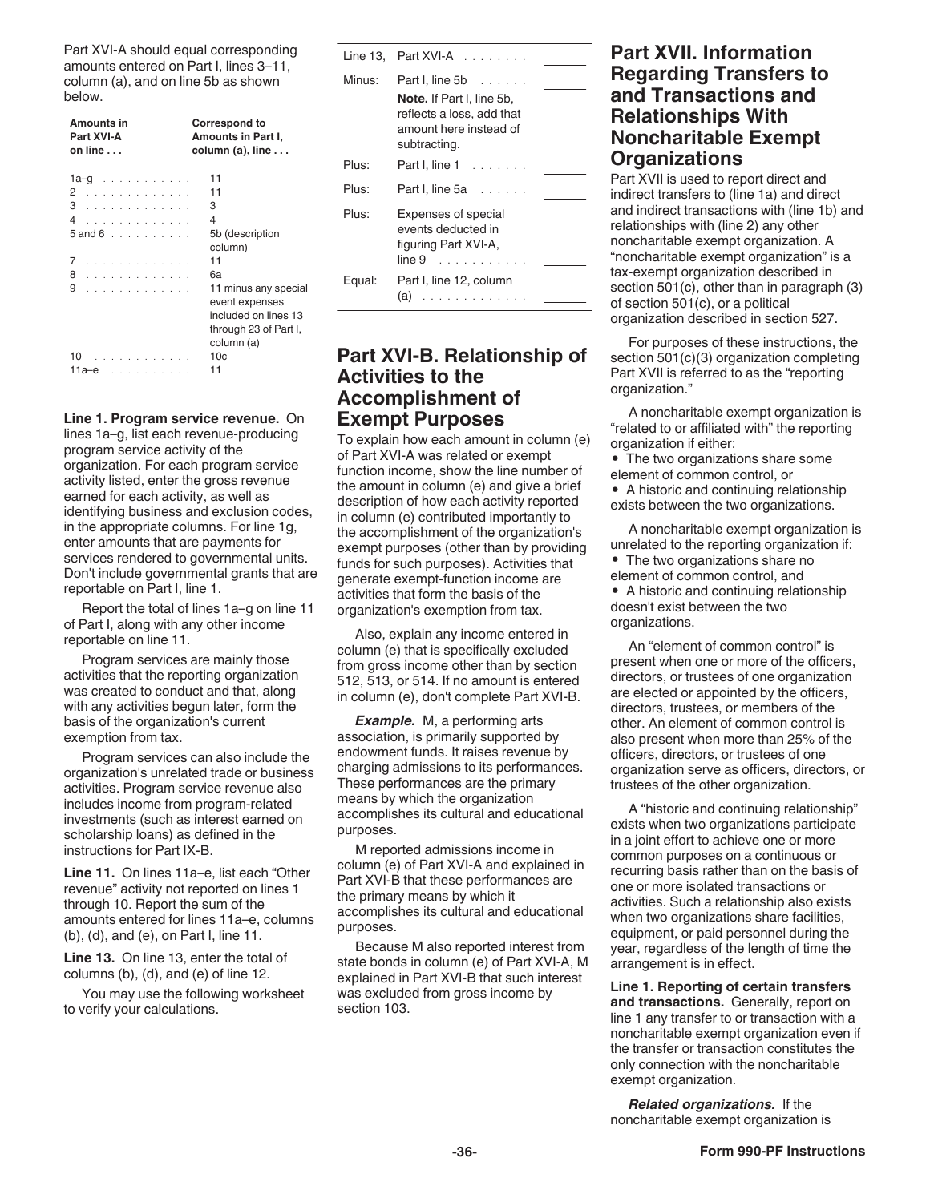Part XVI-A should equal corresponding amounts entered on Part I, lines 3–11, column (a), and on line 5b as shown below.

| Amounts in Part XVI-A on line . . . | Correspond to Amounts in Part I, column (a), line . . . |
|---|---|
| 1a–g | 11 |
| 2 | 11 |
| 3 | 3 |
| 4 | 4 |
| 5 and 6 | 5b (description column) |
| 7 | 11 |
| 8 | 6a |
| 9 | 11 minus any special event expenses included on lines 13 through 23 of Part I, column (a) |
| 10 | 10c |
| 11a–e | 11 |

**Line 1. Program service revenue.** On lines 1a–g, list each revenue-producing program service activity of the organization. For each program service activity listed, enter the gross revenue earned for each activity, as well as identifying business and exclusion codes, in the appropriate columns. For line 1g, enter amounts that are payments for services rendered to governmental units. Don't include governmental grants that are reportable on Part I, line 1.

Report the total of lines 1a–g on line 11 of Part I, along with any other income reportable on line 11.

Program services are mainly those activities that the reporting organization was created to conduct and that, along with any activities begun later, form the basis of the organization's current exemption from tax.

Program services can also include the organization's unrelated trade or business activities. Program service revenue also includes income from program-related investments (such as interest earned on scholarship loans) as defined in the instructions for Part IX-B.

**Line 11.** On lines 11a–e, list each "Other revenue" activity not reported on lines 1 through 10. Report the sum of the amounts entered for lines 11a–e, columns (b), (d), and (e), on Part I, line 11.

**Line 13.** On line 13, enter the total of columns (b), (d), and (e) of line 12.

You may use the following worksheet to verify your calculations.

| | | |
|---|---|---|
| Line 13, | Part XVI-A | ______ |
| Minus: | Part I, line 5b<br>**Note.** If Part I, line 5b, reflects a loss, add that amount here instead of subtracting. | ______ |
| Plus: | Part I, line 1 | ______ |
| Plus: | Part I, line 5a | ______ |
| Plus: | Expenses of special events deducted in figuring Part XVI-A, line 9 | ______ |
| Equal: | Part I, line 12, column (a) | ______ |

## Part XVI-B. Relationship of Activities to the Accomplishment of Exempt Purposes

To explain how each amount in column (e) of Part XVI-A was related or exempt function income, show the line number of the amount in column (e) and give a brief description of how each activity reported in column (e) contributed importantly to the accomplishment of the organization's exempt purposes (other than by providing funds for such purposes). Activities that generate exempt-function income are activities that form the basis of the organization's exemption from tax.

Also, explain any income entered in column (e) that is specifically excluded from gross income other than by section 512, 513, or 514. If no amount is entered in column (e), don't complete Part XVI-B.

***Example.*** M, a performing arts association, is primarily supported by endowment funds. It raises revenue by charging admissions to its performances. These performances are the primary means by which the organization accomplishes its cultural and educational purposes.

M reported admissions income in column (e) of Part XVI-A and explained in Part XVI-B that these performances are the primary means by which it accomplishes its cultural and educational purposes.

Because M also reported interest from state bonds in column (e) of Part XVI-A, M explained in Part XVI-B that such interest was excluded from gross income by section 103.

## Part XVII. Information Regarding Transfers to and Transactions and Relationships With Noncharitable Exempt Organizations

Part XVII is used to report direct and indirect transfers to (line 1a) and direct and indirect transactions with (line 1b) and relationships with (line 2) any other noncharitable exempt organization. A "noncharitable exempt organization" is a tax-exempt organization described in section 501(c), other than in paragraph (3) of section 501(c), or a political organization described in section 527.

For purposes of these instructions, the section 501(c)(3) organization completing Part XVII is referred to as the "reporting organization."

A noncharitable exempt organization is "related to or affiliated with" the reporting organization if either:

- The two organizations share some element of common control, or
- A historic and continuing relationship exists between the two organizations.

A noncharitable exempt organization is unrelated to the reporting organization if:

- The two organizations share no element of common control, and
- A historic and continuing relationship doesn't exist between the two organizations.

An "element of common control" is present when one or more of the officers, directors, or trustees of one organization are elected or appointed by the officers, directors, trustees, or members of the other. An element of common control is also present when more than 25% of the officers, directors, or trustees of one organization serve as officers, directors, or trustees of the other organization.

A "historic and continuing relationship" exists when two organizations participate in a joint effort to achieve one or more common purposes on a continuous or recurring basis rather than on the basis of one or more isolated transactions or activities. Such a relationship also exists when two organizations share facilities, equipment, or paid personnel during the year, regardless of the length of time the arrangement is in effect.

**Line 1. Reporting of certain transfers and transactions.** Generally, report on line 1 any transfer to or transaction with a noncharitable exempt organization even if the transfer or transaction constitutes the only connection with the noncharitable exempt organization.

***Related organizations.*** If the noncharitable exempt organization is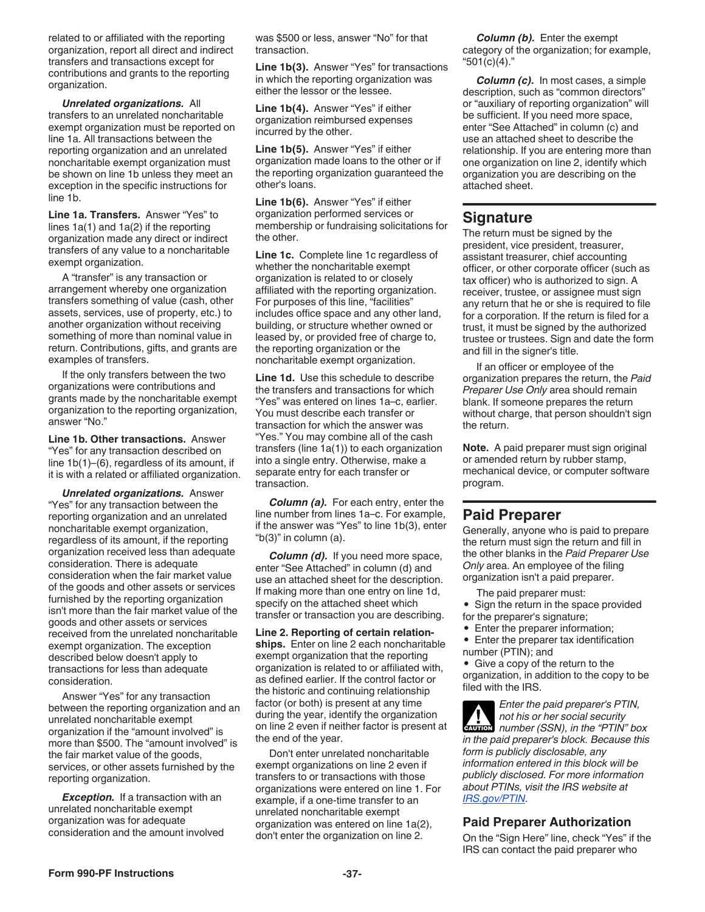related to or affiliated with the reporting organization, report all direct and indirect transfers and transactions except for contributions and grants to the reporting organization.

***Unrelated organizations.*** All transfers to an unrelated noncharitable exempt organization must be reported on line 1a. All transactions between the reporting organization and an unrelated noncharitable exempt organization must be shown on line 1b unless they meet an exception in the specific instructions for line 1b.

**Line 1a. Transfers.** Answer “Yes” to lines 1a(1) and 1a(2) if the reporting organization made any direct or indirect transfers of any value to a noncharitable exempt organization.

A “transfer” is any transaction or arrangement whereby one organization transfers something of value (cash, other assets, services, use of property, etc.) to another organization without receiving something of more than nominal value in return. Contributions, gifts, and grants are examples of transfers.

If the only transfers between the two organizations were contributions and grants made by the noncharitable exempt organization to the reporting organization, answer “No.”

**Line 1b. Other transactions.** Answer “Yes” for any transaction described on line 1b(1)–(6), regardless of its amount, if it is with a related or affiliated organization.

***Unrelated organizations.*** Answer “Yes” for any transaction between the reporting organization and an unrelated noncharitable exempt organization, regardless of its amount, if the reporting organization received less than adequate consideration. There is adequate consideration when the fair market value of the goods and other assets or services furnished by the reporting organization isn't more than the fair market value of the goods and other assets or services received from the unrelated noncharitable exempt organization. The exception described below doesn't apply to transactions for less than adequate consideration.

Answer “Yes” for any transaction between the reporting organization and an unrelated noncharitable exempt organization if the “amount involved” is more than $500. The “amount involved” is the fair market value of the goods, services, or other assets furnished by the reporting organization.

***Exception.*** If a transaction with an unrelated noncharitable exempt organization was for adequate consideration and the amount involved was $500 or less, answer “No” for that transaction.

**Line 1b(3).** Answer “Yes” for transactions in which the reporting organization was either the lessor or the lessee.

**Line 1b(4).** Answer “Yes” if either organization reimbursed expenses incurred by the other.

**Line 1b(5).** Answer “Yes” if either organization made loans to the other or if the reporting organization guaranteed the other's loans.

**Line 1b(6).** Answer “Yes” if either organization performed services or membership or fundraising solicitations for the other.

**Line 1c.** Complete line 1c regardless of whether the noncharitable exempt organization is related to or closely affiliated with the reporting organization. For purposes of this line, “facilities” includes office space and any other land, building, or structure whether owned or leased by, or provided free of charge to, the reporting organization or the noncharitable exempt organization.

**Line 1d.** Use this schedule to describe the transfers and transactions for which “Yes” was entered on lines 1a–c, earlier. You must describe each transfer or transaction for which the answer was “Yes.” You may combine all of the cash transfers (line 1a(1)) to each organization into a single entry. Otherwise, make a separate entry for each transfer or transaction.

***Column (a).*** For each entry, enter the line number from lines 1a–c. For example, if the answer was “Yes” to line 1b(3), enter “b(3)” in column (a).

***Column (d).*** If you need more space, enter “See Attached” in column (d) and use an attached sheet for the description. If making more than one entry on line 1d, specify on the attached sheet which transfer or transaction you are describing.

**Line 2. Reporting of certain relationships.** Enter on line 2 each noncharitable exempt organization that the reporting organization is related to or affiliated with, as defined earlier. If the control factor or the historic and continuing relationship factor (or both) is present at any time during the year, identify the organization on line 2 even if neither factor is present at the end of the year.

Don't enter unrelated noncharitable exempt organizations on line 2 even if transfers to or transactions with those organizations were entered on line 1. For example, if a one-time transfer to an unrelated noncharitable exempt organization was entered on line 1a(2), don't enter the organization on line 2.

***Column (b).*** Enter the exempt category of the organization; for example, “501(c)(4).”

***Column (c).*** In most cases, a simple description, such as “common directors” or “auxiliary of reporting organization” will be sufficient. If you need more space, enter “See Attached” in column (c) and use an attached sheet to describe the relationship. If you are entering more than one organization on line 2, identify which organization you are describing on the attached sheet.

## Signature

The return must be signed by the president, vice president, treasurer, assistant treasurer, chief accounting officer, or other corporate officer (such as tax officer) who is authorized to sign. A receiver, trustee, or assignee must sign any return that he or she is required to file for a corporation. If the return is filed for a trust, it must be signed by the authorized trustee or trustees. Sign and date the form and fill in the signer's title.

If an officer or employee of the organization prepares the return, the *Paid Preparer Use Only* area should remain blank. If someone prepares the return without charge, that person shouldn't sign the return.

**Note.** A paid preparer must sign original or amended return by rubber stamp, mechanical device, or computer software program.

## Paid Preparer

Generally, anyone who is paid to prepare the return must sign the return and fill in the other blanks in the *Paid Preparer Use Only* area. An employee of the filing organization isn't a paid preparer.

The paid preparer must:

- Sign the return in the space provided for the preparer's signature;
- Enter the preparer information;
- Enter the preparer tax identification number (PTIN); and
- Give a copy of the return to the organization, in addition to the copy to be filed with the IRS.

**CAUTION** *Enter the paid preparer's PTIN, not his or her social security number (SSN), in the “PTIN” box in the paid preparer's block. Because this form is publicly disclosable, any information entered in this block will be publicly disclosed. For more information about PTINs, visit the IRS website at IRS.gov/PTIN.*

### Paid Preparer Authorization

On the “Sign Here” line, check “Yes” if the IRS can contact the paid preparer who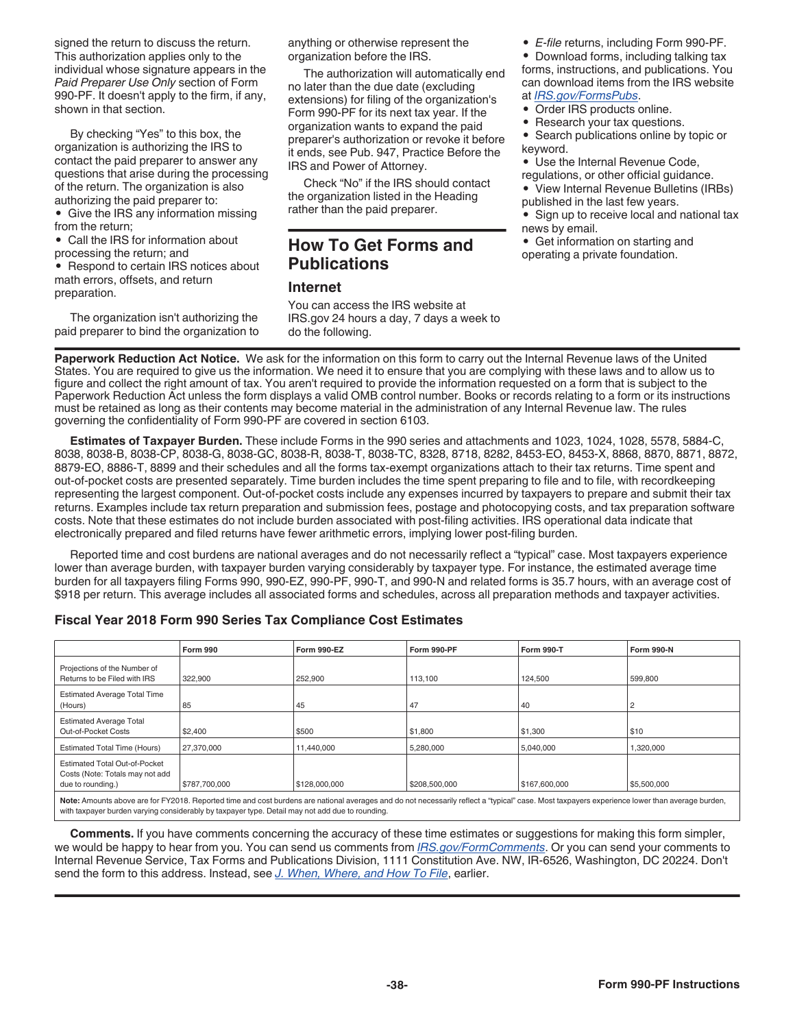signed the return to discuss the return. This authorization applies only to the individual whose signature appears in the *Paid Preparer Use Only* section of Form 990-PF. It doesn't apply to the firm, if any, shown in that section.

By checking "Yes" to this box, the organization is authorizing the IRS to contact the paid preparer to answer any questions that arise during the processing of the return. The organization is also authorizing the paid preparer to:

- Give the IRS any information missing from the return;
- Call the IRS for information about processing the return; and
- Respond to certain IRS notices about math errors, offsets, and return preparation.

The organization isn't authorizing the paid preparer to bind the organization to anything or otherwise represent the organization before the IRS.

The authorization will automatically end no later than the due date (excluding extensions) for filing of the organization's Form 990-PF for its next tax year. If the organization wants to expand the paid preparer's authorization or revoke it before it ends, see Pub. 947, Practice Before the IRS and Power of Attorney.

Check "No" if the IRS should contact the organization listed in the Heading rather than the paid preparer.

## How To Get Forms and Publications

### Internet

You can access the IRS website at IRS.gov 24 hours a day, 7 days a week to do the following.

- *E-file* returns, including Form 990-PF.
- Download forms, including talking tax forms, instructions, and publications. You can download items from the IRS website at *IRS.gov/FormsPubs*.
- Order IRS products online.
- Research your tax questions.
- Search publications online by topic or keyword.
- Use the Internal Revenue Code, regulations, or other official guidance.
- View Internal Revenue Bulletins (IRBs) published in the last few years.
- Sign up to receive local and national tax news by email.
- Get information on starting and operating a private foundation.

**Paperwork Reduction Act Notice.** We ask for the information on this form to carry out the Internal Revenue laws of the United States. You are required to give us the information. We need it to ensure that you are complying with these laws and to allow us to figure and collect the right amount of tax. You aren't required to provide the information requested on a form that is subject to the Paperwork Reduction Act unless the form displays a valid OMB control number. Books or records relating to a form or its instructions must be retained as long as their contents may become material in the administration of any Internal Revenue law. The rules governing the confidentiality of Form 990-PF are covered in section 6103.

**Estimates of Taxpayer Burden.** These include Forms in the 990 series and attachments and 1023, 1024, 1028, 5578, 5884-C, 8038, 8038-B, 8038-CP, 8038-G, 8038-GC, 8038-R, 8038-T, 8038-TC, 8328, 8718, 8282, 8453-EO, 8453-X, 8868, 8870, 8871, 8872, 8879-EO, 8886-T, 8899 and their schedules and all the forms tax-exempt organizations attach to their tax returns. Time spent and out-of-pocket costs are presented separately. Time burden includes the time spent preparing to file and to file, with recordkeeping representing the largest component. Out-of-pocket costs include any expenses incurred by taxpayers to prepare and submit their tax returns. Examples include tax return preparation and submission fees, postage and photocopying costs, and tax preparation software costs. Note that these estimates do not include burden associated with post-filing activities. IRS operational data indicate that electronically prepared and filed returns have fewer arithmetic errors, implying lower post-filing burden.

Reported time and cost burdens are national averages and do not necessarily reflect a "typical" case. Most taxpayers experience lower than average burden, with taxpayer burden varying considerably by taxpayer type. For instance, the estimated average time burden for all taxpayers filing Form 990, 990-EZ, 990-PF, 990-T, and 990-N and related forms is 35.7 hours, with an average cost of $918 per return. This average includes all associated forms and schedules, across all preparation methods and taxpayer activities.

### Fiscal Year 2018 Form 990 Series Tax Compliance Cost Estimates

| | Form 990 | Form 990-EZ | Form 990-PF | Form 990-T | Form 990-N |
|---|---|---|---|---|---|
| Projections of the Number of Returns to be Filed with IRS | 322,900 | 252,900 | 113,100 | 124,500 | 599,800 |
| Estimated Average Total Time (Hours) | 85 | 45 | 47 | 40 | 2 |
| Estimated Average Total Out-of-Pocket Costs | $2,400 | $500 | $1,800 | $1,300 | $10 |
| Estimated Total Time (Hours) | 27,370,000 | 11,440,000 | 5,280,000 | 5,040,000 | 1,320,000 |
| Estimated Total Out-of-Pocket Costs (Note: Totals may not add due to rounding.) | $787,700,000 | $128,000,000 | $208,500,000 | $167,600,000 | $5,500,000 |

**Note:** Amounts above are for FY2018. Reported time and cost burdens are national averages and do not necessarily reflect a "typical" case. Most taxpayers experience lower than average burden, with taxpayer burden varying considerably by taxpayer type. Detail may not add due to rounding.

**Comments.** If you have comments concerning the accuracy of these time estimates or suggestions for making this form simpler, we would be happy to hear from you. You can send us comments from *IRS.gov/FormComments*. Or you can send your comments to Internal Revenue Service, Tax Forms and Publications Division, 1111 Constitution Ave. NW, IR-6526, Washington, DC 20224. Don't send the form to this address. Instead, see *J. When, Where, and How To File*, earlier.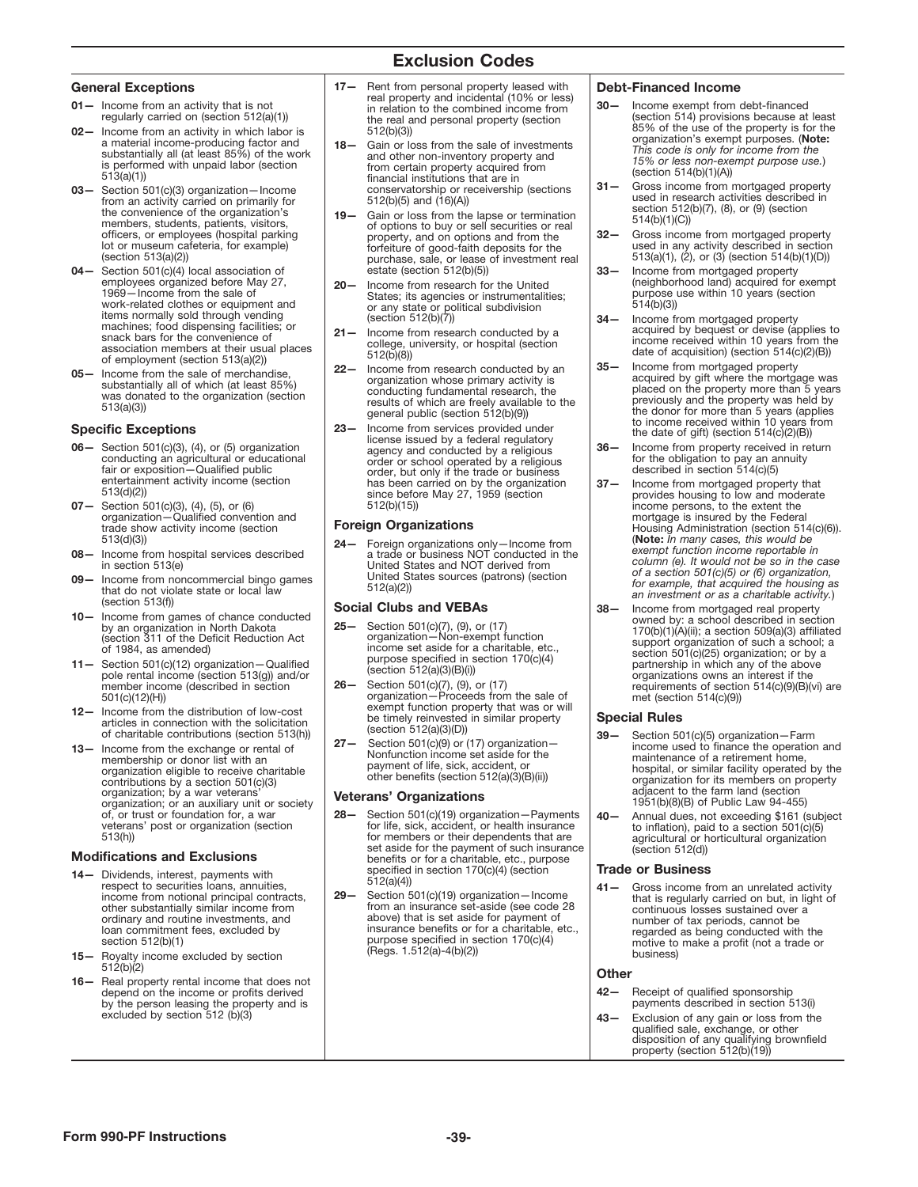# Exclusion Codes

### General Exceptions

**01—** Income from an activity that is not regularly carried on (section 512(a)(1))

**02—** Income from an activity in which labor is a material income-producing factor and substantially all (at least 85%) of the work is performed with unpaid labor (section 513(a)(1))

**03—** Section 501(c)(3) organization—Income from an activity carried on primarily for the convenience of the organization's members, students, patients, visitors, officers, or employees (hospital parking lot or museum cafeteria, for example) (section 513(a)(2))

**04—** Section 501(c)(4) local association of employees organized before May 27, 1969—Income from the sale of work-related clothes or equipment and items normally sold through vending machines; food dispensing facilities; or snack bars for the convenience of association members at their usual places of employment (section 513(a)(2))

**05—** Income from the sale of merchandise, substantially all of which (at least 85%) was donated to the organization (section 513(a)(3))

### Specific Exceptions

**06—** Section 501(c)(3), (4), or (5) organization conducting an agricultural or educational fair or exposition—Qualified public entertainment activity income (section 513(d)(2))

**07—** Section 501(c)(3), (4), (5), or (6) organization—Qualified convention and trade show activity income (section 513(d)(3))

**08—** Income from hospital services described in section 513(e)

**09—** Income from noncommercial bingo games that do not violate state or local law (section 513(f))

**10—** Income from games of chance conducted by an organization in North Dakota (section 311 of the Deficit Reduction Act of 1984, as amended)

**11—** Section 501(c)(12) organization—Qualified pole rental income (section 513(g)) and/or member income (described in section 501(c)(12)(H))

**12—** Income from the distribution of low-cost articles in connection with the solicitation of charitable contributions (section 513(h))

**13—** Income from the exchange or rental of membership or donor list with an organization eligible to receive charitable contributions by a section 501(c)(3) organization; by a war veterans' organization; or an auxiliary unit or society of, or trust or foundation for, a war veterans' post or organization (section 513(h))

### Modifications and Exclusions

**14—** Dividends, interest, payments with respect to securities loans, annuities, income from notional principal contracts, other substantially similar income from ordinary and routine investments, and loan commitment fees, excluded by section 512(b)(1)

**15—** Royalty income excluded by section 512(b)(2)

**16—** Real property rental income that does not depend on the income or profits derived by the person leasing the property and is excluded by section 512 (b)(3)

**17—** Rent from personal property leased with real property and incidental (10% or less) in relation to the combined income from the real and personal property (section 512(b)(3))

**18—** Gain or loss from the sale of investments and other non-inventory property and from certain property acquired from financial institutions that are in conservatorship or receivership (sections 512(b)(5) and (16)(A))

**19—** Gain or loss from the lapse or termination of options to buy or sell securities or real property, and on options and from the forfeiture of good-faith deposits for the purchase, sale, or lease of investment real estate (section 512(b)(5))

**20—** Income from research for the United States; its agencies or instrumentalities; or any state or political subdivision (section 512(b)(7))

**21—** Income from research conducted by a college, university, or hospital (section 512(b)(8))

**22—** Income from research conducted by an organization whose primary activity is conducting fundamental research, the results of which are freely available to the general public (section 512(b)(9))

**23—** Income from services provided under license issued by a federal regulatory agency and conducted by a religious order or school operated by a religious order, but only if the trade or business has been carried on by the organization since before May 27, 1959 (section 512(b)(15))

### Foreign Organizations

**24—** Foreign organizations only—Income from a trade or business NOT conducted in the United States and NOT derived from United States sources (patrons) (section 512(a)(2))

### Social Clubs and VEBAs

**25—** Section 501(c)(7), (9), or (17) organization—Non-exempt function income set aside for a charitable, etc., purpose specified in section 170(c)(4) (section 512(a)(3)(B)(i))

**26—** Section 501(c)(7), (9), or (17) organization—Proceeds from the sale of exempt function property that was or will be timely reinvested in similar property (section 512(a)(3)(D))

**27—** Section 501(c)(9) or (17) organization—Nonfunction income set aside for the payment of life, sick, accident, or other benefits (section 512(a)(3)(B)(ii))

### Veterans' Organizations

**28—** Section 501(c)(19) organization—Payments for life, sick, accident, or health insurance for members or their dependents that are set aside for the payment of such insurance benefits or for a charitable, etc., purpose specified in section 170(c)(4) (section 512(a)(4))

**29—** Section 501(c)(19) organization—Income from an insurance set-aside (see code 28 above) that is set aside for payment of insurance benefits or for a charitable, etc., purpose specified in section 170(c)(4) (Regs. 1.512(a)-4(b)(2))

### Debt-Financed Income

**30—** Income exempt from debt-financed (section 514) provisions because at least 85% of the use of the property is for the organization's exempt purposes. (**Note:** *This code is only for income from the 15% or less non-exempt purpose use.*) (section 514(b)(1)(A))

**31—** Gross income from mortgaged property used in research activities described in section 512(b)(7), (8), or (9) (section 514(b)(1)(C))

**32—** Gross income from mortgaged property used in any activity described in section 513(a)(1), (2), or (3) (section 514(b)(1)(D))

**33—** Income from mortgaged property (neighborhood land) acquired for exempt purpose use within 10 years (section 514(b)(3))

**34—** Income from mortgaged property acquired by bequest or devise (applies to income received within 10 years from the date of acquisition) (section 514(c)(2)(B))

**35—** Income from mortgaged property acquired by gift where the mortgage was placed on the property more than 5 years previously and the property was held by the donor for more than 5 years (applies to income received within 10 years from the date of gift) (section 514(c)(2)(B))

**36—** Income from property received in return for the obligation to pay an annuity described in section 514(c)(5)

**37—** Income from mortgaged property that provides housing to low and moderate income persons, to the extent the mortgage is insured by the Federal Housing Administration (section 514(c)(6)). (**Note:** *In many cases, this would be exempt function income reportable in column (e). It would not be so in the case of a section 501(c)(5) or (6) organization, for example, that acquired the housing as an investment or as a charitable activity.*)

**38—** Income from mortgaged real property owned by: a school described in section 170(b)(1)(A)(ii); a section 509(a)(3) affiliated support organization of such a school; a section 501(c)(25) organization; or by a partnership in which any of the above organizations owns an interest if the requirements of section 514(c)(9)(B)(vi) are met (section 514(c)(9))

### Special Rules

**39—** Section 501(c)(5) organization—Farm income used to finance the operation and maintenance of a retirement home, hospital, or similar facility operated by the organization for its members on property adjacent to the farm land (section 1951(b)(8)(B) of Public Law 94-455)

**40—** Annual dues, not exceeding $161 (subject to inflation), paid to a section 501(c)(5) agricultural or horticultural organization (section 512(d))

### Trade or Business

**41—** Gross income from an unrelated activity that is regularly carried on but, in light of continuous losses sustained over a number of tax periods, cannot be regarded as being conducted with the motive to make a profit (not a trade or business)

### Other

**42—** Receipt of qualified sponsorship payments described in section 513(i)

**43—** Exclusion of any gain or loss from the qualified sale, exchange, or other disposition of any qualifying brownfield property (section 512(b)(19))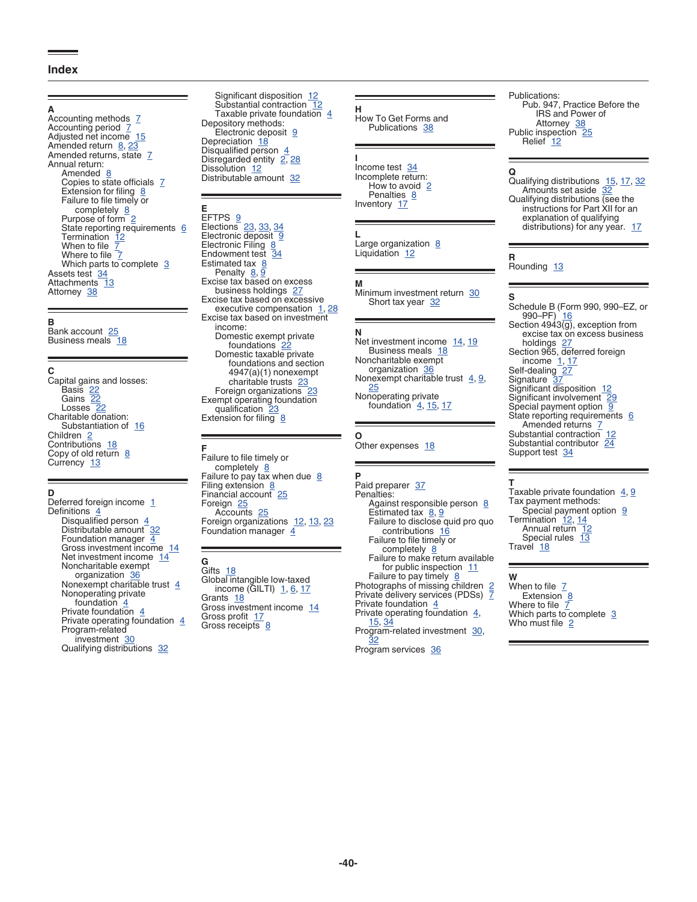## Index

**A**

Accounting methods 7
Accounting period 7
Adjusted net income 15
Amended return 8, 23
Amended returns, state 7
Annual return:
- Amended 8
- Copies to state officials 7
- Extension for filing 8
- Failure to file timely or completely 8
- Purpose of form 2
- State reporting requirements 6
- Termination 12
- When to file 7
- Where to file 7
- Which parts to complete 3

Assets test 34
Attachments 13
Attorney 38

**B**

Bank account 25
Business meals 18

**C**

Capital gains and losses:
- Basis 22
- Gains 22
- Losses 22

Charitable donation:
- Substantiation of 16

Children 2
Contributions 18
Copy of old return 8
Currency 13

**D**

Deferred foreign income 1
Definitions 4
- Disqualified person 4
- Distributable amount 32
- Foundation manager 4
- Gross investment income 14
- Net investment income 14
- Noncharitable exempt organization 36
- Nonexempt charitable trust 4
- Nonoperating private foundation 4
- Private foundation 4
- Private operating foundation 4
- Program-related investment 30
- Qualifying distributions 32
- Significant disposition 12
- Substantial contraction 12
- Taxable private foundation 4

Depository methods:
- Electronic deposit 9

Depreciation 18
Disqualified person 4
Disregarded entity 2, 28
Dissolution 12
Distributable amount 32

**E**

EFTPS 9
Elections 23, 33, 34
Electronic deposit 9
Electronic Filing 8
Endowment test 34
Estimated tax 8
- Penalty 8, 9

Excise tax based on excess business holdings 27
Excise tax based on excessive executive compensation 1, 28
Excise tax based on investment income:
- Domestic exempt private foundations 22
- Domestic taxable private foundations and section 4947(a)(1) nonexempt charitable trusts 23
- Foreign organizations 23

Exempt operating foundation qualification 23
Extension for filing 8

**F**

Failure to file timely or completely 8
Failure to pay tax when due 8
Filing extension 8
Financial account 25
Foreign 25
- Accounts 25

Foreign organizations 12, 13, 23
Foundation manager 4

**G**

Gifts 18
Global intangible low-taxed income (GILTI) 1, 6, 17
Grants 18
Gross investment income 14
Gross profit 17
Gross receipts 8

**H**

How To Get Forms and Publications 38

**I**

Income test 34
Incomplete return:
- How to avoid 2
- Penalties 8

Inventory 17

**L**

Large organization 8
Liquidation 12

**M**

Minimum investment return 30
- Short tax year 32

**N**

Net investment income 14, 19
- Business meals 18

Noncharitable exempt organization 36
Nonexempt charitable trust 4, 9, 25
Nonoperating private foundation 4, 15, 17

**O**

Other expenses 18

**P**

Paid preparer 37
Penalties:
- Against responsible person 8
- Estimated tax 8, 9
- Failure to disclose quid pro quo contributions 16
- Failure to file timely or completely 8
- Failure to make return available for public inspection 11
- Failure to pay timely 8

Photographs of missing children 2
Private delivery services (PDSs) 7
Private foundation 4
Private operating foundation 4, 15, 34
Program-related investment 30, 32
Program services 36
Publications:
- Pub. 947, Practice Before the IRS and Power of Attorney 38

Public inspection 25
- Relief 12

**Q**

Qualifying distributions 15, 17, 32
- Amounts set aside 32

Qualifying distributions (see the instructions for Part XII for an explanation of qualifying distributions) for any year. 17

**R**

Rounding 13

**S**

Schedule B (Form 990, 990–EZ, or 990–PF) 16
Section 4943(g), exception from excise tax on excess business holdings 27
Section 965, deferred foreign income 1, 17
Self-dealing 27
Signature 37
Significant disposition 12
Significant involvement 29
Special payment option 9
State reporting requirements 6
- Amended returns 7

Substantial contraction 12
Substantial contributor 24
Support test 34

**T**

Taxable private foundation 4, 9
Tax payment methods:
- Special payment option 9

Termination 12, 14
- Annual return 12
- Special rules 13

Travel 18

**W**

When to file 7
- Extension 8

Where to file 7
Which parts to complete 3
Who must file 2